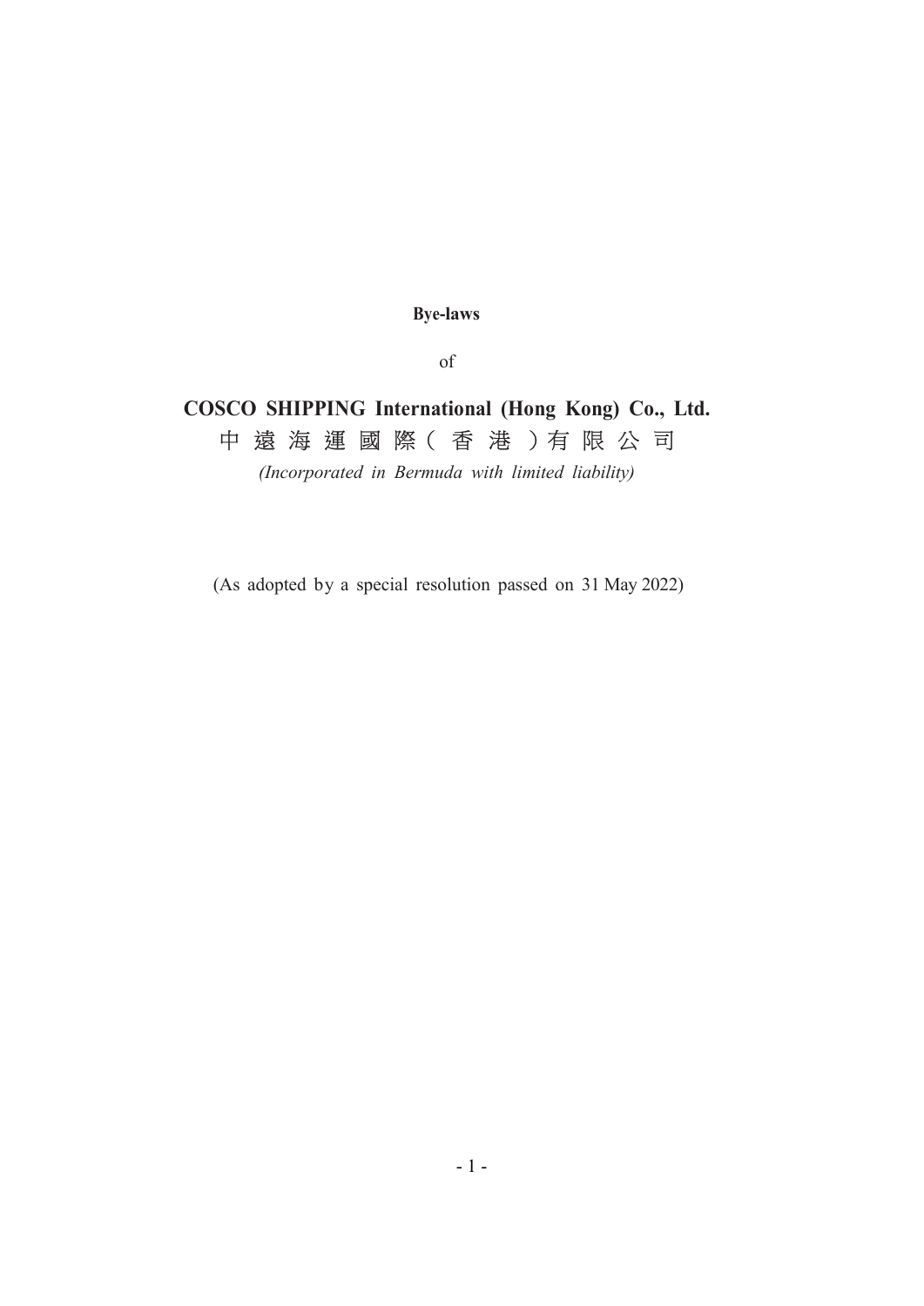**Bye-laws**

of

# COSCO SHIPPING International (Hong Kong) Co., Ltd.

中遠海運國際(香港)有限公司

*(Incorporated in Bermuda with limited liability)*

(As adopted by a special resolution passed on 31 May 2022)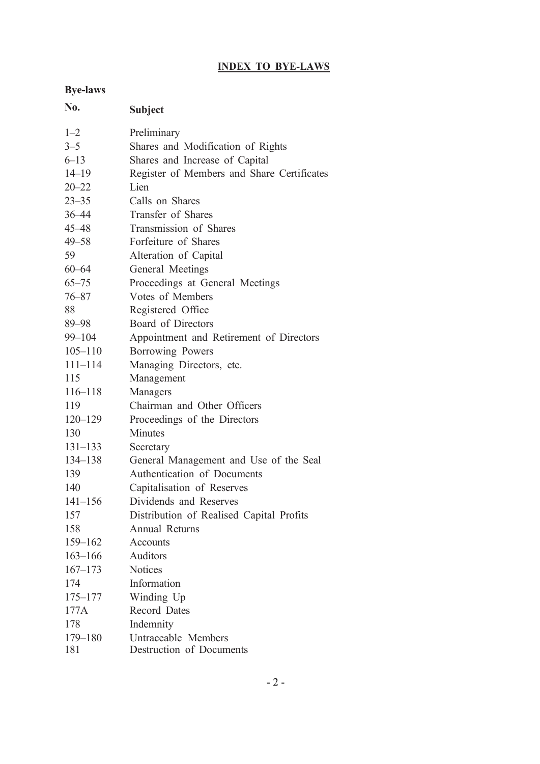# INDEX TO BYE-LAWS

| Bye-laws No. | Subject |
|---|---|
| 1–2 | Preliminary |
| 3–5 | Shares and Modification of Rights |
| 6–13 | Shares and Increase of Capital |
| 14–19 | Register of Members and Share Certificates |
| 20–22 | Lien |
| 23–35 | Calls on Shares |
| 36–44 | Transfer of Shares |
| 45–48 | Transmission of Shares |
| 49–58 | Forfeiture of Shares |
| 59 | Alteration of Capital |
| 60–64 | General Meetings |
| 65–75 | Proceedings at General Meetings |
| 76–87 | Votes of Members |
| 88 | Registered Office |
| 89–98 | Board of Directors |
| 99–104 | Appointment and Retirement of Directors |
| 105–110 | Borrowing Powers |
| 111–114 | Managing Directors, etc. |
| 115 | Management |
| 116–118 | Managers |
| 119 | Chairman and Other Officers |
| 120–129 | Proceedings of the Directors |
| 130 | Minutes |
| 131–133 | Secretary |
| 134–138 | General Management and Use of the Seal |
| 139 | Authentication of Documents |
| 140 | Capitalisation of Reserves |
| 141–156 | Dividends and Reserves |
| 157 | Distribution of Realised Capital Profits |
| 158 | Annual Returns |
| 159–162 | Accounts |
| 163–166 | Auditors |
| 167–173 | Notices |
| 174 | Information |
| 175–177 | Winding Up |
| 177A | Record Dates |
| 178 | Indemnity |
| 179–180 | Untraceable Members |
| 181 | Destruction of Documents |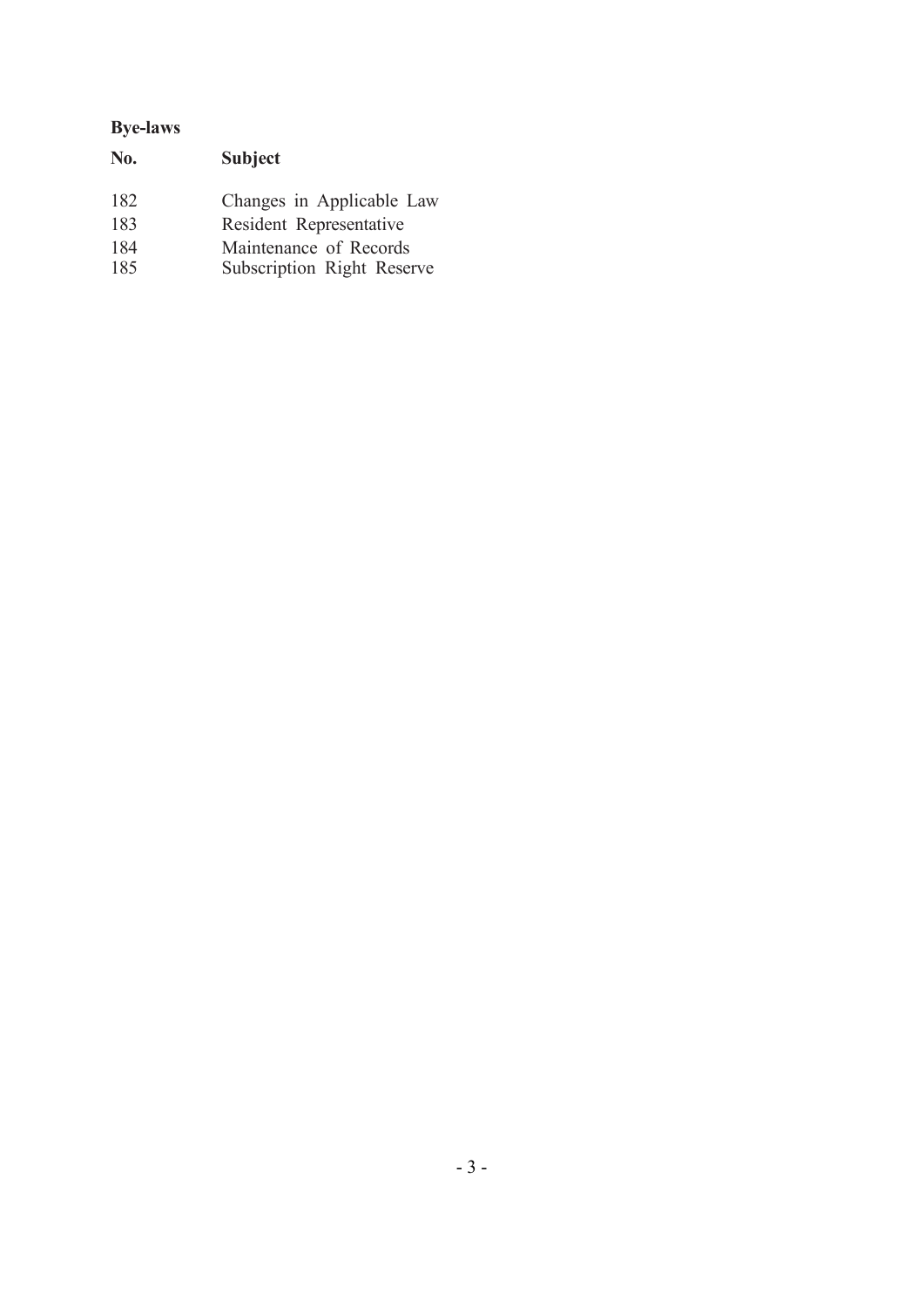**Bye-laws**

| No. | Subject |
| --- | --- |
| 182 | Changes in Applicable Law |
| 183 | Resident Representative |
| 184 | Maintenance of Records |
| 185 | Subscription Right Reserve |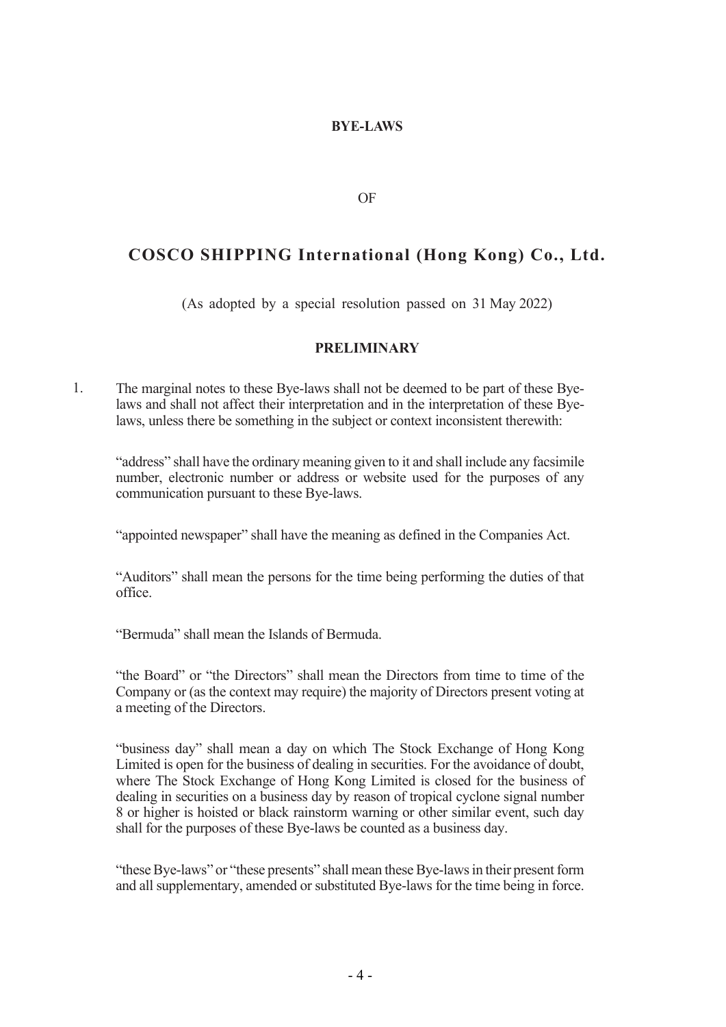# BYE-LAWS

OF

# COSCO SHIPPING International (Hong Kong) Co., Ltd.

(As adopted by a special resolution passed on 31 May 2022)

## PRELIMINARY

1. The marginal notes to these Bye-laws shall not be deemed to be part of these Bye-laws and shall not affect their interpretation and in the interpretation of these Bye-laws, unless there be something in the subject or context inconsistent therewith:

"address" shall have the ordinary meaning given to it and shall include any facsimile number, electronic number or address or website used for the purposes of any communication pursuant to these Bye-laws.

"appointed newspaper" shall have the meaning as defined in the Companies Act.

"Auditors" shall mean the persons for the time being performing the duties of that office.

"Bermuda" shall mean the Islands of Bermuda.

"the Board" or "the Directors" shall mean the Directors from time to time of the Company or (as the context may require) the majority of Directors present voting at a meeting of the Directors.

"business day" shall mean a day on which The Stock Exchange of Hong Kong Limited is open for the business of dealing in securities. For the avoidance of doubt, where The Stock Exchange of Hong Kong Limited is closed for the business of dealing in securities on a business day by reason of tropical cyclone signal number 8 or higher is hoisted or black rainstorm warning or other similar event, such day shall for the purposes of these Bye-laws be counted as a business day.

"these Bye-laws" or "these presents" shall mean these Bye-laws in their present form and all supplementary, amended or substituted Bye-laws for the time being in force.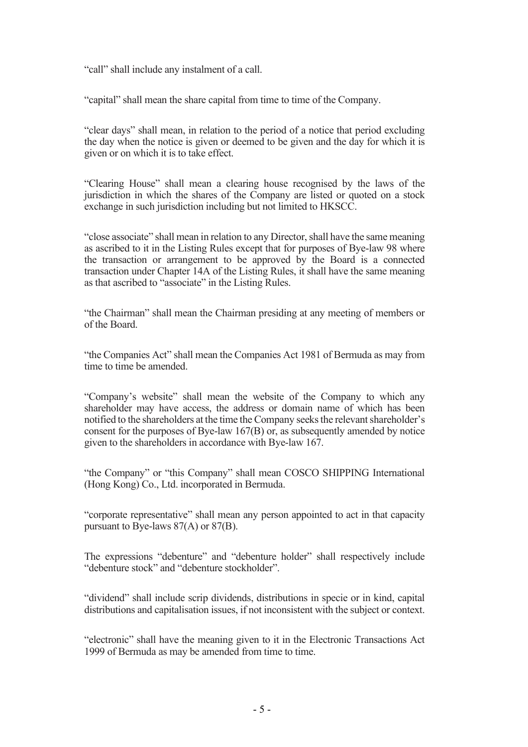"call" shall include any instalment of a call.

"capital" shall mean the share capital from time to time of the Company.

"clear days" shall mean, in relation to the period of a notice that period excluding the day when the notice is given or deemed to be given and the day for which it is given or on which it is to take effect.

"Clearing House" shall mean a clearing house recognised by the laws of the jurisdiction in which the shares of the Company are listed or quoted on a stock exchange in such jurisdiction including but not limited to HKSCC.

"close associate" shall mean in relation to any Director, shall have the same meaning as ascribed to it in the Listing Rules except that for purposes of Bye-law 98 where the transaction or arrangement to be approved by the Board is a connected transaction under Chapter 14A of the Listing Rules, it shall have the same meaning as that ascribed to "associate" in the Listing Rules.

"the Chairman" shall mean the Chairman presiding at any meeting of members or of the Board.

"the Companies Act" shall mean the Companies Act 1981 of Bermuda as may from time to time be amended.

"Company's website" shall mean the website of the Company to which any shareholder may have access, the address or domain name of which has been notified to the shareholders at the time the Company seeks the relevant shareholder's consent for the purposes of Bye-law 167(B) or, as subsequently amended by notice given to the shareholders in accordance with Bye-law 167.

"the Company" or "this Company" shall mean COSCO SHIPPING International (Hong Kong) Co., Ltd. incorporated in Bermuda.

"corporate representative" shall mean any person appointed to act in that capacity pursuant to Bye-laws 87(A) or 87(B).

The expressions "debenture" and "debenture holder" shall respectively include "debenture stock" and "debenture stockholder".

"dividend" shall include scrip dividends, distributions in specie or in kind, capital distributions and capitalisation issues, if not inconsistent with the subject or context.

"electronic" shall have the meaning given to it in the Electronic Transactions Act 1999 of Bermuda as may be amended from time to time.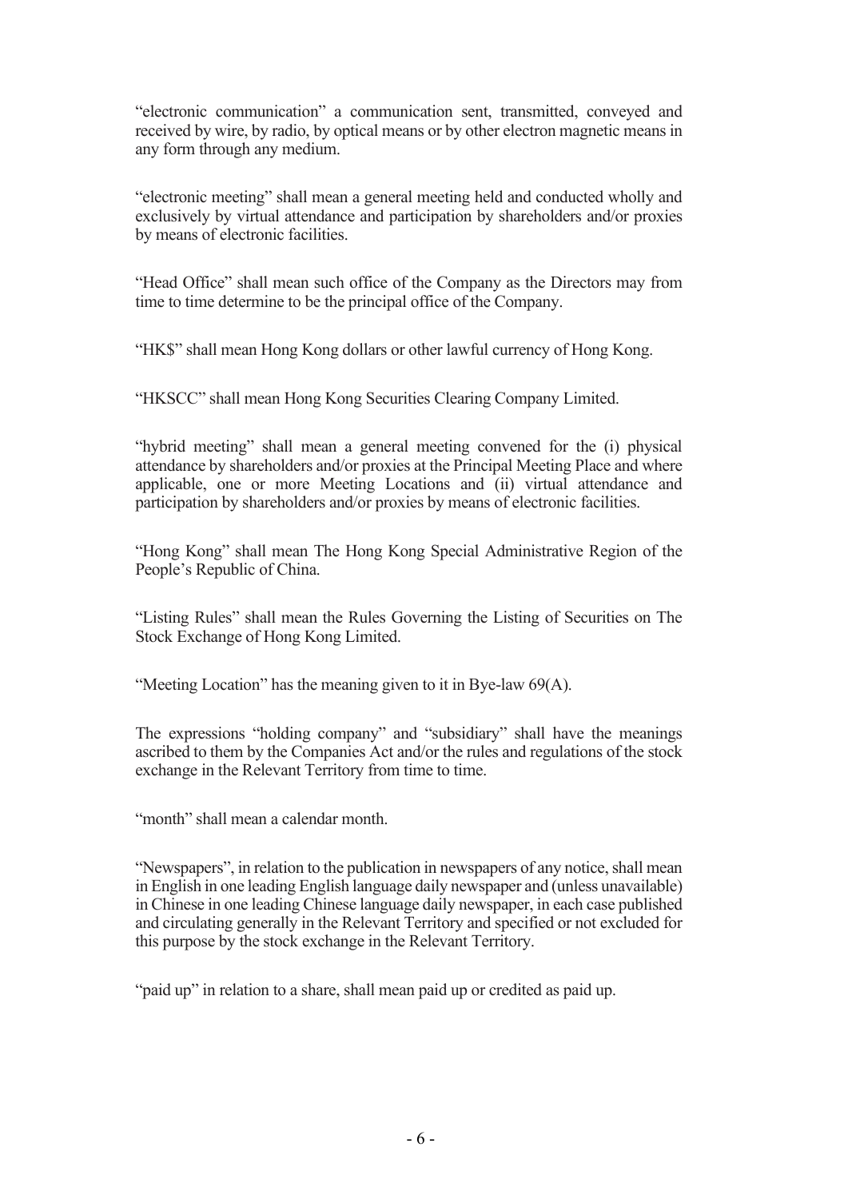"electronic communication" a communication sent, transmitted, conveyed and received by wire, by radio, by optical means or by other electron magnetic means in any form through any medium.

"electronic meeting" shall mean a general meeting held and conducted wholly and exclusively by virtual attendance and participation by shareholders and/or proxies by means of electronic facilities.

"Head Office" shall mean such office of the Company as the Directors may from time to time determine to be the principal office of the Company.

"HK$" shall mean Hong Kong dollars or other lawful currency of Hong Kong.

"HKSCC" shall mean Hong Kong Securities Clearing Company Limited.

"hybrid meeting" shall mean a general meeting convened for the (i) physical attendance by shareholders and/or proxies at the Principal Meeting Place and where applicable, one or more Meeting Locations and (ii) virtual attendance and participation by shareholders and/or proxies by means of electronic facilities.

"Hong Kong" shall mean The Hong Kong Special Administrative Region of the People's Republic of China.

"Listing Rules" shall mean the Rules Governing the Listing of Securities on The Stock Exchange of Hong Kong Limited.

"Meeting Location" has the meaning given to it in Bye-law 69(A).

The expressions "holding company" and "subsidiary" shall have the meanings ascribed to them by the Companies Act and/or the rules and regulations of the stock exchange in the Relevant Territory from time to time.

"month" shall mean a calendar month.

"Newspapers", in relation to the publication in newspapers of any notice, shall mean in English in one leading English language daily newspaper and (unless unavailable) in Chinese in one leading Chinese language daily newspaper, in each case published and circulating generally in the Relevant Territory and specified or not excluded for this purpose by the stock exchange in the Relevant Territory.

"paid up" in relation to a share, shall mean paid up or credited as paid up.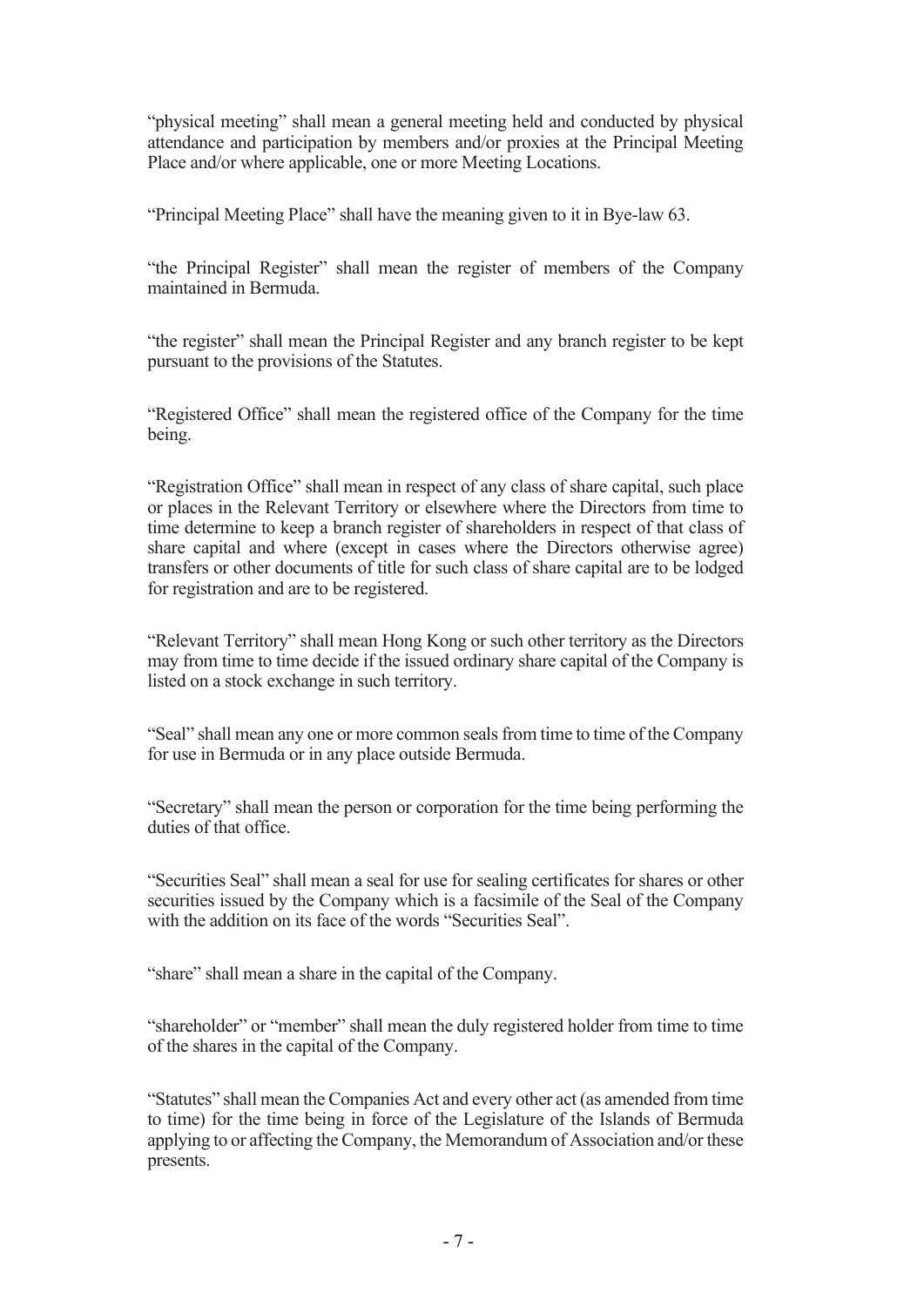"physical meeting" shall mean a general meeting held and conducted by physical attendance and participation by members and/or proxies at the Principal Meeting Place and/or where applicable, one or more Meeting Locations.

"Principal Meeting Place" shall have the meaning given to it in Bye-law 63.

"the Principal Register" shall mean the register of members of the Company maintained in Bermuda.

"the register" shall mean the Principal Register and any branch register to be kept pursuant to the provisions of the Statutes.

"Registered Office" shall mean the registered office of the Company for the time being.

"Registration Office" shall mean in respect of any class of share capital, such place or places in the Relevant Territory or elsewhere where the Directors from time to time determine to keep a branch register of shareholders in respect of that class of share capital and where (except in cases where the Directors otherwise agree) transfers or other documents of title for such class of share capital are to be lodged for registration and are to be registered.

"Relevant Territory" shall mean Hong Kong or such other territory as the Directors may from time to time decide if the issued ordinary share capital of the Company is listed on a stock exchange in such territory.

"Seal" shall mean any one or more common seals from time to time of the Company for use in Bermuda or in any place outside Bermuda.

"Secretary" shall mean the person or corporation for the time being performing the duties of that office.

"Securities Seal" shall mean a seal for use for sealing certificates for shares or other securities issued by the Company which is a facsimile of the Seal of the Company with the addition on its face of the words "Securities Seal".

"share" shall mean a share in the capital of the Company.

"shareholder" or "member" shall mean the duly registered holder from time to time of the shares in the capital of the Company.

"Statutes" shall mean the Companies Act and every other act (as amended from time to time) for the time being in force of the Legislature of the Islands of Bermuda applying to or affecting the Company, the Memorandum of Association and/or these presents.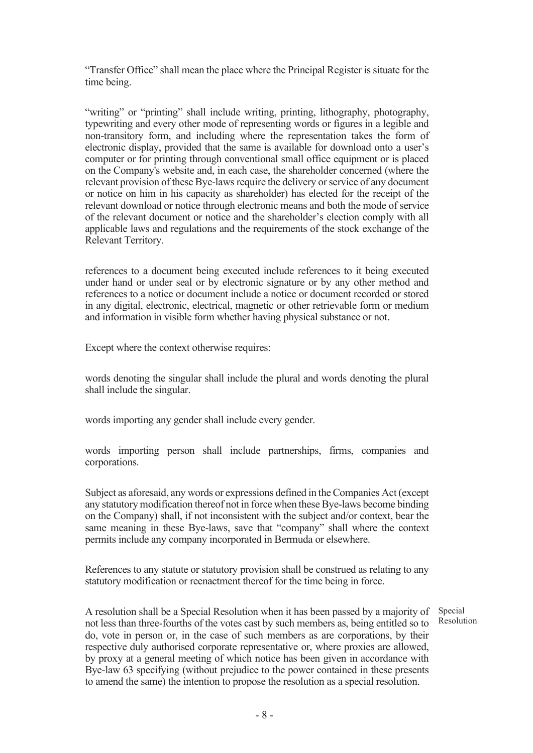"Transfer Office" shall mean the place where the Principal Register is situate for the time being.

"writing" or "printing" shall include writing, printing, lithography, photography, typewriting and every other mode of representing words or figures in a legible and non-transitory form, and including where the representation takes the form of electronic display, provided that the same is available for download onto a user's computer or for printing through conventional small office equipment or is placed on the Company's website and, in each case, the shareholder concerned (where the relevant provision of these Bye-laws require the delivery or service of any document or notice on him in his capacity as shareholder) has elected for the receipt of the relevant download or notice through electronic means and both the mode of service of the relevant document or notice and the shareholder's election comply with all applicable laws and regulations and the requirements of the stock exchange of the Relevant Territory.

references to a document being executed include references to it being executed under hand or under seal or by electronic signature or by any other method and references to a notice or document include a notice or document recorded or stored in any digital, electronic, electrical, magnetic or other retrievable form or medium and information in visible form whether having physical substance or not.

Except where the context otherwise requires:

words denoting the singular shall include the plural and words denoting the plural shall include the singular.

words importing any gender shall include every gender.

words importing person shall include partnerships, firms, companies and corporations.

Subject as aforesaid, any words or expressions defined in the Companies Act (except any statutory modification thereof not in force when these Bye-laws become binding on the Company) shall, if not inconsistent with the subject and/or context, bear the same meaning in these Bye-laws, save that "company" shall where the context permits include any company incorporated in Bermuda or elsewhere.

References to any statute or statutory provision shall be construed as relating to any statutory modification or reenactment thereof for the time being in force.

Special Resolution

A resolution shall be a Special Resolution when it has been passed by a majority of not less than three-fourths of the votes cast by such members as, being entitled so to do, vote in person or, in the case of such members as are corporations, by their respective duly authorised corporate representative or, where proxies are allowed, by proxy at a general meeting of which notice has been given in accordance with Bye-law 63 specifying (without prejudice to the power contained in these presents to amend the same) the intention to propose the resolution as a special resolution.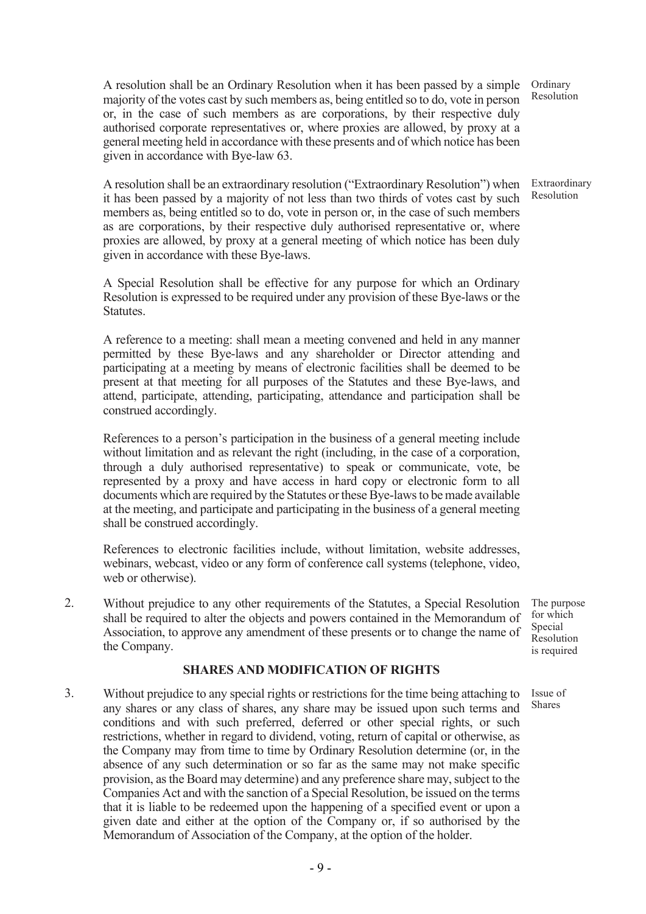A resolution shall be an Ordinary Resolution when it has been passed by a simple majority of the votes cast by such members as, being entitled so to do, vote in person or, in the case of such members as are corporations, by their respective duly authorised corporate representatives or, where proxies are allowed, by proxy at a general meeting held in accordance with these presents and of which notice has been given in accordance with Bye-law 63.

Ordinary Resolution

A resolution shall be an extraordinary resolution ("Extraordinary Resolution") when it has been passed by a majority of not less than two thirds of votes cast by such members as, being entitled so to do, vote in person or, in the case of such members as are corporations, by their respective duly authorised representative or, where proxies are allowed, by proxy at a general meeting of which notice has been duly given in accordance with these Bye-laws.

Extraordinary Resolution

A Special Resolution shall be effective for any purpose for which an Ordinary Resolution is expressed to be required under any provision of these Bye-laws or the Statutes.

A reference to a meeting: shall mean a meeting convened and held in any manner permitted by these Bye-laws and any shareholder or Director attending and participating at a meeting by means of electronic facilities shall be deemed to be present at that meeting for all purposes of the Statutes and these Bye-laws, and attend, participate, attending, participating, attendance and participation shall be construed accordingly.

References to a person's participation in the business of a general meeting include without limitation and as relevant the right (including, in the case of a corporation, through a duly authorised representative) to speak or communicate, vote, be represented by a proxy and have access in hard copy or electronic form to all documents which are required by the Statutes or these Bye-laws to be made available at the meeting, and participate and participating in the business of a general meeting shall be construed accordingly.

References to electronic facilities include, without limitation, website addresses, webinars, webcast, video or any form of conference call systems (telephone, video, web or otherwise).

2. Without prejudice to any other requirements of the Statutes, a Special Resolution shall be required to alter the objects and powers contained in the Memorandum of Association, to approve any amendment of these presents or to change the name of the Company.

The purpose for which Special Resolution is required

## SHARES AND MODIFICATION OF RIGHTS

3. Without prejudice to any special rights or restrictions for the time being attaching to any shares or any class of shares, any share may be issued upon such terms and conditions and with such preferred, deferred or other special rights, or such restrictions, whether in regard to dividend, voting, return of capital or otherwise, as the Company may from time to time by Ordinary Resolution determine (or, in the absence of any such determination or so far as the same may not make specific provision, as the Board may determine) and any preference share may, subject to the Companies Act and with the sanction of a Special Resolution, be issued on the terms that it is liable to be redeemed upon the happening of a specified event or upon a given date and either at the option of the Company or, if so authorised by the Memorandum of Association of the Company, at the option of the holder.

Issue of Shares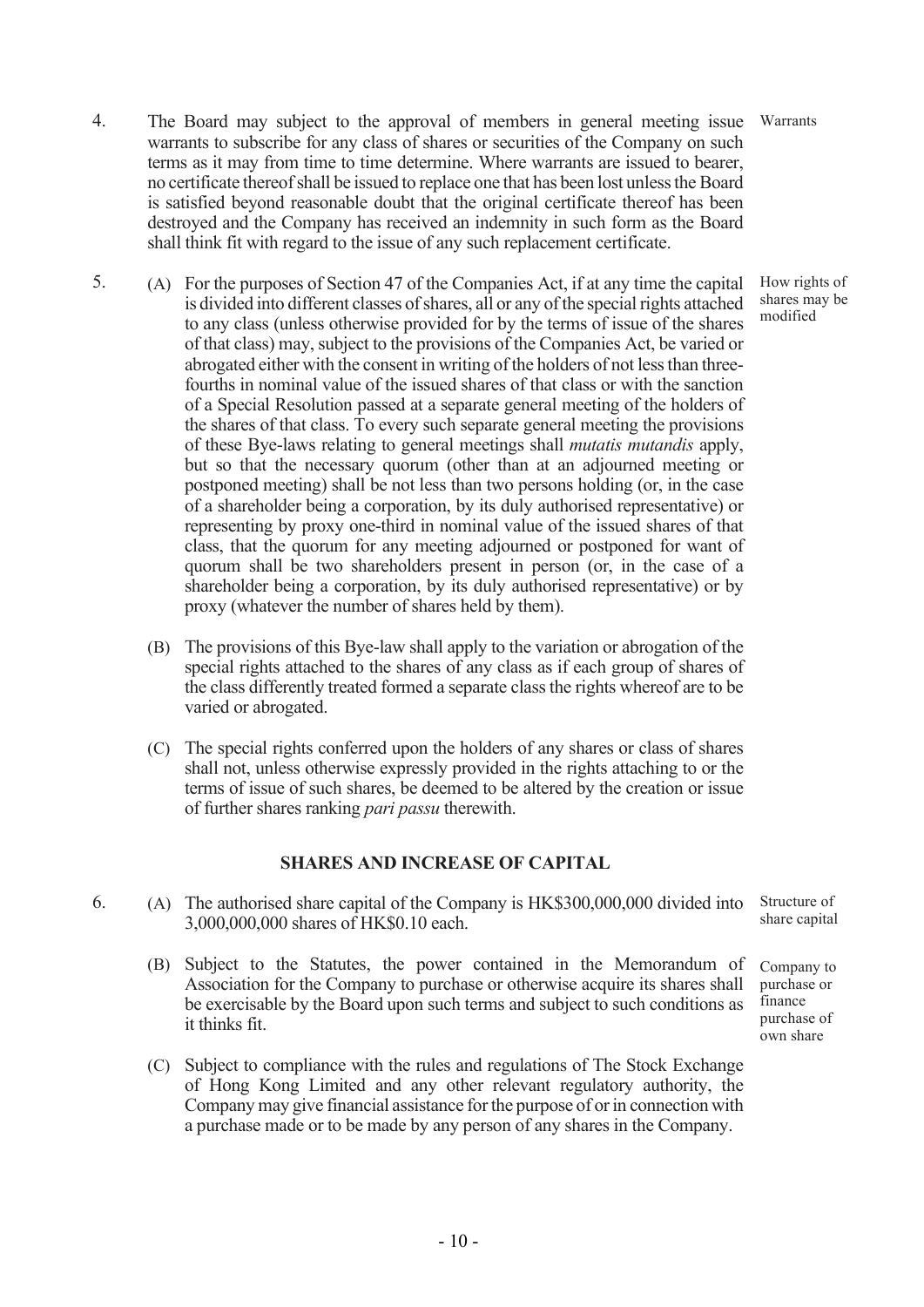4. The Board may subject to the approval of members in general meeting issue warrants to subscribe for any class of shares or securities of the Company on such terms as it may from time to time determine. Where warrants are issued to bearer, no certificate thereof shall be issued to replace one that has been lost unless the Board is satisfied beyond reasonable doubt that the original certificate thereof has been destroyed and the Company has received an indemnity in such form as the Board shall think fit with regard to the issue of any such replacement certificate. *Warrants*

5. (A) For the purposes of Section 47 of the Companies Act, if at any time the capital is divided into different classes of shares, all or any of the special rights attached to any class (unless otherwise provided for by the terms of issue of the shares of that class) may, subject to the provisions of the Companies Act, be varied or abrogated either with the consent in writing of the holders of not less than three-fourths in nominal value of the issued shares of that class or with the sanction of a Special Resolution passed at a separate general meeting of the holders of the shares of that class. To every such separate general meeting the provisions of these Bye-laws relating to general meetings shall *mutatis mutandis* apply, but so that the necessary quorum (other than at an adjourned meeting or postponed meeting) shall be not less than two persons holding (or, in the case of a shareholder being a corporation, by its duly authorised representative) or representing by proxy one-third in nominal value of the issued shares of that class, that the quorum for any meeting adjourned or postponed for want of quorum shall be two shareholders present in person (or, in the case of a shareholder being a corporation, by its duly authorised representative) or by proxy (whatever the number of shares held by them). *How rights of shares may be modified*

   (B) The provisions of this Bye-law shall apply to the variation or abrogation of the special rights attached to the shares of any class as if each group of shares of the class differently treated formed a separate class the rights whereof are to be varied or abrogated.

   (C) The special rights conferred upon the holders of any shares or class of shares shall not, unless otherwise expressly provided in the rights attaching to or the terms of issue of such shares, be deemed to be altered by the creation or issue of further shares ranking *pari passu* therewith.

## SHARES AND INCREASE OF CAPITAL

6. (A) The authorised share capital of the Company is HK$300,000,000 divided into 3,000,000,000 shares of HK$0.10 each. *Structure of share capital*

   (B) Subject to the Statutes, the power contained in the Memorandum of Association for the Company to purchase or otherwise acquire its shares shall be exercisable by the Board upon such terms and subject to such conditions as it thinks fit. *Company to purchase or finance purchase of own share*

   (C) Subject to compliance with the rules and regulations of The Stock Exchange of Hong Kong Limited and any other relevant regulatory authority, the Company may give financial assistance for the purpose of or in connection with a purchase made or to be made by any person of any shares in the Company.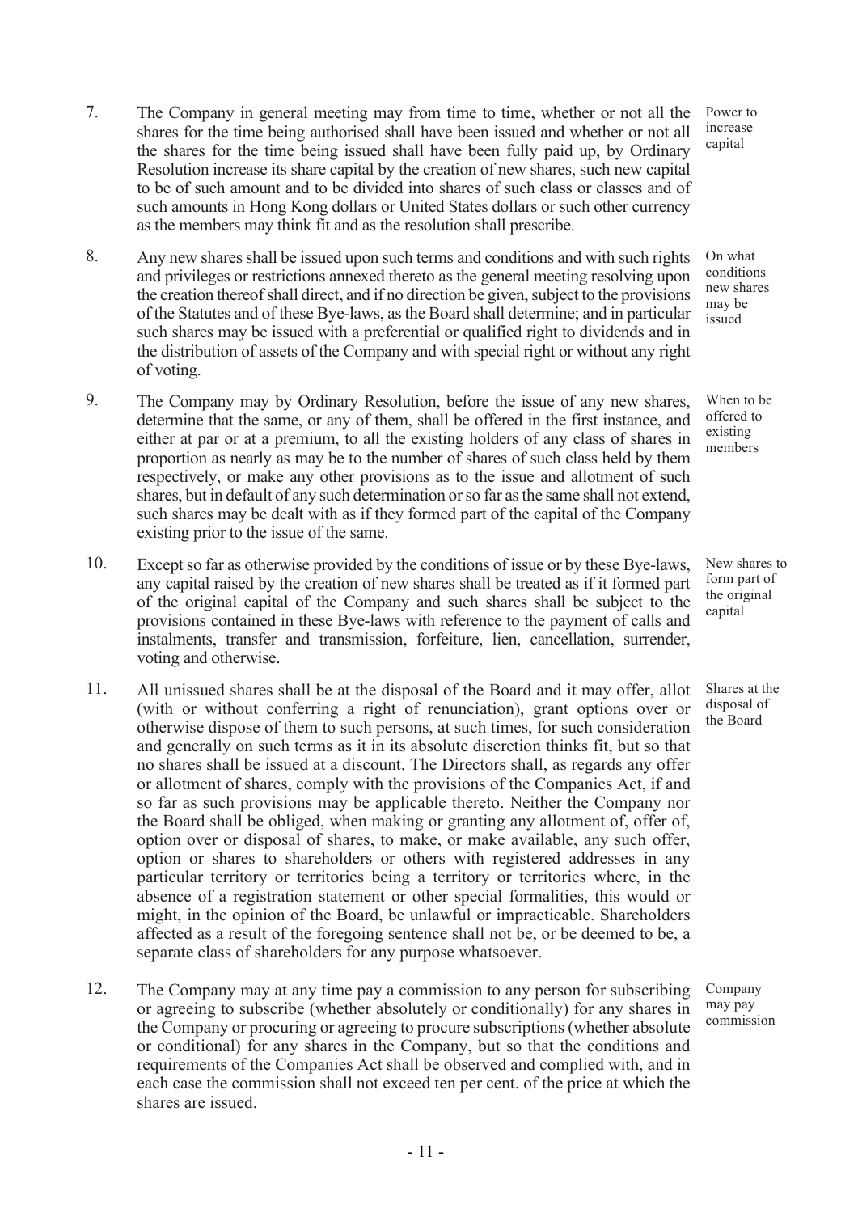7. The Company in general meeting may from time to time, whether or not all the shares for the time being authorised shall have been issued and whether or not all the shares for the time being issued shall have been fully paid up, by Ordinary Resolution increase its share capital by the creation of new shares, such new capital to be of such amount and to be divided into shares of such class or classes and of such amounts in Hong Kong dollars or United States dollars or such other currency as the members may think fit and as the resolution shall prescribe.

   *Power to increase capital*

8. Any new shares shall be issued upon such terms and conditions and with such rights and privileges or restrictions annexed thereto as the general meeting resolving upon the creation thereof shall direct, and if no direction be given, subject to the provisions of the Statutes and of these Bye-laws, as the Board shall determine; and in particular such shares may be issued with a preferential or qualified right to dividends and in the distribution of assets of the Company and with special right or without any right of voting.

   *On what conditions new shares may be issued*

9. The Company may by Ordinary Resolution, before the issue of any new shares, determine that the same, or any of them, shall be offered in the first instance, and either at par or at a premium, to all the existing holders of any class of shares in proportion as nearly as may be to the number of shares of such class held by them respectively, or make any other provisions as to the issue and allotment of such shares, but in default of any such determination or so far as the same shall not extend, such shares may be dealt with as if they formed part of the capital of the Company existing prior to the issue of the same.

   *When to be offered to existing members*

10. Except so far as otherwise provided by the conditions of issue or by these Bye-laws, any capital raised by the creation of new shares shall be treated as if it formed part of the original capital of the Company and such shares shall be subject to the provisions contained in these Bye-laws with reference to the payment of calls and instalments, transfer and transmission, forfeiture, lien, cancellation, surrender, voting and otherwise.

    *New shares to form part of the original capital*

11. All unissued shares shall be at the disposal of the Board and it may offer, allot (with or without conferring a right of renunciation), grant options over or otherwise dispose of them to such persons, at such times, for such consideration and generally on such terms as it in its absolute discretion thinks fit, but so that no shares shall be issued at a discount. The Directors shall, as regards any offer or allotment of shares, comply with the provisions of the Companies Act, if and so far as such provisions may be applicable thereto. Neither the Company nor the Board shall be obliged, when making or granting any allotment of, offer of, option over or disposal of shares, to make, or make available, any such offer, option or shares to shareholders or others with registered addresses in any particular territory or territories being a territory or territories where, in the absence of a registration statement or other special formalities, this would or might, in the opinion of the Board, be unlawful or impracticable. Shareholders affected as a result of the foregoing sentence shall not be, or be deemed to be, a separate class of shareholders for any purpose whatsoever.

    *Shares at the disposal of the Board*

12. The Company may at any time pay a commission to any person for subscribing or agreeing to subscribe (whether absolutely or conditionally) for any shares in the Company or procuring or agreeing to procure subscriptions (whether absolute or conditional) for any shares in the Company, but so that the conditions and requirements of the Companies Act shall be observed and complied with, and in each case the commission shall not exceed ten per cent. of the price at which the shares are issued.

    *Company may pay commission*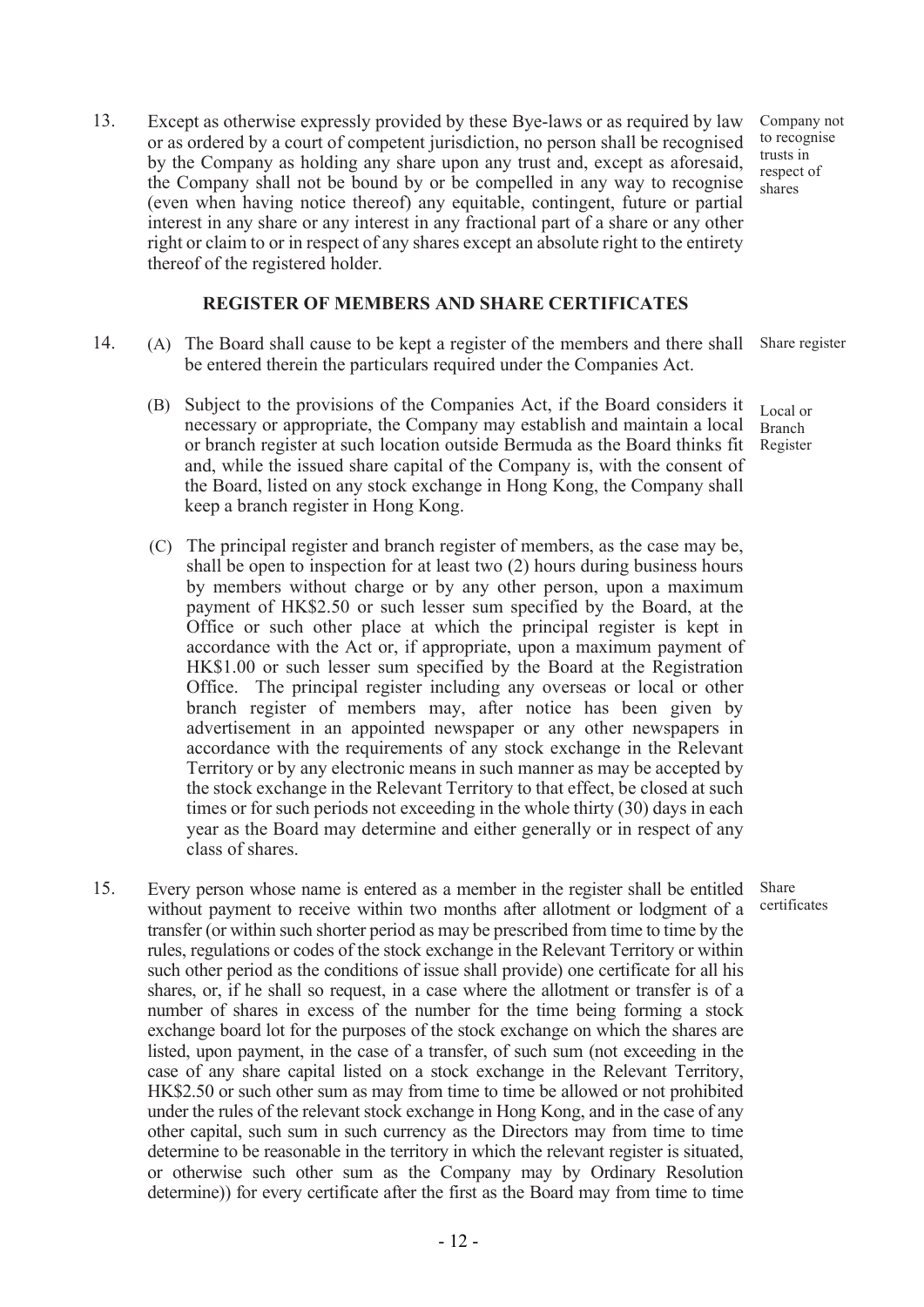13. Except as otherwise expressly provided by these Bye-laws or as required by law or as ordered by a court of competent jurisdiction, no person shall be recognised by the Company as holding any share upon any trust and, except as aforesaid, the Company shall not be bound by or be compelled in any way to recognise (even when having notice thereof) any equitable, contingent, future or partial interest in any share or any interest in any fractional part of a share or any other right or claim to or in respect of any shares except an absolute right to the entirety thereof of the registered holder. *Company not to recognise trusts in respect of shares*

## REGISTER OF MEMBERS AND SHARE CERTIFICATES

14. (A) The Board shall cause to be kept a register of the members and there shall be entered therein the particulars required under the Companies Act. *Share register*

(B) Subject to the provisions of the Companies Act, if the Board considers it necessary or appropriate, the Company may establish and maintain a local or branch register at such location outside Bermuda as the Board thinks fit and, while the issued share capital of the Company is, with the consent of the Board, listed on any stock exchange in Hong Kong, the Company shall keep a branch register in Hong Kong. *Local or Branch Register*

(C) The principal register and branch register of members, as the case may be, shall be open to inspection for at least two (2) hours during business hours by members without charge or by any other person, upon a maximum payment of HK$2.50 or such lesser sum specified by the Board, at the Office or such other place at which the principal register is kept in accordance with the Act or, if appropriate, upon a maximum payment of HK$1.00 or such lesser sum specified by the Board at the Registration Office. The principal register including any overseas or local or other branch register of members may, after notice has been given by advertisement in an appointed newspaper or any other newspapers in accordance with the requirements of any stock exchange in the Relevant Territory or by any electronic means in such manner as may be accepted by the stock exchange in the Relevant Territory to that effect, be closed at such times or for such periods not exceeding in the whole thirty (30) days in each year as the Board may determine and either generally or in respect of any class of shares.

15. Every person whose name is entered as a member in the register shall be entitled without payment to receive within two months after allotment or lodgment of a transfer (or within such shorter period as may be prescribed from time to time by the rules, regulations or codes of the stock exchange in the Relevant Territory or within such other period as the conditions of issue shall provide) one certificate for all his shares, or, if he shall so request, in a case where the allotment or transfer is of a number of shares in excess of the number for the time being forming a stock exchange board lot for the purposes of the stock exchange on which the shares are listed, upon payment, in the case of a transfer, of such sum (not exceeding in the case of any share capital listed on a stock exchange in the Relevant Territory, HK$2.50 or such other sum as may from time to time be allowed or not prohibited under the rules of the relevant stock exchange in Hong Kong, and in the case of any other capital, such sum in such currency as the Directors may from time to time determine to be reasonable in the territory in which the relevant register is situated, or otherwise such other sum as the Company may by Ordinary Resolution determine)) for every certificate after the first as the Board may from time to time *Share certificates*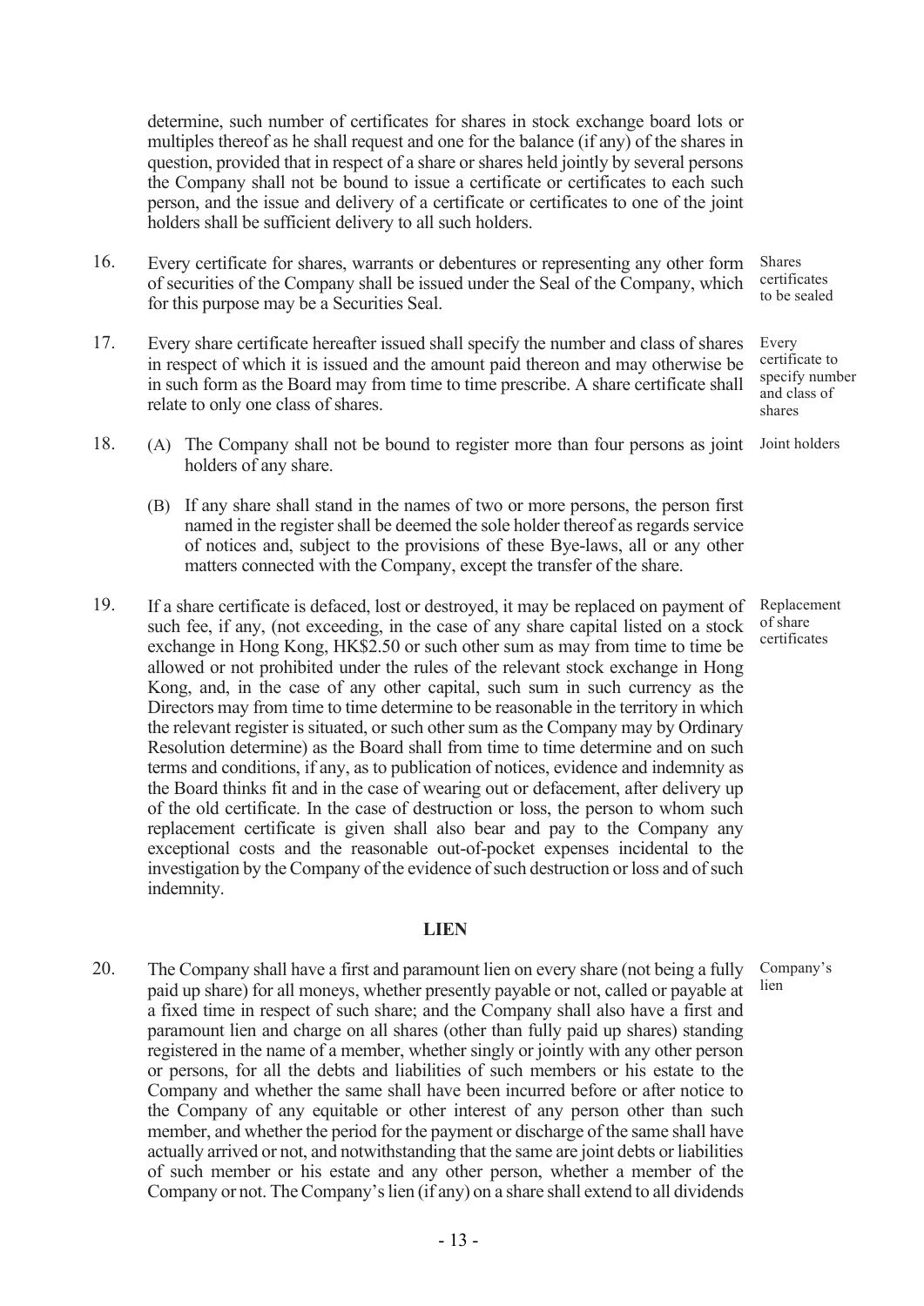determine, such number of certificates for shares in stock exchange board lots or multiples thereof as he shall request and one for the balance (if any) of the shares in question, provided that in respect of a share or shares held jointly by several persons the Company shall not be bound to issue a certificate or certificates to each such person, and the issue and delivery of a certificate or certificates to one of the joint holders shall be sufficient delivery to all such holders.

16. Every certificate for shares, warrants or debentures or representing any other form of securities of the Company shall be issued under the Seal of the Company, which for this purpose may be a Securities Seal.

*Shares certificates to be sealed*

17. Every share certificate hereafter issued shall specify the number and class of shares in respect of which it is issued and the amount paid thereon and may otherwise be in such form as the Board may from time to time prescribe. A share certificate shall relate to only one class of shares.

*Every certificate to specify number and class of shares*

18. (A) The Company shall not be bound to register more than four persons as joint holders of any share.

*Joint holders*

(B) If any share shall stand in the names of two or more persons, the person first named in the register shall be deemed the sole holder thereof as regards service of notices and, subject to the provisions of these Bye-laws, all or any other matters connected with the Company, except the transfer of the share.

19. If a share certificate is defaced, lost or destroyed, it may be replaced on payment of such fee, if any, (not exceeding, in the case of any share capital listed on a stock exchange in Hong Kong, HK$2.50 or such other sum as may from time to time be allowed or not prohibited under the rules of the relevant stock exchange in Hong Kong, and, in the case of any other capital, such sum in such currency as the Directors may from time to time determine to be reasonable in the territory in which the relevant register is situated, or such other sum as the Company may by Ordinary Resolution determine) as the Board shall from time to time determine and on such terms and conditions, if any, as to publication of notices, evidence and indemnity as the Board thinks fit and in the case of wearing out or defacement, after delivery up of the old certificate. In the case of destruction or loss, the person to whom such replacement certificate is given shall also bear and pay to the Company any exceptional costs and the reasonable out-of-pocket expenses incidental to the investigation by the Company of the evidence of such destruction or loss and of such indemnity.

*Replacement of share certificates*

## LIEN

20. The Company shall have a first and paramount lien on every share (not being a fully paid up share) for all moneys, whether presently payable or not, called or payable at a fixed time in respect of such share; and the Company shall also have a first and paramount lien and charge on all shares (other than fully paid up shares) standing registered in the name of a member, whether singly or jointly with any other person or persons, for all the debts and liabilities of such members or his estate to the Company and whether the same shall have been incurred before or after notice to the Company of any equitable or other interest of any person other than such member, and whether the period for the payment or discharge of the same shall have actually arrived or not, and notwithstanding that the same are joint debts or liabilities of such member or his estate and any other person, whether a member of the Company or not. The Company's lien (if any) on a share shall extend to all dividends

*Company's lien*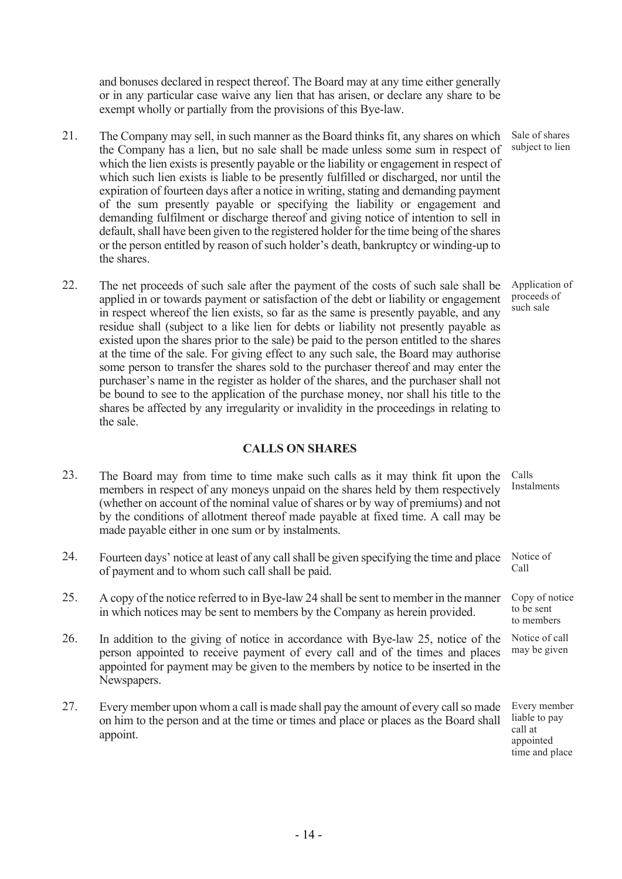and bonuses declared in respect thereof. The Board may at any time either generally or in any particular case waive any lien that has arisen, or declare any share to be exempt wholly or partially from the provisions of this Bye-law.

21. The Company may sell, in such manner as the Board thinks fit, any shares on which the Company has a lien, but no sale shall be made unless some sum in respect of which the lien exists is presently payable or the liability or engagement in respect of which such lien exists is liable to be presently fulfilled or discharged, nor until the expiration of fourteen days after a notice in writing, stating and demanding payment of the sum presently payable or specifying the liability or engagement and demanding fulfilment or discharge thereof and giving notice of intention to sell in default, shall have been given to the registered holder for the time being of the shares or the person entitled by reason of such holder's death, bankruptcy or winding-up to the shares.

   *Sale of shares subject to lien*

22. The net proceeds of such sale after the payment of the costs of such sale shall be applied in or towards payment or satisfaction of the debt or liability or engagement in respect whereof the lien exists, so far as the same is presently payable, and any residue shall (subject to a like lien for debts or liability not presently payable as existed upon the shares prior to the sale) be paid to the person entitled to the shares at the time of the sale. For giving effect to any such sale, the Board may authorise some person to transfer the shares sold to the purchaser thereof and may enter the purchaser's name in the register as holder of the shares, and the purchaser shall not be bound to see to the application of the purchase money, nor shall his title to the shares be affected by any irregularity or invalidity in the proceedings in relating to the sale.

   *Application of proceeds of such sale*

## CALLS ON SHARES

23. The Board may from time to time make such calls as it may think fit upon the members in respect of any moneys unpaid on the shares held by them respectively (whether on account of the nominal value of shares or by way of premiums) and not by the conditions of allotment thereof made payable at fixed time. A call may be made payable either in one sum or by instalments.

   *Calls Instalments*

24. Fourteen days' notice at least of any call shall be given specifying the time and place of payment and to whom such call shall be paid.

   *Notice of Call*

25. A copy of the notice referred to in Bye-law 24 shall be sent to member in the manner in which notices may be sent to members by the Company as herein provided.

   *Copy of notice to be sent to members*

26. In addition to the giving of notice in accordance with Bye-law 25, notice of the person appointed to receive payment of every call and of the times and places appointed for payment may be given to the members by notice to be inserted in the Newspapers.

   *Notice of call may be given*

27. Every member upon whom a call is made shall pay the amount of every call so made on him to the person and at the time or times and place or places as the Board shall appoint.

   *Every member liable to pay call at appointed time and place*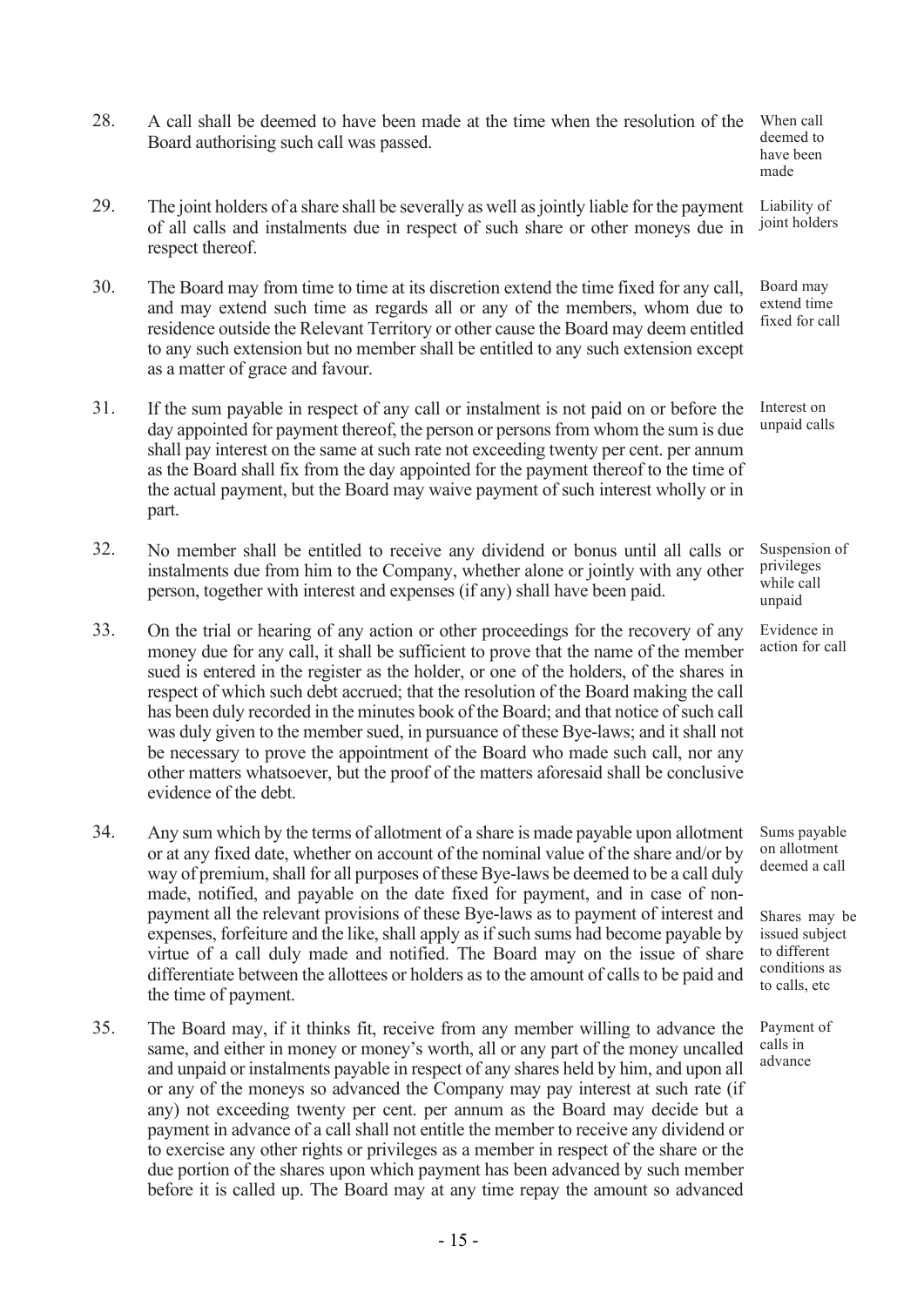28. A call shall be deemed to have been made at the time when the resolution of the Board authorising such call was passed. *When call deemed to have been made*

29. The joint holders of a share shall be severally as well as jointly liable for the payment of all calls and instalments due in respect of such share or other moneys due in respect thereof. *Liability of joint holders*

30. The Board may from time to time at its discretion extend the time fixed for any call, and may extend such time as regards all or any of the members, whom due to residence outside the Relevant Territory or other cause the Board may deem entitled to any such extension but no member shall be entitled to any such extension except as a matter of grace and favour. *Board may extend time fixed for call*

31. If the sum payable in respect of any call or instalment is not paid on or before the day appointed for payment thereof, the person or persons from whom the sum is due shall pay interest on the same at such rate not exceeding twenty per cent. per annum as the Board shall fix from the day appointed for the payment thereof to the time of the actual payment, but the Board may waive payment of such interest wholly or in part. *Interest on unpaid calls*

32. No member shall be entitled to receive any dividend or bonus until all calls or instalments due from him to the Company, whether alone or jointly with any other person, together with interest and expenses (if any) shall have been paid. *Suspension of privileges while call unpaid*

33. On the trial or hearing of any action or other proceedings for the recovery of any money due for any call, it shall be sufficient to prove that the name of the member sued is entered in the register as the holder, or one of the holders, of the shares in respect of which such debt accrued; that the resolution of the Board making the call has been duly recorded in the minutes book of the Board; and that notice of such call was duly given to the member sued, in pursuance of these Bye-laws; and it shall not be necessary to prove the appointment of the Board who made such call, nor any other matters whatsoever, but the proof of the matters aforesaid shall be conclusive evidence of the debt. *Evidence in action for call*

34. Any sum which by the terms of allotment of a share is made payable upon allotment or at any fixed date, whether on account of the nominal value of the share and/or by way of premium, shall for all purposes of these Bye-laws be deemed to be a call duly made, notified, and payable on the date fixed for payment, and in case of non-payment all the relevant provisions of these Bye-laws as to payment of interest and expenses, forfeiture and the like, shall apply as if such sums had become payable by virtue of a call duly made and notified. The Board may on the issue of share differentiate between the allottees or holders as to the amount of calls to be paid and the time of payment. *Sums payable on allotment deemed a call* *Shares may be issued subject to different conditions as to calls, etc*

35. The Board may, if it thinks fit, receive from any member willing to advance the same, and either in money or money's worth, all or any part of the money uncalled and unpaid or instalments payable in respect of any shares held by him, and upon all or any of the moneys so advanced the Company may pay interest at such rate (if any) not exceeding twenty per cent. per annum as the Board may decide but a payment in advance of a call shall not entitle the member to receive any dividend or to exercise any other rights or privileges as a member in respect of the share or the due portion of the shares upon which payment has been advanced by such member before it is called up. The Board may at any time repay the amount so advanced *Payment of calls in advance*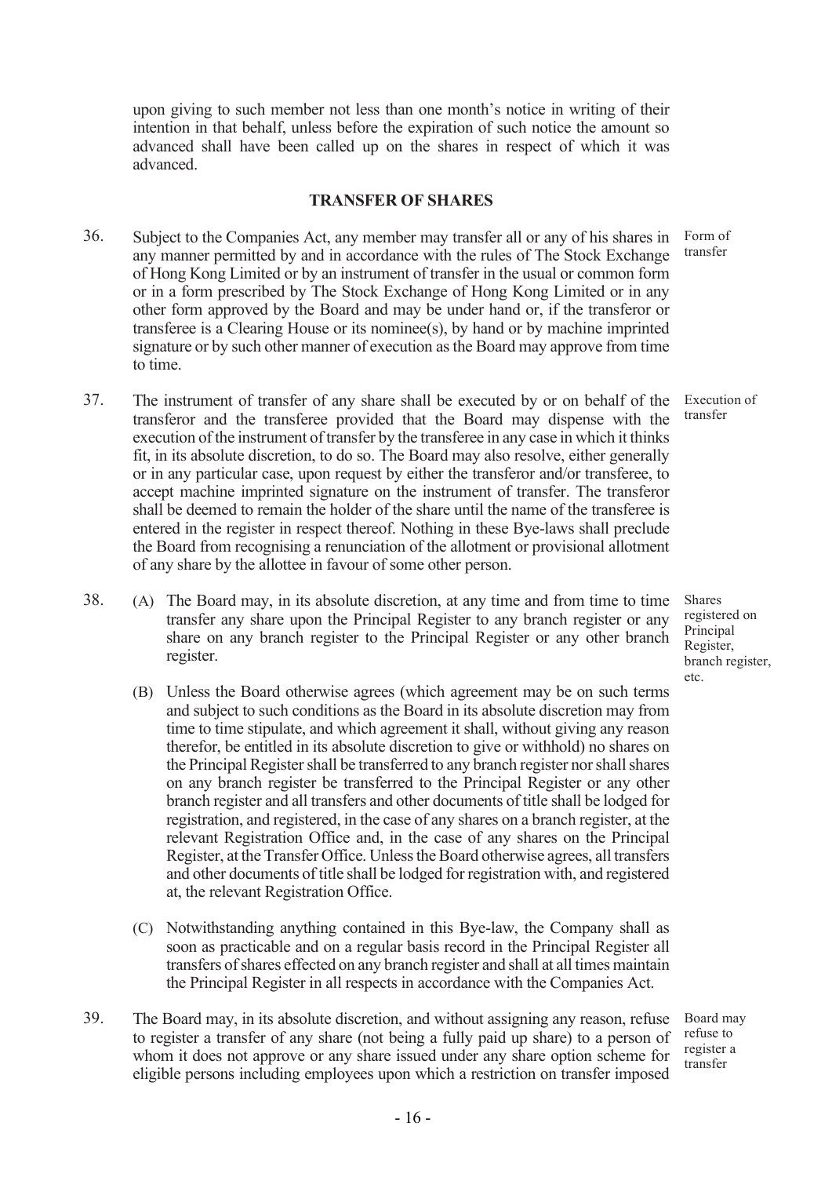upon giving to such member not less than one month's notice in writing of their intention in that behalf, unless before the expiration of such notice the amount so advanced shall have been called up on the shares in respect of which it was advanced.

## TRANSFER OF SHARES

36. Subject to the Companies Act, any member may transfer all or any of his shares in any manner permitted by and in accordance with the rules of The Stock Exchange of Hong Kong Limited or by an instrument of transfer in the usual or common form or in a form prescribed by The Stock Exchange of Hong Kong Limited or in any other form approved by the Board and may be under hand or, if the transferor or transferee is a Clearing House or its nominee(s), by hand or by machine imprinted signature or by such other manner of execution as the Board may approve from time to time.

*Form of transfer*

37. The instrument of transfer of any share shall be executed by or on behalf of the transferor and the transferee provided that the Board may dispense with the execution of the instrument of transfer by the transferee in any case in which it thinks fit, in its absolute discretion, to do so. The Board may also resolve, either generally or in any particular case, upon request by either the transferor and/or transferee, to accept machine imprinted signature on the instrument of transfer. The transferor shall be deemed to remain the holder of the share until the name of the transferee is entered in the register in respect thereof. Nothing in these Bye-laws shall preclude the Board from recognising a renunciation of the allotment or provisional allotment of any share by the allottee in favour of some other person.

*Execution of transfer*

38. (A) The Board may, in its absolute discretion, at any time and from time to time transfer any share upon the Principal Register to any branch register or any share on any branch register to the Principal Register or any other branch register.

*Shares registered on Principal Register, branch register, etc.*

(B) Unless the Board otherwise agrees (which agreement may be on such terms and subject to such conditions as the Board in its absolute discretion may from time to time stipulate, and which agreement it shall, without giving any reason therefor, be entitled in its absolute discretion to give or withhold) no shares on the Principal Register shall be transferred to any branch register nor shall shares on any branch register be transferred to the Principal Register or any other branch register and all transfers and other documents of title shall be lodged for registration, and registered, in the case of any shares on a branch register, at the relevant Registration Office and, in the case of any shares on the Principal Register, at the Transfer Office. Unless the Board otherwise agrees, all transfers and other documents of title shall be lodged for registration with, and registered at, the relevant Registration Office.

(C) Notwithstanding anything contained in this Bye-law, the Company shall as soon as practicable and on a regular basis record in the Principal Register all transfers of shares effected on any branch register and shall at all times maintain the Principal Register in all respects in accordance with the Companies Act.

39. The Board may, in its absolute discretion, and without assigning any reason, refuse to register a transfer of any share (not being a fully paid up share) to a person of whom it does not approve or any share issued under any share option scheme for eligible persons including employees upon which a restriction on transfer imposed

*Board may refuse to register a transfer*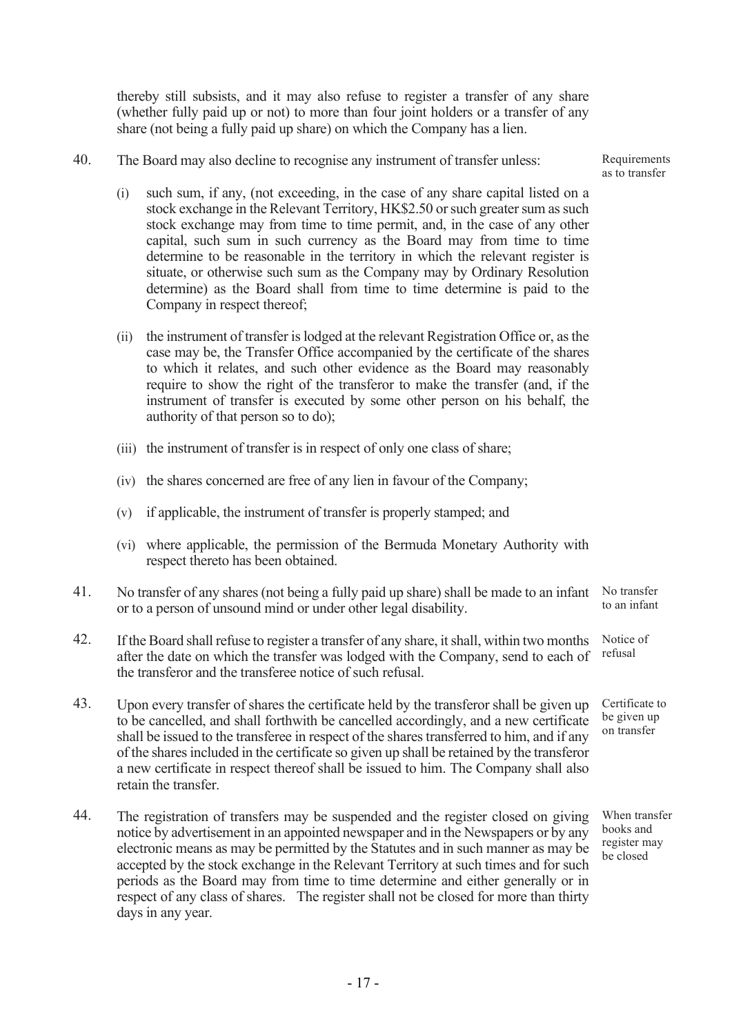thereby still subsists, and it may also refuse to register a transfer of any share (whether fully paid up or not) to more than four joint holders or a transfer of any share (not being a fully paid up share) on which the Company has a lien.

40. The Board may also decline to recognise any instrument of transfer unless: *Requirements as to transfer*

(i) such sum, if any, (not exceeding, in the case of any share capital listed on a stock exchange in the Relevant Territory, HK$2.50 or such greater sum as such stock exchange may from time to time permit, and, in the case of any other capital, such sum in such currency as the Board may from time to time determine to be reasonable in the territory in which the relevant register is situate, or otherwise such sum as the Company may by Ordinary Resolution determine) as the Board shall from time to time determine is paid to the Company in respect thereof;

(ii) the instrument of transfer is lodged at the relevant Registration Office or, as the case may be, the Transfer Office accompanied by the certificate of the shares to which it relates, and such other evidence as the Board may reasonably require to show the right of the transferor to make the transfer (and, if the instrument of transfer is executed by some other person on his behalf, the authority of that person so to do);

(iii) the instrument of transfer is in respect of only one class of share;

(iv) the shares concerned are free of any lien in favour of the Company;

(v) if applicable, the instrument of transfer is properly stamped; and

(vi) where applicable, the permission of the Bermuda Monetary Authority with respect thereto has been obtained.

41. No transfer of any shares (not being a fully paid up share) shall be made to an infant or to a person of unsound mind or under other legal disability. *No transfer to an infant*

42. If the Board shall refuse to register a transfer of any share, it shall, within two months after the date on which the transfer was lodged with the Company, send to each of the transferor and the transferee notice of such refusal. *Notice of refusal*

43. Upon every transfer of shares the certificate held by the transferor shall be given up to be cancelled, and shall forthwith be cancelled accordingly, and a new certificate shall be issued to the transferee in respect of the shares transferred to him, and if any of the shares included in the certificate so given up shall be retained by the transferor a new certificate in respect thereof shall be issued to him. The Company shall also retain the transfer. *Certificate to be given up on transfer*

44. The registration of transfers may be suspended and the register closed on giving notice by advertisement in an appointed newspaper and in the Newspapers or by any electronic means as may be permitted by the Statutes and in such manner as may be accepted by the stock exchange in the Relevant Territory at such times and for such periods as the Board may from time to time determine and either generally or in respect of any class of shares. The register shall not be closed for more than thirty days in any year. *When transfer books and register may be closed*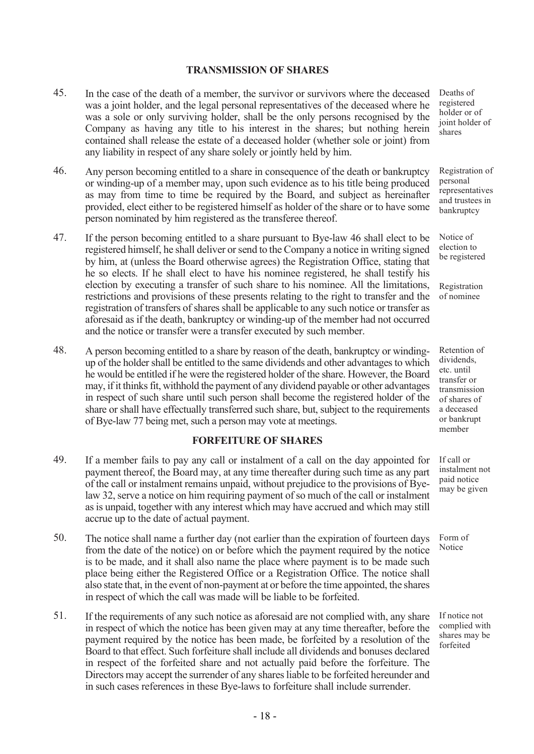## TRANSMISSION OF SHARES

45. In the case of the death of a member, the survivor or survivors where the deceased was a joint holder, and the legal personal representatives of the deceased where he was a sole or only surviving holder, shall be the only persons recognised by the Company as having any title to his interest in the shares; but nothing herein contained shall release the estate of a deceased holder (whether sole or joint) from any liability in respect of any share solely or jointly held by him.

*Deaths of registered holder or of joint holder of shares*

46. Any person becoming entitled to a share in consequence of the death or bankruptcy or winding-up of a member may, upon such evidence as to his title being produced as may from time to time be required by the Board, and subject as hereinafter provided, elect either to be registered himself as holder of the share or to have some person nominated by him registered as the transferee thereof.

*Registration of personal representatives and trustees in bankruptcy*

47. If the person becoming entitled to a share pursuant to Bye-law 46 shall elect to be registered himself, he shall deliver or send to the Company a notice in writing signed by him, at (unless the Board otherwise agrees) the Registration Office, stating that he so elects. If he shall elect to have his nominee registered, he shall testify his election by executing a transfer of such share to his nominee. All the limitations, restrictions and provisions of these presents relating to the right to transfer and the registration of transfers of shares shall be applicable to any such notice or transfer as aforesaid as if the death, bankruptcy or winding-up of the member had not occurred and the notice or transfer were a transfer executed by such member.

*Notice of election to be registered*

*Registration of nominee*

48. A person becoming entitled to a share by reason of the death, bankruptcy or winding-up of the holder shall be entitled to the same dividends and other advantages to which he would be entitled if he were the registered holder of the share. However, the Board may, if it thinks fit, withhold the payment of any dividend payable or other advantages in respect of such share until such person shall become the registered holder of the share or shall have effectually transferred such share, but, subject to the requirements of Bye-law 77 being met, such a person may vote at meetings.

*Retention of dividends, etc. until transfer or transmission of shares of a deceased or bankrupt member*

## FORFEITURE OF SHARES

49. If a member fails to pay any call or instalment of a call on the day appointed for payment thereof, the Board may, at any time thereafter during such time as any part of the call or instalment remains unpaid, without prejudice to the provisions of Bye-law 32, serve a notice on him requiring payment of so much of the call or instalment as is unpaid, together with any interest which may have accrued and which may still accrue up to the date of actual payment.

*If call or instalment not paid notice may be given*

50. The notice shall name a further day (not earlier than the expiration of fourteen days from the date of the notice) on or before which the payment required by the notice is to be made, and it shall also name the place where payment is to be made such place being either the Registered Office or a Registration Office. The notice shall also state that, in the event of non-payment at or before the time appointed, the shares in respect of which the call was made will be liable to be forfeited.

*Form of Notice*

51. If the requirements of any such notice as aforesaid are not complied with, any share in respect of which the notice has been given may at any time thereafter, before the payment required by the notice has been made, be forfeited by a resolution of the Board to that effect. Such forfeiture shall include all dividends and bonuses declared in respect of the forfeited share and not actually paid before the forfeiture. The Directors may accept the surrender of any shares liable to be forfeited hereunder and in such cases references in these Bye-laws to forfeiture shall include surrender.

*If notice not complied with shares may be forfeited*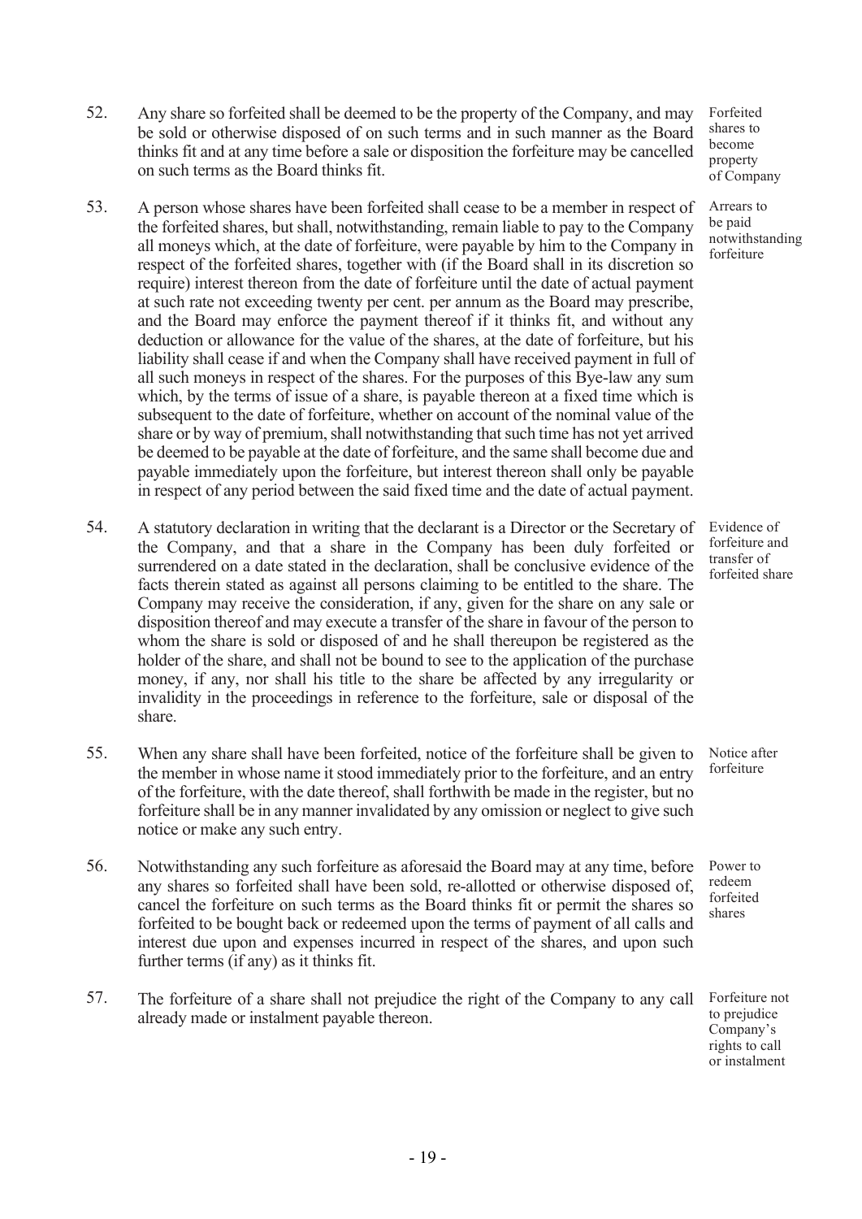52. Any share so forfeited shall be deemed to be the property of the Company, and may be sold or otherwise disposed of on such terms and in such manner as the Board thinks fit and at any time before a sale or disposition the forfeiture may be cancelled on such terms as the Board thinks fit.

*Forfeited shares to become property of Company*

53. A person whose shares have been forfeited shall cease to be a member in respect of the forfeited shares, but shall, notwithstanding, remain liable to pay to the Company all moneys which, at the date of forfeiture, were payable by him to the Company in respect of the forfeited shares, together with (if the Board shall in its discretion so require) interest thereon from the date of forfeiture until the date of actual payment at such rate not exceeding twenty per cent. per annum as the Board may prescribe, and the Board may enforce the payment thereof if it thinks fit, and without any deduction or allowance for the value of the shares, at the date of forfeiture, but his liability shall cease if and when the Company shall have received payment in full of all such moneys in respect of the shares. For the purposes of this Bye-law any sum which, by the terms of issue of a share, is payable thereon at a fixed time which is subsequent to the date of forfeiture, whether on account of the nominal value of the share or by way of premium, shall notwithstanding that such time has not yet arrived be deemed to be payable at the date of forfeiture, and the same shall become due and payable immediately upon the forfeiture, but interest thereon shall only be payable in respect of any period between the said fixed time and the date of actual payment.

*Arrears to be paid notwithstanding forfeiture*

54. A statutory declaration in writing that the declarant is a Director or the Secretary of the Company, and that a share in the Company has been duly forfeited or surrendered on a date stated in the declaration, shall be conclusive evidence of the facts therein stated as against all persons claiming to be entitled to the share. The Company may receive the consideration, if any, given for the share on any sale or disposition thereof and may execute a transfer of the share in favour of the person to whom the share is sold or disposed of and he shall thereupon be registered as the holder of the share, and shall not be bound to see to the application of the purchase money, if any, nor shall his title to the share be affected by any irregularity or invalidity in the proceedings in reference to the forfeiture, sale or disposal of the share.

*Evidence of forfeiture and transfer of forfeited share*

55. When any share shall have been forfeited, notice of the forfeiture shall be given to the member in whose name it stood immediately prior to the forfeiture, and an entry of the forfeiture, with the date thereof, shall forthwith be made in the register, but no forfeiture shall be in any manner invalidated by any omission or neglect to give such notice or make any such entry.

*Notice after forfeiture*

56. Notwithstanding any such forfeiture as aforesaid the Board may at any time, before any shares so forfeited shall have been sold, re-allotted or otherwise disposed of, cancel the forfeiture on such terms as the Board thinks fit or permit the shares so forfeited to be bought back or redeemed upon the terms of payment of all calls and interest due upon and expenses incurred in respect of the shares, and upon such further terms (if any) as it thinks fit.

*Power to redeem forfeited shares*

57. The forfeiture of a share shall not prejudice the right of the Company to any call already made or instalment payable thereon.

*Forfeiture not to prejudice Company's rights to call or instalment*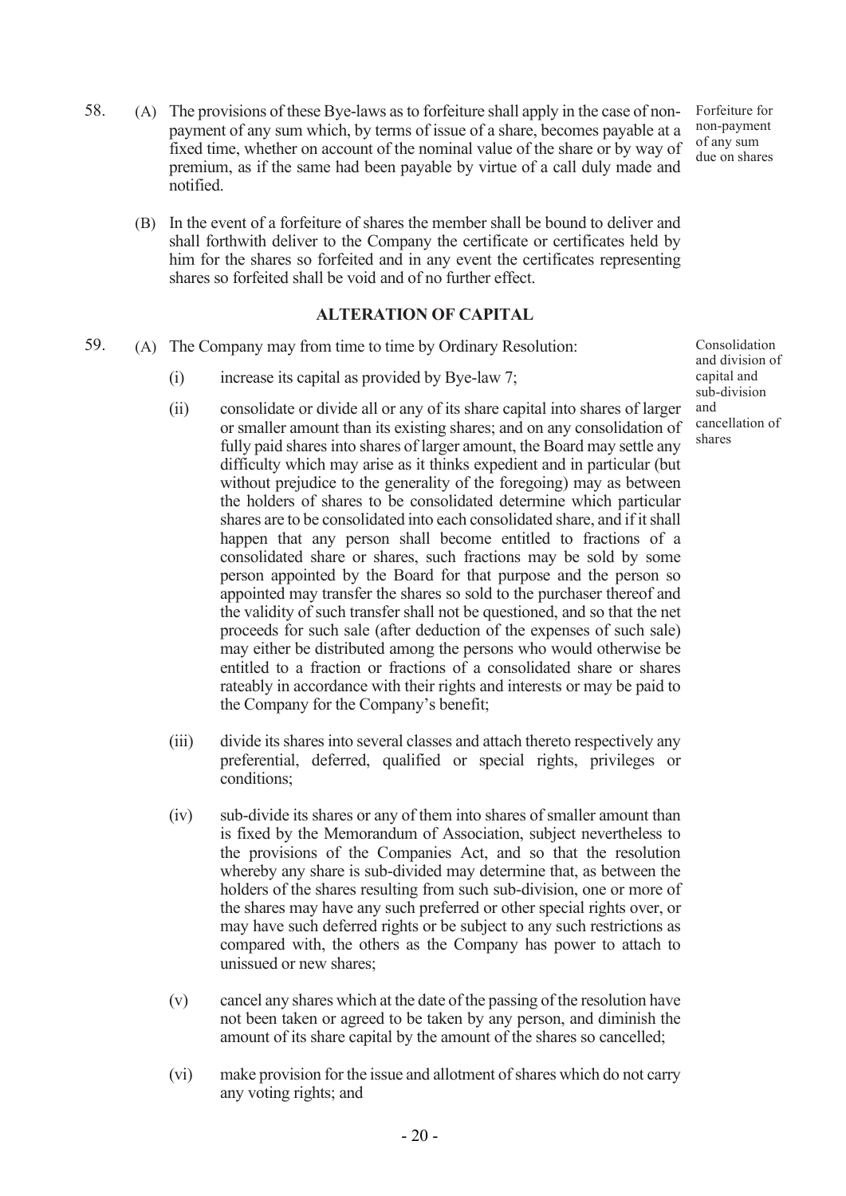58. (A) The provisions of these Bye-laws as to forfeiture shall apply in the case of non-payment of any sum which, by terms of issue of a share, becomes payable at a fixed time, whether on account of the nominal value of the share or by way of premium, as if the same had been payable by virtue of a call duly made and notified.

*Forfeiture for non-payment of any sum due on shares*

(B) In the event of a forfeiture of shares the member shall be bound to deliver and shall forthwith deliver to the Company the certificate or certificates held by him for the shares so forfeited and in any event the certificates representing shares so forfeited shall be void and of no further effect.

## ALTERATION OF CAPITAL

59. (A) The Company may from time to time by Ordinary Resolution:

*Consolidation and division of capital and sub-division and cancellation of shares*

(i) increase its capital as provided by Bye-law 7;

(ii) consolidate or divide all or any of its share capital into shares of larger or smaller amount than its existing shares; and on any consolidation of fully paid shares into shares of larger amount, the Board may settle any difficulty which may arise as it thinks expedient and in particular (but without prejudice to the generality of the foregoing) may as between the holders of shares to be consolidated determine which particular shares are to be consolidated into each consolidated share, and if it shall happen that any person shall become entitled to fractions of a consolidated share or shares, such fractions may be sold by some person appointed by the Board for that purpose and the person so appointed may transfer the shares so sold to the purchaser thereof and the validity of such transfer shall not be questioned, and so that the net proceeds for such sale (after deduction of the expenses of such sale) may either be distributed among the persons who would otherwise be entitled to a fraction or fractions of a consolidated share or shares rateably in accordance with their rights and interests or may be paid to the Company for the Company's benefit;

(iii) divide its shares into several classes and attach thereto respectively any preferential, deferred, qualified or special rights, privileges or conditions;

(iv) sub-divide its shares or any of them into shares of smaller amount than is fixed by the Memorandum of Association, subject nevertheless to the provisions of the Companies Act, and so that the resolution whereby any share is sub-divided may determine that, as between the holders of the shares resulting from such sub-division, one or more of the shares may have any such preferred or other special rights over, or may have such deferred rights or be subject to any such restrictions as compared with, the others as the Company has power to attach to unissued or new shares;

(v) cancel any shares which at the date of the passing of the resolution have not been taken or agreed to be taken by any person, and diminish the amount of its share capital by the amount of the shares so cancelled;

(vi) make provision for the issue and allotment of shares which do not carry any voting rights; and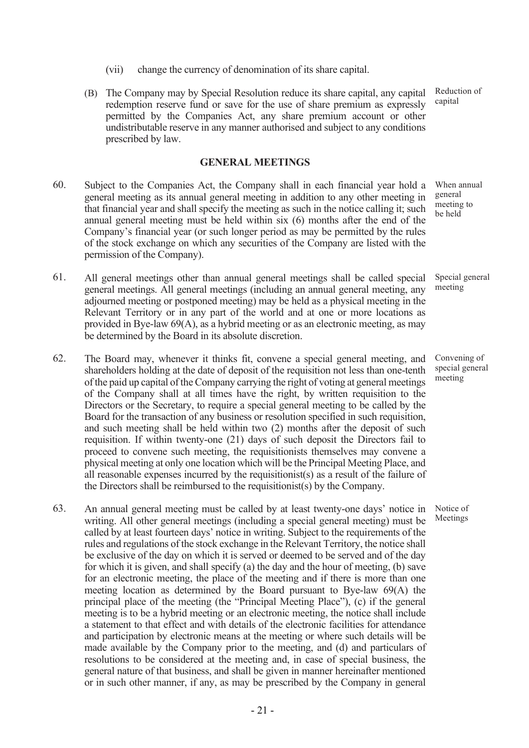(vii) change the currency of denomination of its share capital.

(B) The Company may by Special Resolution reduce its share capital, any capital redemption reserve fund or save for the use of share premium as expressly permitted by the Companies Act, any share premium account or other undistributable reserve in any manner authorised and subject to any conditions prescribed by law. *Reduction of capital*

## GENERAL MEETINGS

60. Subject to the Companies Act, the Company shall in each financial year hold a general meeting as its annual general meeting in addition to any other meeting in that financial year and shall specify the meeting as such in the notice calling it; such annual general meeting must be held within six (6) months after the end of the Company's financial year (or such longer period as may be permitted by the rules of the stock exchange on which any securities of the Company are listed with the permission of the Company). *When annual general meeting to be held*

61. All general meetings other than annual general meetings shall be called special general meetings. All general meetings (including an annual general meeting, any adjourned meeting or postponed meeting) may be held as a physical meeting in the Relevant Territory or in any part of the world and at one or more locations as provided in Bye-law 69(A), as a hybrid meeting or as an electronic meeting, as may be determined by the Board in its absolute discretion. *Special general meeting*

62. The Board may, whenever it thinks fit, convene a special general meeting, and shareholders holding at the date of deposit of the requisition not less than one-tenth of the paid up capital of the Company carrying the right of voting at general meetings of the Company shall at all times have the right, by written requisition to the Directors or the Secretary, to require a special general meeting to be called by the Board for the transaction of any business or resolution specified in such requisition, and such meeting shall be held within two (2) months after the deposit of such requisition. If within twenty-one (21) days of such deposit the Directors fail to proceed to convene such meeting, the requisitionists themselves may convene a physical meeting at only one location which will be the Principal Meeting Place, and all reasonable expenses incurred by the requisitionist(s) as a result of the failure of the Directors shall be reimbursed to the requisitionist(s) by the Company. *Convening of special general meeting*

63. An annual general meeting must be called by at least twenty-one days' notice in writing. All other general meetings (including a special general meeting) must be called by at least fourteen days' notice in writing. Subject to the requirements of the rules and regulations of the stock exchange in the Relevant Territory, the notice shall be exclusive of the day on which it is served or deemed to be served and of the day for which it is given, and shall specify (a) the day and the hour of meeting, (b) save for an electronic meeting, the place of the meeting and if there is more than one meeting location as determined by the Board pursuant to Bye-law 69(A) the principal place of the meeting (the "Principal Meeting Place"), (c) if the general meeting is to be a hybrid meeting or an electronic meeting, the notice shall include a statement to that effect and with details of the electronic facilities for attendance and participation by electronic means at the meeting or where such details will be made available by the Company prior to the meeting, and (d) and particulars of resolutions to be considered at the meeting and, in case of special business, the general nature of that business, and shall be given in manner hereinafter mentioned or in such other manner, if any, as may be prescribed by the Company in general *Notice of Meetings*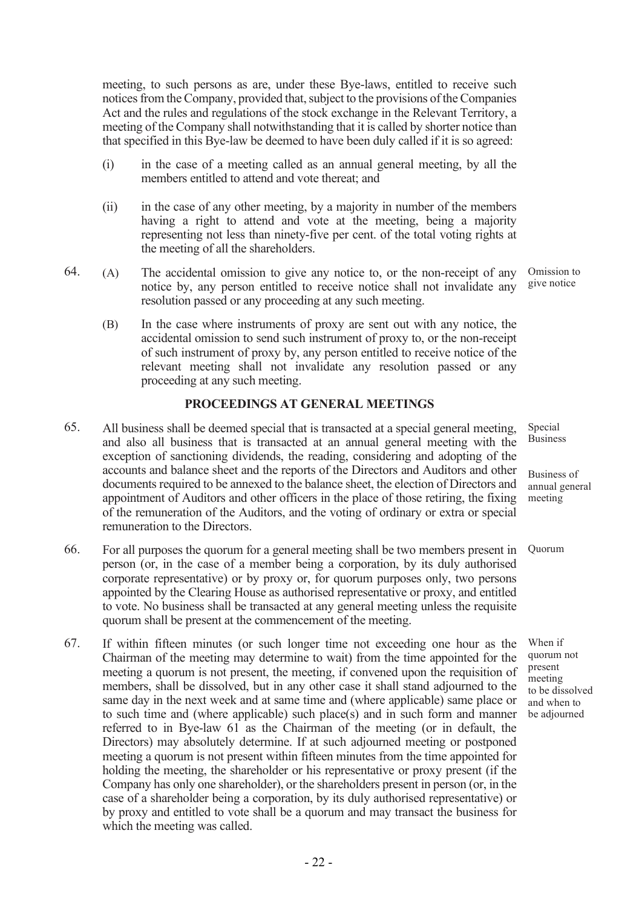meeting, to such persons as are, under these Bye-laws, entitled to receive such notices from the Company, provided that, subject to the provisions of the Companies Act and the rules and regulations of the stock exchange in the Relevant Territory, a meeting of the Company shall notwithstanding that it is called by shorter notice than that specified in this Bye-law be deemed to have been duly called if it is so agreed:

(i) in the case of a meeting called as an annual general meeting, by all the members entitled to attend and vote thereat; and

(ii) in the case of any other meeting, by a majority in number of the members having a right to attend and vote at the meeting, being a majority representing not less than ninety-five per cent. of the total voting rights at the meeting of all the shareholders.

64. (A) The accidental omission to give any notice to, or the non-receipt of any notice by, any person entitled to receive notice shall not invalidate any resolution passed or any proceeding at any such meeting. *Omission to give notice*

(B) In the case where instruments of proxy are sent out with any notice, the accidental omission to send such instrument of proxy to, or the non-receipt of such instrument of proxy by, any person entitled to receive notice of the relevant meeting shall not invalidate any resolution passed or any proceeding at any such meeting.

## PROCEEDINGS AT GENERAL MEETINGS

65. All business shall be deemed special that is transacted at a special general meeting, and also all business that is transacted at an annual general meeting with the exception of sanctioning dividends, the reading, considering and adopting of the accounts and balance sheet and the reports of the Directors and Auditors and other documents required to be annexed to the balance sheet, the election of Directors and appointment of Auditors and other officers in the place of those retiring, the fixing of the remuneration of the Auditors, and the voting of ordinary or extra or special remuneration to the Directors. *Special Business* *Business of annual general meeting*

66. For all purposes the quorum for a general meeting shall be two members present in person (or, in the case of a member being a corporation, by its duly authorised corporate representative) or by proxy or, for quorum purposes only, two persons appointed by the Clearing House as authorised representative or proxy, and entitled to vote. No business shall be transacted at any general meeting unless the requisite quorum shall be present at the commencement of the meeting. *Quorum*

67. If within fifteen minutes (or such longer time not exceeding one hour as the Chairman of the meeting may determine to wait) from the time appointed for the meeting a quorum is not present, the meeting, if convened upon the requisition of members, shall be dissolved, but in any other case it shall stand adjourned to the same day in the next week and at same time and (where applicable) same place or to such time and (where applicable) such place(s) and in such form and manner referred to in Bye-law 61 as the Chairman of the meeting (or in default, the Directors) may absolutely determine. If at such adjourned meeting or postponed meeting a quorum is not present within fifteen minutes from the time appointed for holding the meeting, the shareholder or his representative or proxy present (if the Company has only one shareholder), or the shareholders present in person (or, in the case of a shareholder being a corporation, by its duly authorised representative) or by proxy and entitled to vote shall be a quorum and may transact the business for which the meeting was called. *When if quorum not present meeting to be dissolved and when to be adjourned*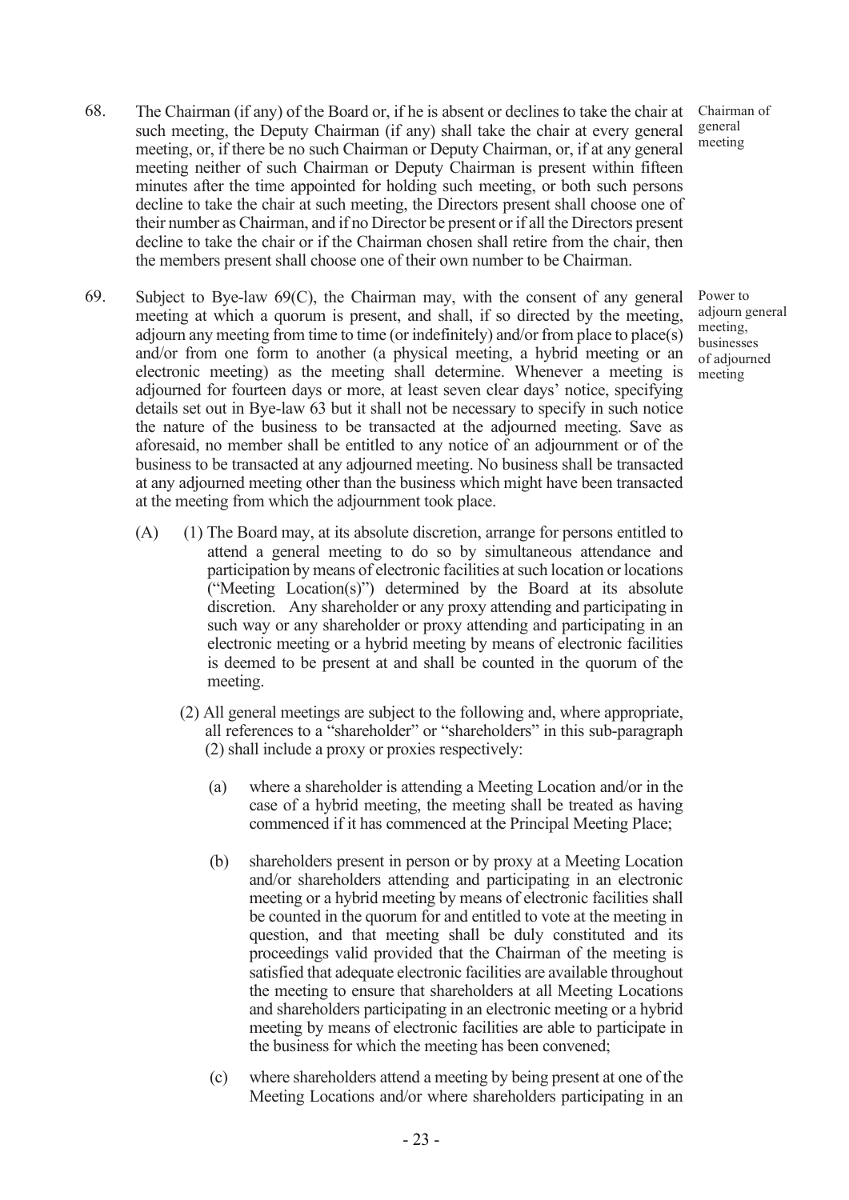68. The Chairman (if any) of the Board or, if he is absent or declines to take the chair at such meeting, the Deputy Chairman (if any) shall take the chair at every general meeting, or, if there be no such Chairman or Deputy Chairman, or, if at any general meeting neither of such Chairman or Deputy Chairman is present within fifteen minutes after the time appointed for holding such meeting, or both such persons decline to take the chair at such meeting, the Directors present shall choose one of their number as Chairman, and if no Director be present or if all the Directors present decline to take the chair or if the Chairman chosen shall retire from the chair, then the members present shall choose one of their own number to be Chairman.

*Chairman of general meeting*

69. Subject to Bye-law 69(C), the Chairman may, with the consent of any general meeting at which a quorum is present, and shall, if so directed by the meeting, adjourn any meeting from time to time (or indefinitely) and/or from place to place(s) and/or from one form to another (a physical meeting, a hybrid meeting or an electronic meeting) as the meeting shall determine. Whenever a meeting is adjourned for fourteen days or more, at least seven clear days' notice, specifying details set out in Bye-law 63 but it shall not be necessary to specify in such notice the nature of the business to be transacted at the adjourned meeting. Save as aforesaid, no member shall be entitled to any notice of an adjournment or of the business to be transacted at any adjourned meeting. No business shall be transacted at any adjourned meeting other than the business which might have been transacted at the meeting from which the adjournment took place.

*Power to adjourn general meeting, businesses of adjourned meeting*

(A) (1) The Board may, at its absolute discretion, arrange for persons entitled to attend a general meeting to do so by simultaneous attendance and participation by means of electronic facilities at such location or locations ("Meeting Location(s)") determined by the Board at its absolute discretion. Any shareholder or any proxy attending and participating in such way or any shareholder or proxy attending and participating in an electronic meeting or a hybrid meeting by means of electronic facilities is deemed to be present at and shall be counted in the quorum of the meeting.

(2) All general meetings are subject to the following and, where appropriate, all references to a "shareholder" or "shareholders" in this sub-paragraph (2) shall include a proxy or proxies respectively:

(a) where a shareholder is attending a Meeting Location and/or in the case of a hybrid meeting, the meeting shall be treated as having commenced if it has commenced at the Principal Meeting Place;

(b) shareholders present in person or by proxy at a Meeting Location and/or shareholders attending and participating in an electronic meeting or a hybrid meeting by means of electronic facilities shall be counted in the quorum for and entitled to vote at the meeting in question, and that meeting shall be duly constituted and its proceedings valid provided that the Chairman of the meeting is satisfied that adequate electronic facilities are available throughout the meeting to ensure that shareholders at all Meeting Locations and shareholders participating in an electronic meeting or a hybrid meeting by means of electronic facilities are able to participate in the business for which the meeting has been convened;

(c) where shareholders attend a meeting by being present at one of the Meeting Locations and/or where shareholders participating in an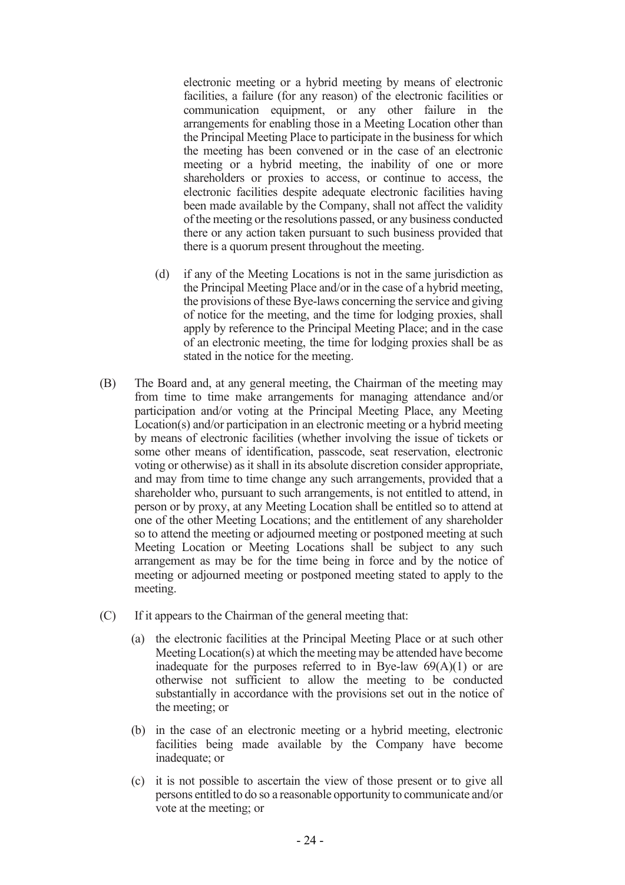electronic meeting or a hybrid meeting by means of electronic facilities, a failure (for any reason) of the electronic facilities or communication equipment, or any other failure in the arrangements for enabling those in a Meeting Location other than the Principal Meeting Place to participate in the business for which the meeting has been convened or in the case of an electronic meeting or a hybrid meeting, the inability of one or more shareholders or proxies to access, or continue to access, the electronic facilities despite adequate electronic facilities having been made available by the Company, shall not affect the validity of the meeting or the resolutions passed, or any business conducted there or any action taken pursuant to such business provided that there is a quorum present throughout the meeting.

(d) if any of the Meeting Locations is not in the same jurisdiction as the Principal Meeting Place and/or in the case of a hybrid meeting, the provisions of these Bye-laws concerning the service and giving of notice for the meeting, and the time for lodging proxies, shall apply by reference to the Principal Meeting Place; and in the case of an electronic meeting, the time for lodging proxies shall be as stated in the notice for the meeting.

(B) The Board and, at any general meeting, the Chairman of the meeting may from time to time make arrangements for managing attendance and/or participation and/or voting at the Principal Meeting Place, any Meeting Location(s) and/or participation in an electronic meeting or a hybrid meeting by means of electronic facilities (whether involving the issue of tickets or some other means of identification, passcode, seat reservation, electronic voting or otherwise) as it shall in its absolute discretion consider appropriate, and may from time to time change any such arrangements, provided that a shareholder who, pursuant to such arrangements, is not entitled to attend, in person or by proxy, at any Meeting Location shall be entitled so to attend at one of the other Meeting Locations; and the entitlement of any shareholder so to attend the meeting or adjourned meeting or postponed meeting at such Meeting Location or Meeting Locations shall be subject to any such arrangement as may be for the time being in force and by the notice of meeting or adjourned meeting or postponed meeting stated to apply to the meeting.

(C) If it appears to the Chairman of the general meeting that:

(a) the electronic facilities at the Principal Meeting Place or at such other Meeting Location(s) at which the meeting may be attended have become inadequate for the purposes referred to in Bye-law 69(A)(1) or are otherwise not sufficient to allow the meeting to be conducted substantially in accordance with the provisions set out in the notice of the meeting; or

(b) in the case of an electronic meeting or a hybrid meeting, electronic facilities being made available by the Company have become inadequate; or

(c) it is not possible to ascertain the view of those present or to give all persons entitled to do so a reasonable opportunity to communicate and/or vote at the meeting; or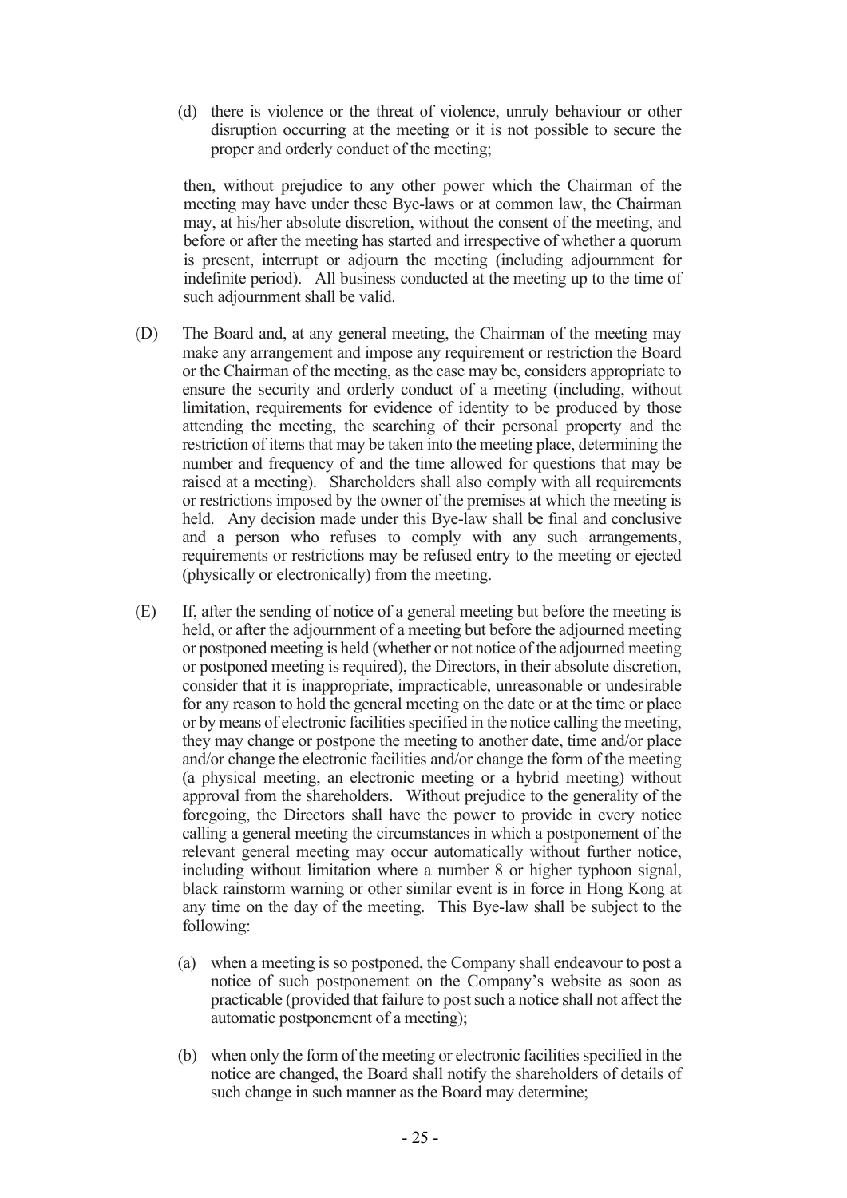(d) there is violence or the threat of violence, unruly behaviour or other disruption occurring at the meeting or it is not possible to secure the proper and orderly conduct of the meeting;

then, without prejudice to any other power which the Chairman of the meeting may have under these Bye-laws or at common law, the Chairman may, at his/her absolute discretion, without the consent of the meeting, and before or after the meeting has started and irrespective of whether a quorum is present, interrupt or adjourn the meeting (including adjournment for indefinite period). All business conducted at the meeting up to the time of such adjournment shall be valid.

(D) The Board and, at any general meeting, the Chairman of the meeting may make any arrangement and impose any requirement or restriction the Board or the Chairman of the meeting, as the case may be, considers appropriate to ensure the security and orderly conduct of a meeting (including, without limitation, requirements for evidence of identity to be produced by those attending the meeting, the searching of their personal property and the restriction of items that may be taken into the meeting place, determining the number and frequency of and the time allowed for questions that may be raised at a meeting). Shareholders shall also comply with all requirements or restrictions imposed by the owner of the premises at which the meeting is held. Any decision made under this Bye-law shall be final and conclusive and a person who refuses to comply with any such arrangements, requirements or restrictions may be refused entry to the meeting or ejected (physically or electronically) from the meeting.

(E) If, after the sending of notice of a general meeting but before the meeting is held, or after the adjournment of a meeting but before the adjourned meeting or postponed meeting is held (whether or not notice of the adjourned meeting or postponed meeting is required), the Directors, in their absolute discretion, consider that it is inappropriate, impracticable, unreasonable or undesirable for any reason to hold the general meeting on the date or at the time or place or by means of electronic facilities specified in the notice calling the meeting, they may change or postpone the meeting to another date, time and/or place and/or change the electronic facilities and/or change the form of the meeting (a physical meeting, an electronic meeting or a hybrid meeting) without approval from the shareholders. Without prejudice to the generality of the foregoing, the Directors shall have the power to provide in every notice calling a general meeting the circumstances in which a postponement of the relevant general meeting may occur automatically without further notice, including without limitation where a number 8 or higher typhoon signal, black rainstorm warning or other similar event is in force in Hong Kong at any time on the day of the meeting. This Bye-law shall be subject to the following:

(a) when a meeting is so postponed, the Company shall endeavour to post a notice of such postponement on the Company's website as soon as practicable (provided that failure to post such a notice shall not affect the automatic postponement of a meeting);

(b) when only the form of the meeting or electronic facilities specified in the notice are changed, the Board shall notify the shareholders of details of such change in such manner as the Board may determine;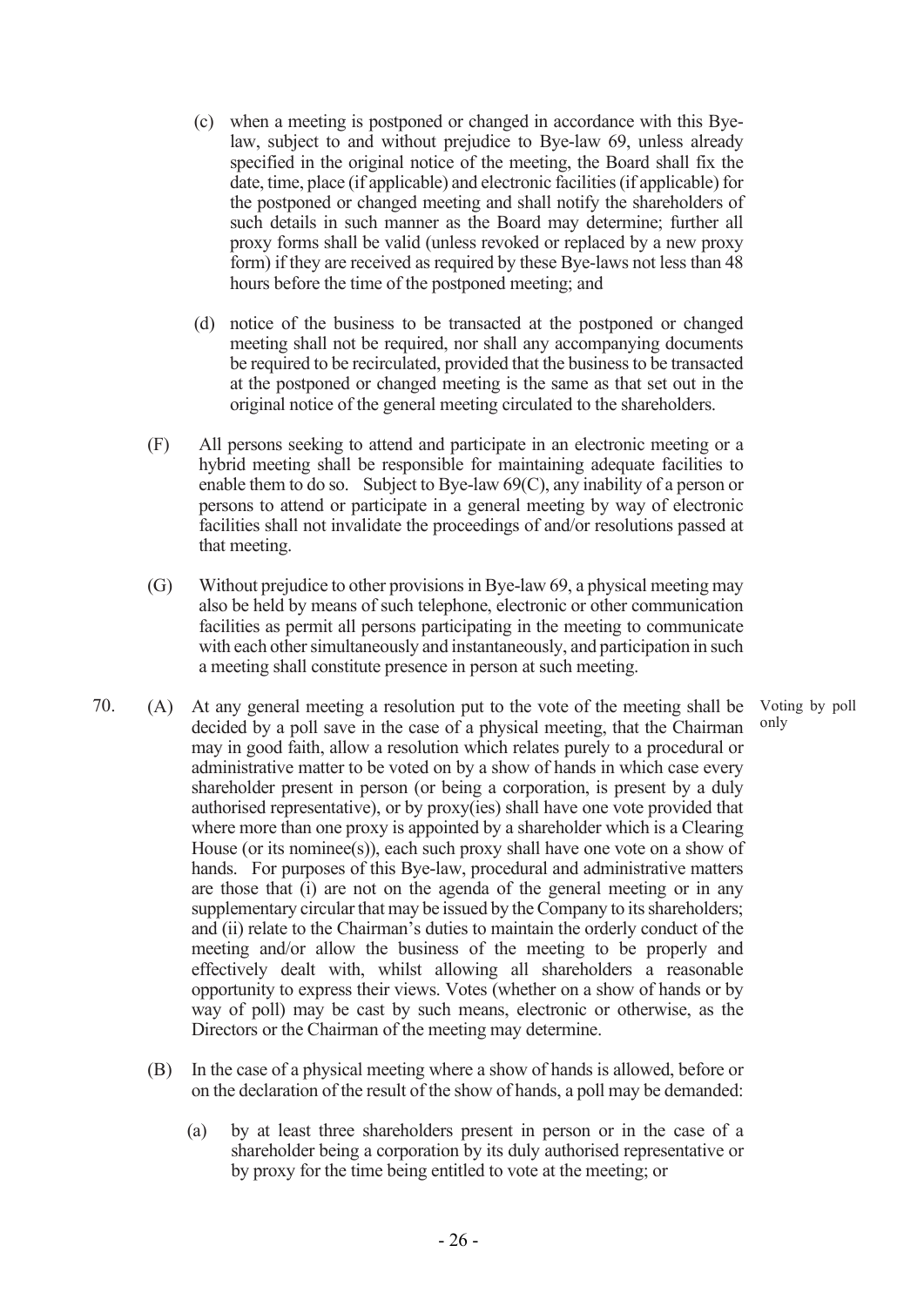(c) when a meeting is postponed or changed in accordance with this Bye-law, subject to and without prejudice to Bye-law 69, unless already specified in the original notice of the meeting, the Board shall fix the date, time, place (if applicable) and electronic facilities (if applicable) for the postponed or changed meeting and shall notify the shareholders of such details in such manner as the Board may determine; further all proxy forms shall be valid (unless revoked or replaced by a new proxy form) if they are received as required by these Bye-laws not less than 48 hours before the time of the postponed meeting; and

(d) notice of the business to be transacted at the postponed or changed meeting shall not be required, nor shall any accompanying documents be required to be recirculated, provided that the business to be transacted at the postponed or changed meeting is the same as that set out in the original notice of the general meeting circulated to the shareholders.

(F) All persons seeking to attend and participate in an electronic meeting or a hybrid meeting shall be responsible for maintaining adequate facilities to enable them to do so. Subject to Bye-law 69(C), any inability of a person or persons to attend or participate in a general meeting by way of electronic facilities shall not invalidate the proceedings of and/or resolutions passed at that meeting.

(G) Without prejudice to other provisions in Bye-law 69, a physical meeting may also be held by means of such telephone, electronic or other communication facilities as permit all persons participating in the meeting to communicate with each other simultaneously and instantaneously, and participation in such a meeting shall constitute presence in person at such meeting.

70. (A) At any general meeting a resolution put to the vote of the meeting shall be decided by a poll save in the case of a physical meeting, that the Chairman may in good faith, allow a resolution which relates purely to a procedural or administrative matter to be voted on by a show of hands in which case every shareholder present in person (or being a corporation, is present by a duly authorised representative), or by proxy(ies) shall have one vote provided that where more than one proxy is appointed by a shareholder which is a Clearing House (or its nominee(s)), each such proxy shall have one vote on a show of hands. For purposes of this Bye-law, procedural and administrative matters are those that (i) are not on the agenda of the general meeting or in any supplementary circular that may be issued by the Company to its shareholders; and (ii) relate to the Chairman's duties to maintain the orderly conduct of the meeting and/or allow the business of the meeting to be properly and effectively dealt with, whilst allowing all shareholders a reasonable opportunity to express their views. Votes (whether on a show of hands or by way of poll) may be cast by such means, electronic or otherwise, as the Directors or the Chairman of the meeting may determine.

*Voting by poll only*

(B) In the case of a physical meeting where a show of hands is allowed, before or on the declaration of the result of the show of hands, a poll may be demanded:

(a) by at least three shareholders present in person or in the case of a shareholder being a corporation by its duly authorised representative or by proxy for the time being entitled to vote at the meeting; or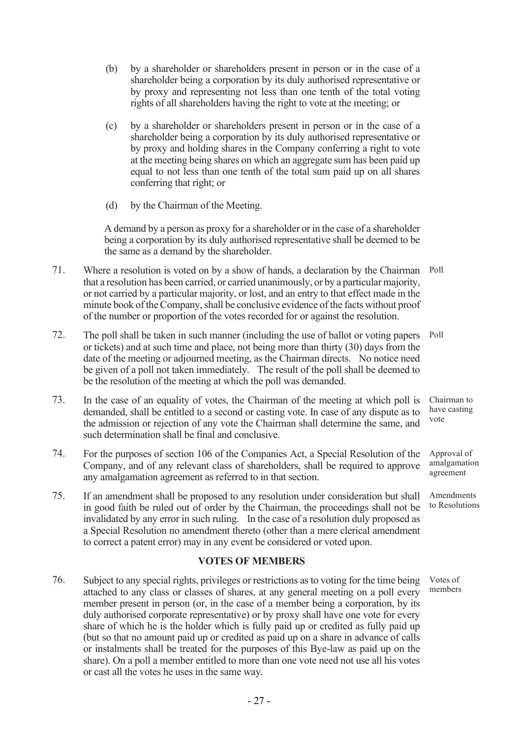(b) by a shareholder or shareholders present in person or in the case of a shareholder being a corporation by its duly authorised representative or by proxy and representing not less than one tenth of the total voting rights of all shareholders having the right to vote at the meeting; or

(c) by a shareholder or shareholders present in person or in the case of a shareholder being a corporation by its duly authorised representative or by proxy and holding shares in the Company conferring a right to vote at the meeting being shares on which an aggregate sum has been paid up equal to not less than one tenth of the total sum paid up on all shares conferring that right; or

(d) by the Chairman of the Meeting.

A demand by a person as proxy for a shareholder or in the case of a shareholder being a corporation by its duly authorised representative shall be deemed to be the same as a demand by the shareholder.

71. *Poll* — Where a resolution is voted on by a show of hands, a declaration by the Chairman that a resolution has been carried, or carried unanimously, or by a particular majority, or not carried by a particular majority, or lost, and an entry to that effect made in the minute book of the Company, shall be conclusive evidence of the facts without proof of the number or proportion of the votes recorded for or against the resolution.

72. *Poll* — The poll shall be taken in such manner (including the use of ballot or voting papers or tickets) and at such time and place, not being more than thirty (30) days from the date of the meeting or adjourned meeting, as the Chairman directs. No notice need be given of a poll not taken immediately. The result of the poll shall be deemed to be the resolution of the meeting at which the poll was demanded.

73. *Chairman to have casting vote* — In the case of an equality of votes, the Chairman of the meeting at which poll is demanded, shall be entitled to a second or casting vote. In case of any dispute as to the admission or rejection of any vote the Chairman shall determine the same, and such determination shall be final and conclusive.

74. *Approval of amalgamation agreement* — For the purposes of section 106 of the Companies Act, a Special Resolution of the Company, and of any relevant class of shareholders, shall be required to approve any amalgamation agreement as referred to in that section.

75. *Amendments to Resolutions* — If an amendment shall be proposed to any resolution under consideration but shall in good faith be ruled out of order by the Chairman, the proceedings shall not be invalidated by any error in such ruling. In the case of a resolution duly proposed as a Special Resolution no amendment thereto (other than a mere clerical amendment to correct a patent error) may in any event be considered or voted upon.

## VOTES OF MEMBERS

76. *Votes of members* — Subject to any special rights, privileges or restrictions as to voting for the time being attached to any class or classes of shares, at any general meeting on a poll every member present in person (or, in the case of a member being a corporation, by its duly authorised corporate representative) or by proxy shall have one vote for every share of which he is the holder which is fully paid up or credited as fully paid up (but so that no amount paid up or credited as paid up on a share in advance of calls or instalments shall be treated for the purposes of this Bye-law as paid up on the share). On a poll a member entitled to more than one vote need not use all his votes or cast all the votes he uses in the same way.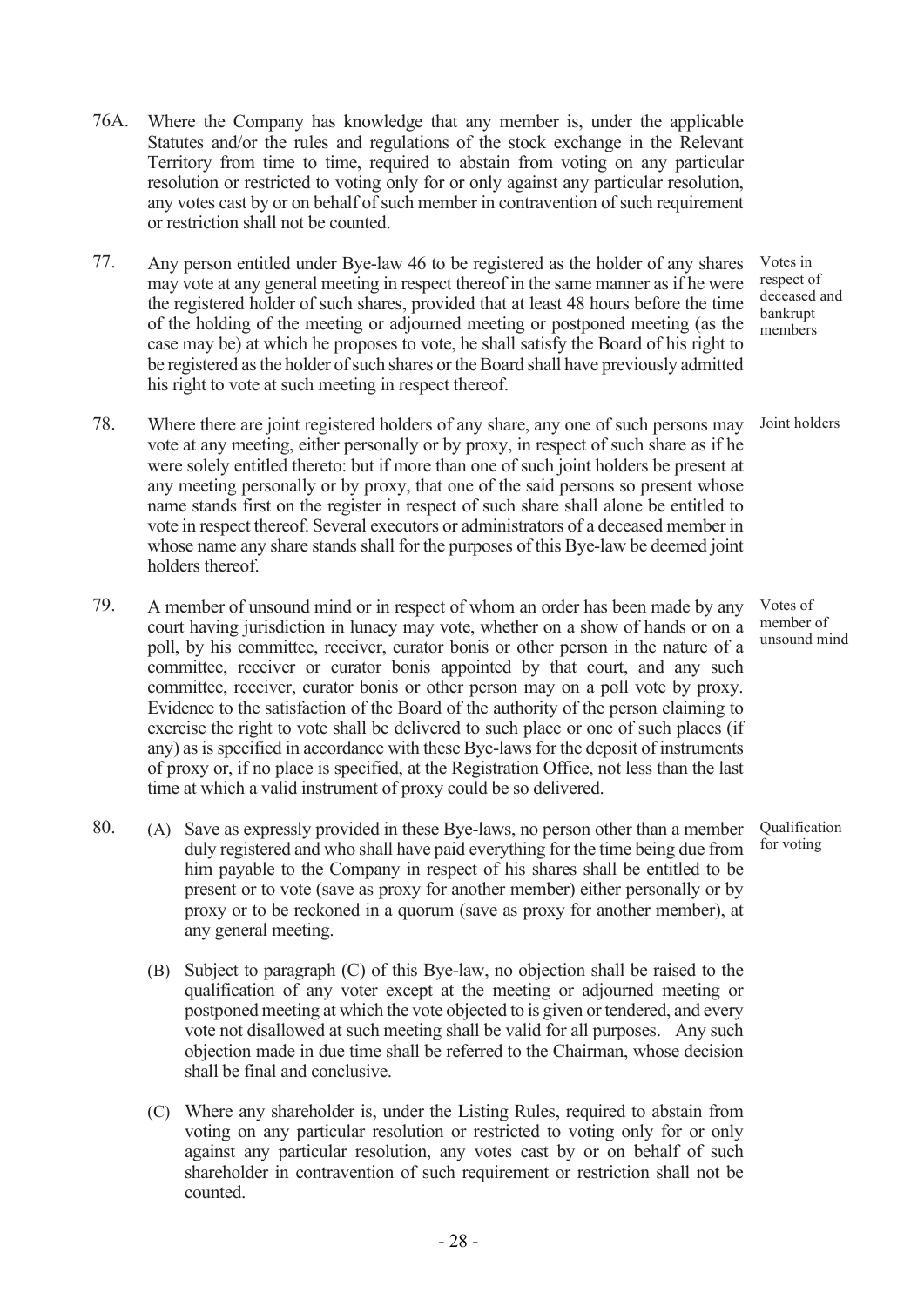76A. Where the Company has knowledge that any member is, under the applicable Statutes and/or the rules and regulations of the stock exchange in the Relevant Territory from time to time, required to abstain from voting on any particular resolution or restricted to voting only for or only against any particular resolution, any votes cast by or on behalf of such member in contravention of such requirement or restriction shall not be counted.

*Votes in respect of deceased and bankrupt members*

77. Any person entitled under Bye-law 46 to be registered as the holder of any shares may vote at any general meeting in respect thereof in the same manner as if he were the registered holder of such shares, provided that at least 48 hours before the time of the holding of the meeting or adjourned meeting or postponed meeting (as the case may be) at which he proposes to vote, he shall satisfy the Board of his right to be registered as the holder of such shares or the Board shall have previously admitted his right to vote at such meeting in respect thereof.

*Joint holders*

78. Where there are joint registered holders of any share, any one of such persons may vote at any meeting, either personally or by proxy, in respect of such share as if he were solely entitled thereto: but if more than one of such joint holders be present at any meeting personally or by proxy, that one of the said persons so present whose name stands first on the register in respect of such share shall alone be entitled to vote in respect thereof. Several executors or administrators of a deceased member in whose name any share stands shall for the purposes of this Bye-law be deemed joint holders thereof.

*Votes of member of unsound mind*

79. A member of unsound mind or in respect of whom an order has been made by any court having jurisdiction in lunacy may vote, whether on a show of hands or on a poll, by his committee, receiver, curator bonis or other person in the nature of a committee, receiver or curator bonis appointed by that court, and any such committee, receiver, curator bonis or other person may on a poll vote by proxy. Evidence to the satisfaction of the Board of the authority of the person claiming to exercise the right to vote shall be delivered to such place or one of such places (if any) as is specified in accordance with these Bye-laws for the deposit of instruments of proxy or, if no place is specified, at the Registration Office, not less than the last time at which a valid instrument of proxy could be so delivered.

*Qualification for voting*

80. (A) Save as expressly provided in these Bye-laws, no person other than a member duly registered and who shall have paid everything for the time being due from him payable to the Company in respect of his shares shall be entitled to be present or to vote (save as proxy for another member) either personally or by proxy or to be reckoned in a quorum (save as proxy for another member), at any general meeting.

(B) Subject to paragraph (C) of this Bye-law, no objection shall be raised to the qualification of any voter except at the meeting or adjourned meeting or postponed meeting at which the vote objected to is given or tendered, and every vote not disallowed at such meeting shall be valid for all purposes. Any such objection made in due time shall be referred to the Chairman, whose decision shall be final and conclusive.

(C) Where any shareholder is, under the Listing Rules, required to abstain from voting on any particular resolution or restricted to voting only for or only against any particular resolution, any votes cast by or on behalf of such shareholder in contravention of such requirement or restriction shall not be counted.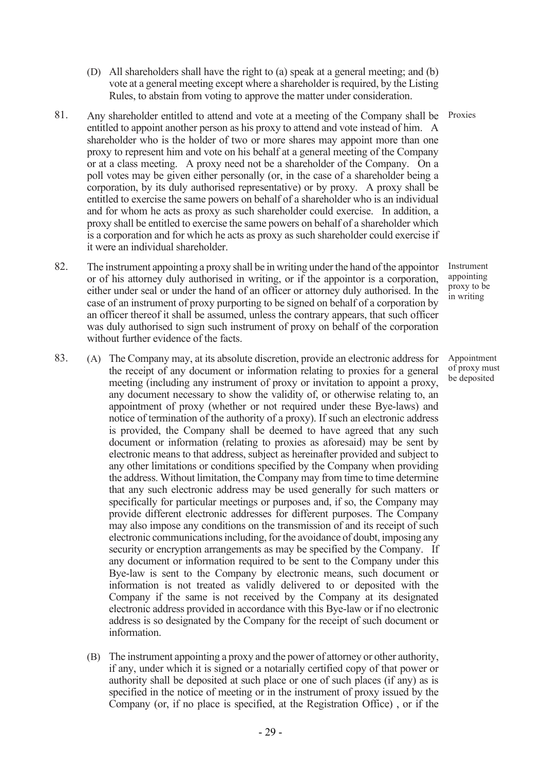(D) All shareholders shall have the right to (a) speak at a general meeting; and (b) vote at a general meeting except where a shareholder is required, by the Listing Rules, to abstain from voting to approve the matter under consideration.

81. *Proxies* Any shareholder entitled to attend and vote at a meeting of the Company shall be entitled to appoint another person as his proxy to attend and vote instead of him. A shareholder who is the holder of two or more shares may appoint more than one proxy to represent him and vote on his behalf at a general meeting of the Company or at a class meeting. A proxy need not be a shareholder of the Company. On a poll votes may be given either personally (or, in the case of a shareholder being a corporation, by its duly authorised representative) or by proxy. A proxy shall be entitled to exercise the same powers on behalf of a shareholder who is an individual and for whom he acts as proxy as such shareholder could exercise. In addition, a proxy shall be entitled to exercise the same powers on behalf of a shareholder which is a corporation and for which he acts as proxy as such shareholder could exercise if it were an individual shareholder.

82. *Instrument appointing proxy to be in writing* The instrument appointing a proxy shall be in writing under the hand of the appointor or of his attorney duly authorised in writing, or if the appointor is a corporation, either under seal or under the hand of an officer or attorney duly authorised. In the case of an instrument of proxy purporting to be signed on behalf of a corporation by an officer thereof it shall be assumed, unless the contrary appears, that such officer was duly authorised to sign such instrument of proxy on behalf of the corporation without further evidence of the facts.

83. *Appointment of proxy must be deposited*

(A) The Company may, at its absolute discretion, provide an electronic address for the receipt of any document or information relating to proxies for a general meeting (including any instrument of proxy or invitation to appoint a proxy, any document necessary to show the validity of, or otherwise relating to, an appointment of proxy (whether or not required under these Bye-laws) and notice of termination of the authority of a proxy). If such an electronic address is provided, the Company shall be deemed to have agreed that any such document or information (relating to proxies as aforesaid) may be sent by electronic means to that address, subject as hereinafter provided and subject to any other limitations or conditions specified by the Company when providing the address. Without limitation, the Company may from time to time determine that any such electronic address may be used generally for such matters or specifically for particular meetings or purposes and, if so, the Company may provide different electronic addresses for different purposes. The Company may also impose any conditions on the transmission of and its receipt of such electronic communications including, for the avoidance of doubt, imposing any security or encryption arrangements as may be specified by the Company. If any document or information required to be sent to the Company under this Bye-law is sent to the Company by electronic means, such document or information is not treated as validly delivered to or deposited with the Company if the same is not received by the Company at its designated electronic address provided in accordance with this Bye-law or if no electronic address is so designated by the Company for the receipt of such document or information.

(B) The instrument appointing a proxy and the power of attorney or other authority, if any, under which it is signed or a notarially certified copy of that power or authority shall be deposited at such place or one of such places (if any) as is specified in the notice of meeting or in the instrument of proxy issued by the Company (or, if no place is specified, at the Registration Office) , or if the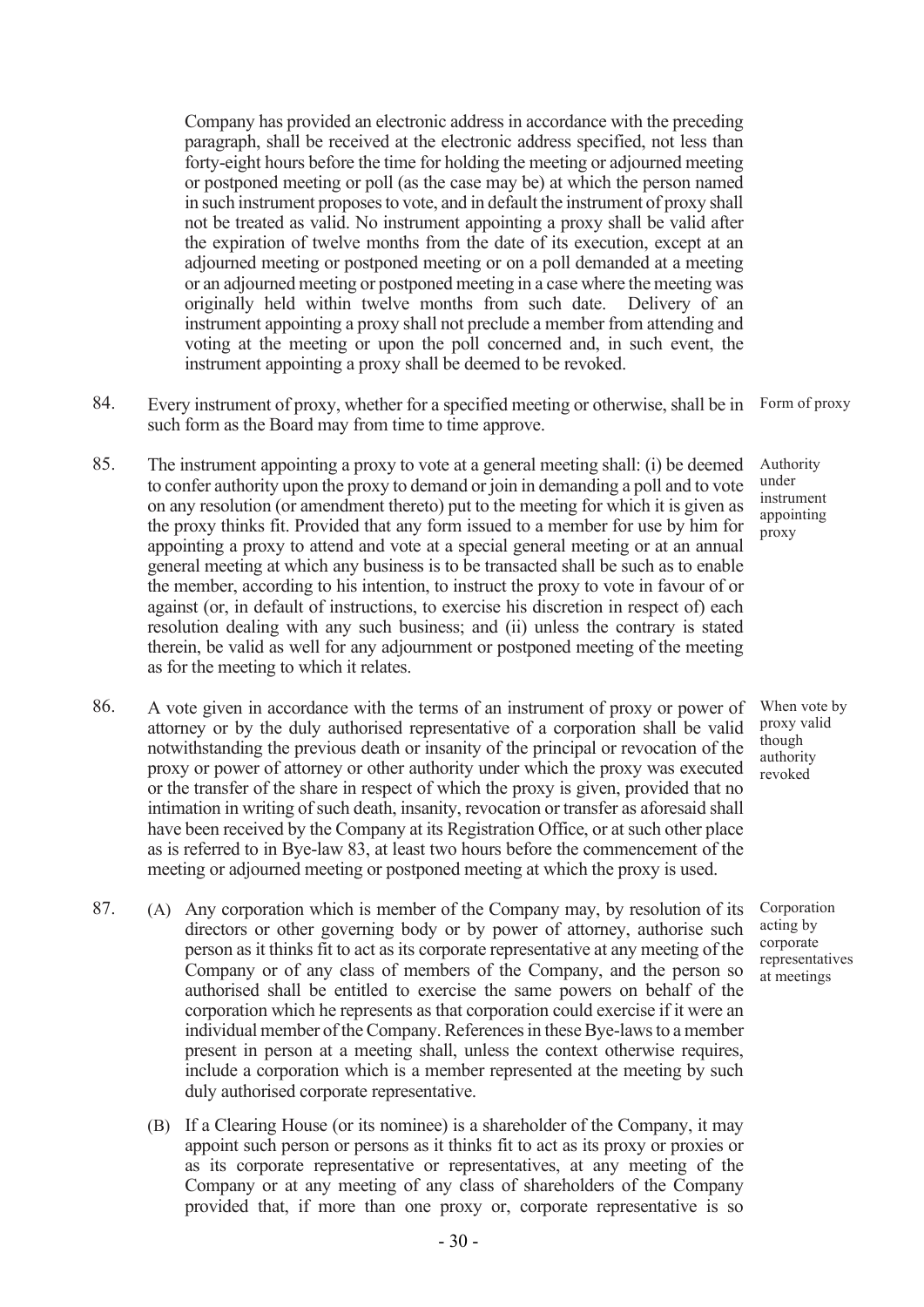Company has provided an electronic address in accordance with the preceding paragraph, shall be received at the electronic address specified, not less than forty-eight hours before the time for holding the meeting or adjourned meeting or postponed meeting or poll (as the case may be) at which the person named in such instrument proposes to vote, and in default the instrument of proxy shall not be treated as valid. No instrument appointing a proxy shall be valid after the expiration of twelve months from the date of its execution, except at an adjourned meeting or postponed meeting or on a poll demanded at a meeting or an adjourned meeting or postponed meeting in a case where the meeting was originally held within twelve months from such date. Delivery of an instrument appointing a proxy shall not preclude a member from attending and voting at the meeting or upon the poll concerned and, in such event, the instrument appointing a proxy shall be deemed to be revoked.

84. Every instrument of proxy, whether for a specified meeting or otherwise, shall be in such form as the Board may from time to time approve. *Form of proxy*

85. The instrument appointing a proxy to vote at a general meeting shall: (i) be deemed to confer authority upon the proxy to demand or join in demanding a poll and to vote on any resolution (or amendment thereto) put to the meeting for which it is given as the proxy thinks fit. Provided that any form issued to a member for use by him for appointing a proxy to attend and vote at a special general meeting or at an annual general meeting at which any business is to be transacted shall be such as to enable the member, according to his intention, to instruct the proxy to vote in favour of or against (or, in default of instructions, to exercise his discretion in respect of) each resolution dealing with any such business; and (ii) unless the contrary is stated therein, be valid as well for any adjournment or postponed meeting of the meeting as for the meeting to which it relates. *Authority under instrument appointing proxy*

86. A vote given in accordance with the terms of an instrument of proxy or power of attorney or by the duly authorised representative of a corporation shall be valid notwithstanding the previous death or insanity of the principal or revocation of the proxy or power of attorney or other authority under which the proxy was executed or the transfer of the share in respect of which the proxy is given, provided that no intimation in writing of such death, insanity, revocation or transfer as aforesaid shall have been received by the Company at its Registration Office, or at such other place as is referred to in Bye-law 83, at least two hours before the commencement of the meeting or adjourned meeting or postponed meeting at which the proxy is used. *When vote by proxy valid though authority revoked*

87. (A) Any corporation which is member of the Company may, by resolution of its directors or other governing body or by power of attorney, authorise such person as it thinks fit to act as its corporate representative at any meeting of the Company or of any class of members of the Company, and the person so authorised shall be entitled to exercise the same powers on behalf of the corporation which he represents as that corporation could exercise if it were an individual member of the Company. References in these Bye-laws to a member present in person at a meeting shall, unless the context otherwise requires, include a corporation which is a member represented at the meeting by such duly authorised corporate representative. *Corporation acting by corporate representatives at meetings*

(B) If a Clearing House (or its nominee) is a shareholder of the Company, it may appoint such person or persons as it thinks fit to act as its proxy or proxies or as its corporate representative or representatives, at any meeting of the Company or at any meeting of any class of shareholders of the Company provided that, if more than one proxy or, corporate representative is so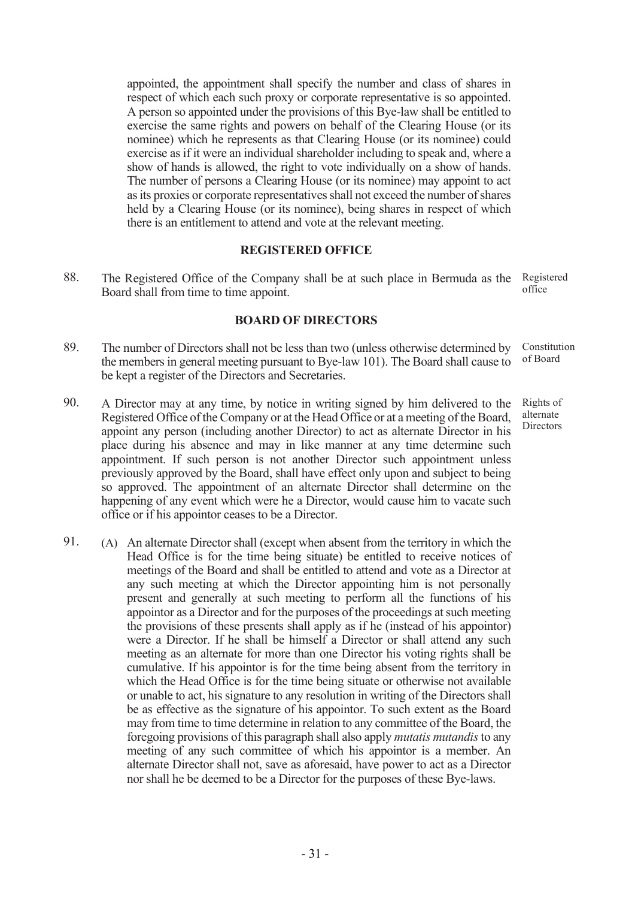appointed, the appointment shall specify the number and class of shares in respect of which each such proxy or corporate representative is so appointed. A person so appointed under the provisions of this Bye-law shall be entitled to exercise the same rights and powers on behalf of the Clearing House (or its nominee) which he represents as that Clearing House (or its nominee) could exercise as if it were an individual shareholder including to speak and, where a show of hands is allowed, the right to vote individually on a show of hands. The number of persons a Clearing House (or its nominee) may appoint to act as its proxies or corporate representatives shall not exceed the number of shares held by a Clearing House (or its nominee), being shares in respect of which there is an entitlement to attend and vote at the relevant meeting.

## REGISTERED OFFICE

88. The Registered Office of the Company shall be at such place in Bermuda as the Board shall from time to time appoint. *Registered office*

## BOARD OF DIRECTORS

89. The number of Directors shall not be less than two (unless otherwise determined by the members in general meeting pursuant to Bye-law 101). The Board shall cause to be kept a register of the Directors and Secretaries. *Constitution of Board*

90. A Director may at any time, by notice in writing signed by him delivered to the Registered Office of the Company or at the Head Office or at a meeting of the Board, appoint any person (including another Director) to act as alternate Director in his place during his absence and may in like manner at any time determine such appointment. If such person is not another Director such appointment unless previously approved by the Board, shall have effect only upon and subject to being so approved. The appointment of an alternate Director shall determine on the happening of any event which were he a Director, would cause him to vacate such office or if his appointor ceases to be a Director. *Rights of alternate Directors*

91. (A) An alternate Director shall (except when absent from the territory in which the Head Office is for the time being situate) be entitled to receive notices of meetings of the Board and shall be entitled to attend and vote as a Director at any such meeting at which the Director appointing him is not personally present and generally at such meeting to perform all the functions of his appointor as a Director and for the purposes of the proceedings at such meeting the provisions of these presents shall apply as if he (instead of his appointor) were a Director. If he shall be himself a Director or shall attend any such meeting as an alternate for more than one Director his voting rights shall be cumulative. If his appointor is for the time being absent from the territory in which the Head Office is for the time being situate or otherwise not available or unable to act, his signature to any resolution in writing of the Directors shall be as effective as the signature of his appointor. To such extent as the Board may from time to time determine in relation to any committee of the Board, the foregoing provisions of this paragraph shall also apply *mutatis mutandis* to any meeting of any such committee of which his appointor is a member. An alternate Director shall not, save as aforesaid, have power to act as a Director nor shall he be deemed to be a Director for the purposes of these Bye-laws.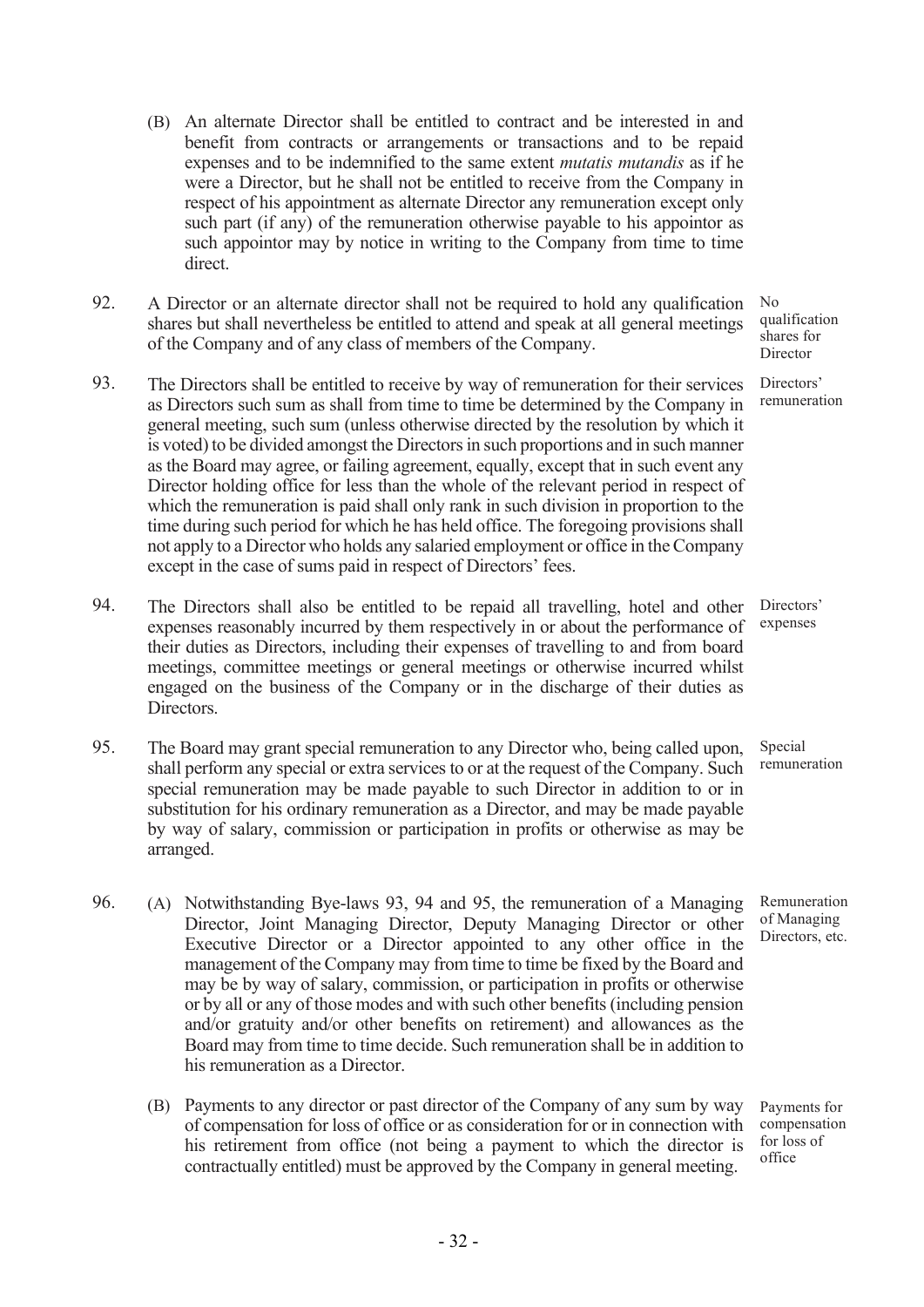(B) An alternate Director shall be entitled to contract and be interested in and benefit from contracts or arrangements or transactions and to be repaid expenses and to be indemnified to the same extent *mutatis mutandis* as if he were a Director, but he shall not be entitled to receive from the Company in respect of his appointment as alternate Director any remuneration except only such part (if any) of the remuneration otherwise payable to his appointor as such appointor may by notice in writing to the Company from time to time direct.

92. A Director or an alternate director shall not be required to hold any qualification shares but shall nevertheless be entitled to attend and speak at all general meetings of the Company and of any class of members of the Company.

*No qualification shares for Director*

93. The Directors shall be entitled to receive by way of remuneration for their services as Directors such sum as shall from time to time be determined by the Company in general meeting, such sum (unless otherwise directed by the resolution by which it is voted) to be divided amongst the Directors in such proportions and in such manner as the Board may agree, or failing agreement, equally, except that in such event any Director holding office for less than the whole of the relevant period in respect of which the remuneration is paid shall only rank in such division in proportion to the time during such period for which he has held office. The foregoing provisions shall not apply to a Director who holds any salaried employment or office in the Company except in the case of sums paid in respect of Directors' fees.

*Directors' remuneration*

94. The Directors shall also be entitled to be repaid all travelling, hotel and other expenses reasonably incurred by them respectively in or about the performance of their duties as Directors, including their expenses of travelling to and from board meetings, committee meetings or general meetings or otherwise incurred whilst engaged on the business of the Company or in the discharge of their duties as Directors.

*Directors' expenses*

95. The Board may grant special remuneration to any Director who, being called upon, shall perform any special or extra services to or at the request of the Company. Such special remuneration may be made payable to such Director in addition to or in substitution for his ordinary remuneration as a Director, and may be made payable by way of salary, commission or participation in profits or otherwise as may be arranged.

*Special remuneration*

96. (A) Notwithstanding Bye-laws 93, 94 and 95, the remuneration of a Managing Director, Joint Managing Director, Deputy Managing Director or other Executive Director or a Director appointed to any other office in the management of the Company may from time to time be fixed by the Board and may be by way of salary, commission, or participation in profits or otherwise or by all or any of those modes and with such other benefits (including pension and/or gratuity and/or other benefits on retirement) and allowances as the Board may from time to time decide. Such remuneration shall be in addition to his remuneration as a Director.

*Remuneration of Managing Directors, etc.*

(B) Payments to any director or past director of the Company of any sum by way of compensation for loss of office or as consideration for or in connection with his retirement from office (not being a payment to which the director is contractually entitled) must be approved by the Company in general meeting.

*Payments for compensation for loss of office*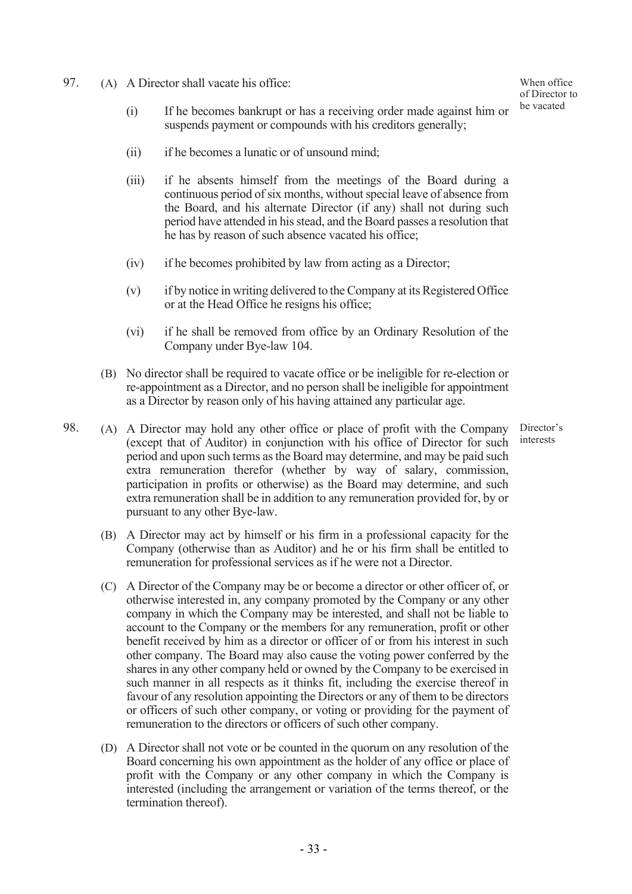97\. (A) A Director shall vacate his office:

*When office of Director to be vacated*

(i) If he becomes bankrupt or has a receiving order made against him or suspends payment or compounds with his creditors generally;

(ii) if he becomes a lunatic or of unsound mind;

(iii) if he absents himself from the meetings of the Board during a continuous period of six months, without special leave of absence from the Board, and his alternate Director (if any) shall not during such period have attended in his stead, and the Board passes a resolution that he has by reason of such absence vacated his office;

(iv) if he becomes prohibited by law from acting as a Director;

(v) if by notice in writing delivered to the Company at its Registered Office or at the Head Office he resigns his office;

(vi) if he shall be removed from office by an Ordinary Resolution of the Company under Bye-law 104.

(B) No director shall be required to vacate office or be ineligible for re-election or re-appointment as a Director, and no person shall be ineligible for appointment as a Director by reason only of his having attained any particular age.

98\. (A) A Director may hold any other office or place of profit with the Company (except that of Auditor) in conjunction with his office of Director for such period and upon such terms as the Board may determine, and may be paid such extra remuneration therefor (whether by way of salary, commission, participation in profits or otherwise) as the Board may determine, and such extra remuneration shall be in addition to any remuneration provided for, by or pursuant to any other Bye-law.

*Director's interests*

(B) A Director may act by himself or his firm in a professional capacity for the Company (otherwise than as Auditor) and he or his firm shall be entitled to remuneration for professional services as if he were not a Director.

(C) A Director of the Company may be or become a director or other officer of, or otherwise interested in, any company promoted by the Company or any other company in which the Company may be interested, and shall not be liable to account to the Company or the members for any remuneration, profit or other benefit received by him as a director or officer of or from his interest in such other company. The Board may also cause the voting power conferred by the shares in any other company held or owned by the Company to be exercised in such manner in all respects as it thinks fit, including the exercise thereof in favour of any resolution appointing the Directors or any of them to be directors or officers of such other company, or voting or providing for the payment of remuneration to the directors or officers of such other company.

(D) A Director shall not vote or be counted in the quorum on any resolution of the Board concerning his own appointment as the holder of any office or place of profit with the Company or any other company in which the Company is interested (including the arrangement or variation of the terms thereof, or the termination thereof).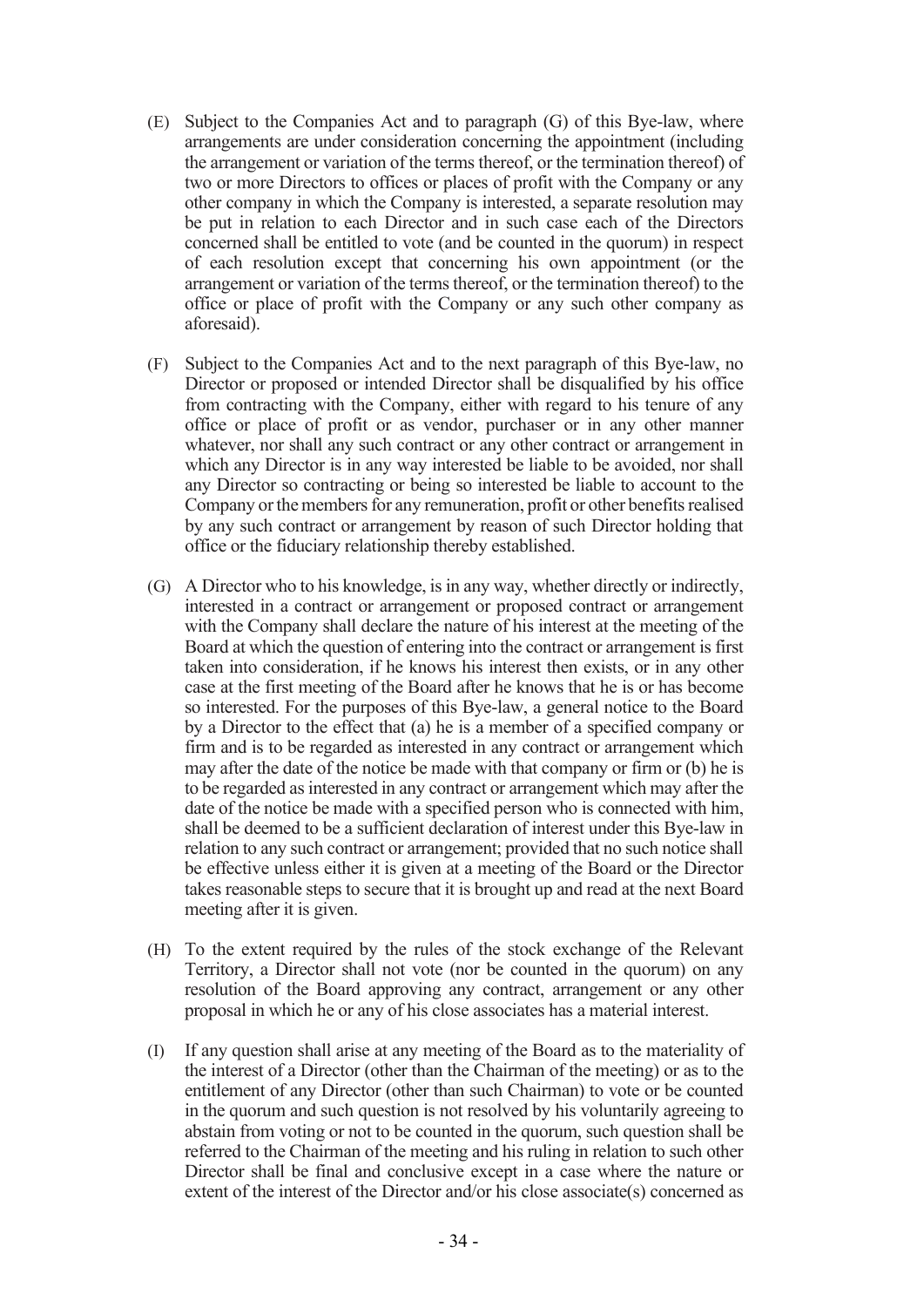(E) Subject to the Companies Act and to paragraph (G) of this Bye-law, where arrangements are under consideration concerning the appointment (including the arrangement or variation of the terms thereof, or the termination thereof) of two or more Directors to offices or places of profit with the Company or any other company in which the Company is interested, a separate resolution may be put in relation to each Director and in such case each of the Directors concerned shall be entitled to vote (and be counted in the quorum) in respect of each resolution except that concerning his own appointment (or the arrangement or variation of the terms thereof, or the termination thereof) to the office or place of profit with the Company or any such other company as aforesaid).

(F) Subject to the Companies Act and to the next paragraph of this Bye-law, no Director or proposed or intended Director shall be disqualified by his office from contracting with the Company, either with regard to his tenure of any office or place of profit or as vendor, purchaser or in any other manner whatever, nor shall any such contract or any other contract or arrangement in which any Director is in any way interested be liable to be avoided, nor shall any Director so contracting or being so interested be liable to account to the Company or the members for any remuneration, profit or other benefits realised by any such contract or arrangement by reason of such Director holding that office or the fiduciary relationship thereby established.

(G) A Director who to his knowledge, is in any way, whether directly or indirectly, interested in a contract or arrangement or proposed contract or arrangement with the Company shall declare the nature of his interest at the meeting of the Board at which the question of entering into the contract or arrangement is first taken into consideration, if he knows his interest then exists, or in any other case at the first meeting of the Board after he knows that he is or has become so interested. For the purposes of this Bye-law, a general notice to the Board by a Director to the effect that (a) he is a member of a specified company or firm and is to be regarded as interested in any contract or arrangement which may after the date of the notice be made with that company or firm or (b) he is to be regarded as interested in any contract or arrangement which may after the date of the notice be made with a specified person who is connected with him, shall be deemed to be a sufficient declaration of interest under this Bye-law in relation to any such contract or arrangement; provided that no such notice shall be effective unless either it is given at a meeting of the Board or the Director takes reasonable steps to secure that it is brought up and read at the next Board meeting after it is given.

(H) To the extent required by the rules of the stock exchange of the Relevant Territory, a Director shall not vote (nor be counted in the quorum) on any resolution of the Board approving any contract, arrangement or any other proposal in which he or any of his close associates has a material interest.

(I) If any question shall arise at any meeting of the Board as to the materiality of the interest of a Director (other than the Chairman of the meeting) or as to the entitlement of any Director (other than such Chairman) to vote or be counted in the quorum and such question is not resolved by his voluntarily agreeing to abstain from voting or not to be counted in the quorum, such question shall be referred to the Chairman of the meeting and his ruling in relation to such other Director shall be final and conclusive except in a case where the nature or extent of the interest of the Director and/or his close associate(s) concerned as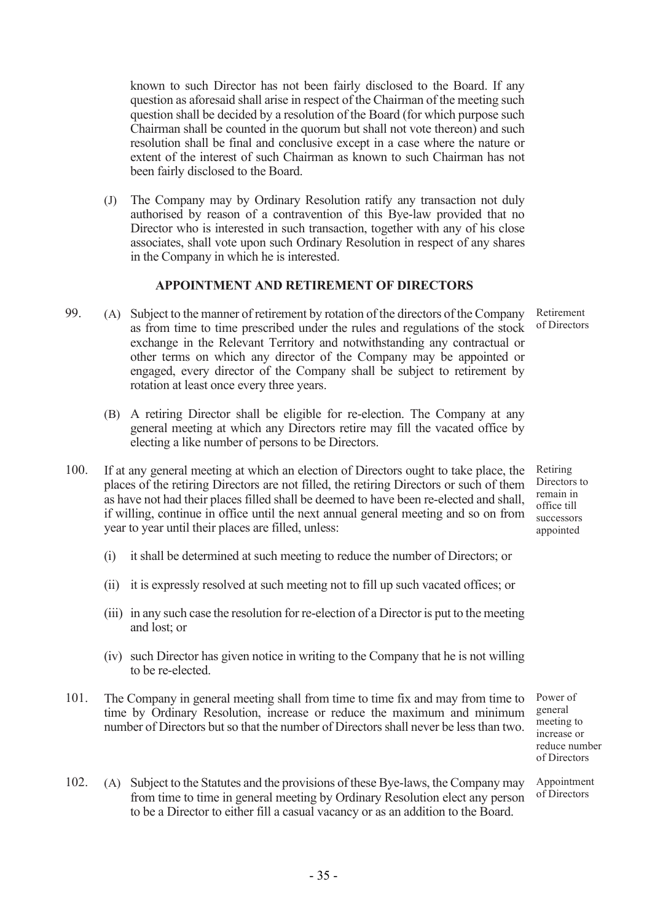known to such Director has not been fairly disclosed to the Board. If any question as aforesaid shall arise in respect of the Chairman of the meeting such question shall be decided by a resolution of the Board (for which purpose such Chairman shall be counted in the quorum but shall not vote thereon) and such resolution shall be final and conclusive except in a case where the nature or extent of the interest of such Chairman as known to such Chairman has not been fairly disclosed to the Board.

(J) The Company may by Ordinary Resolution ratify any transaction not duly authorised by reason of a contravention of this Bye-law provided that no Director who is interested in such transaction, together with any of his close associates, shall vote upon such Ordinary Resolution in respect of any shares in the Company in which he is interested.

## APPOINTMENT AND RETIREMENT OF DIRECTORS

99. *Retirement of Directors*

(A) Subject to the manner of retirement by rotation of the directors of the Company as from time to time prescribed under the rules and regulations of the stock exchange in the Relevant Territory and notwithstanding any contractual or other terms on which any director of the Company may be appointed or engaged, every director of the Company shall be subject to retirement by rotation at least once every three years.

(B) A retiring Director shall be eligible for re-election. The Company at any general meeting at which any Directors retire may fill the vacated office by electing a like number of persons to be Directors.

100. *Retiring Directors to remain in office till successors appointed*

If at any general meeting at which an election of Directors ought to take place, the places of the retiring Directors are not filled, the retiring Directors or such of them as have not had their places filled shall be deemed to have been re-elected and shall, if willing, continue in office until the next annual general meeting and so on from year to year until their places are filled, unless:

(i) it shall be determined at such meeting to reduce the number of Directors; or

(ii) it is expressly resolved at such meeting not to fill up such vacated offices; or

(iii) in any such case the resolution for re-election of a Director is put to the meeting and lost; or

(iv) such Director has given notice in writing to the Company that he is not willing to be re-elected.

101. *Power of general meeting to increase or reduce number of Directors*

The Company in general meeting shall from time to time fix and may from time to time by Ordinary Resolution, increase or reduce the maximum and minimum number of Directors but so that the number of Directors shall never be less than two.

102. *Appointment of Directors*

(A) Subject to the Statutes and the provisions of these Bye-laws, the Company may from time to time in general meeting by Ordinary Resolution elect any person to be a Director to either fill a casual vacancy or as an addition to the Board.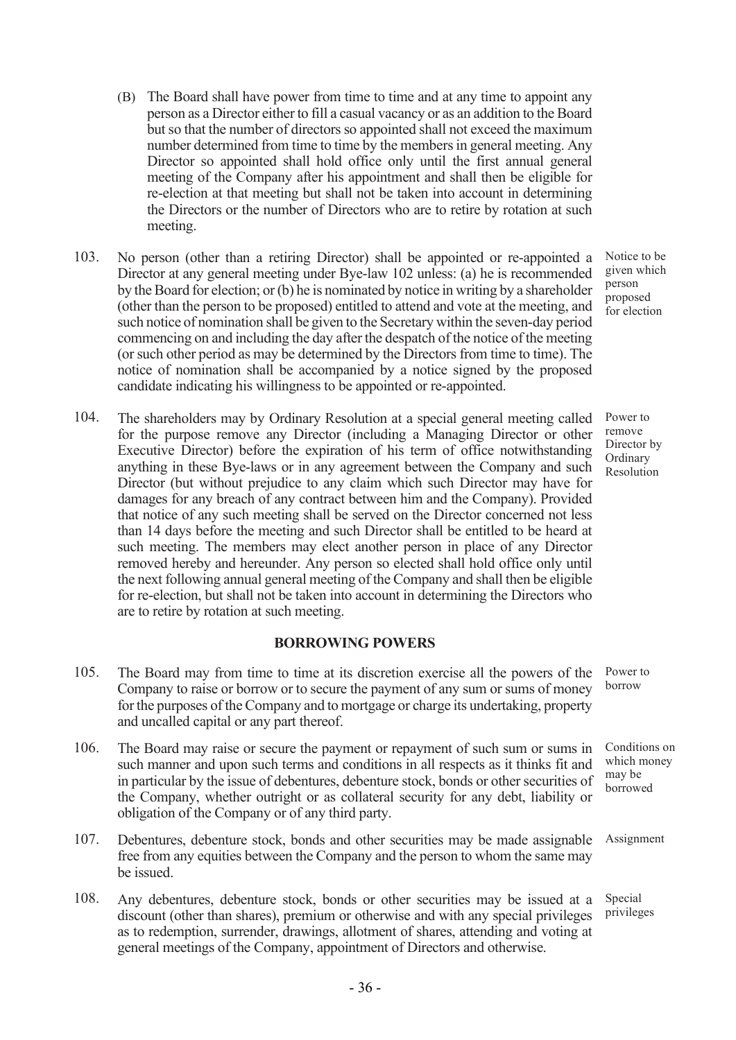(B) The Board shall have power from time to time and at any time to appoint any person as a Director either to fill a casual vacancy or as an addition to the Board but so that the number of directors so appointed shall not exceed the maximum number determined from time to time by the members in general meeting. Any Director so appointed shall hold office only until the first annual general meeting of the Company after his appointment and shall then be eligible for re-election at that meeting but shall not be taken into account in determining the Directors or the number of Directors who are to retire by rotation at such meeting.

103. No person (other than a retiring Director) shall be appointed or re-appointed a Director at any general meeting under Bye-law 102 unless: (a) he is recommended by the Board for election; or (b) he is nominated by notice in writing by a shareholder (other than the person to be proposed) entitled to attend and vote at the meeting, and such notice of nomination shall be given to the Secretary within the seven-day period commencing on and including the day after the despatch of the notice of the meeting (or such other period as may be determined by the Directors from time to time). The notice of nomination shall be accompanied by a notice signed by the proposed candidate indicating his willingness to be appointed or re-appointed.

*Notice to be given which person proposed for election*

104. The shareholders may by Ordinary Resolution at a special general meeting called for the purpose remove any Director (including a Managing Director or other Executive Director) before the expiration of his term of office notwithstanding anything in these Bye-laws or in any agreement between the Company and such Director (but without prejudice to any claim which such Director may have for damages for any breach of any contract between him and the Company). Provided that notice of any such meeting shall be served on the Director concerned not less than 14 days before the meeting and such Director shall be entitled to be heard at such meeting. The members may elect another person in place of any Director removed hereby and hereunder. Any person so elected shall hold office only until the next following annual general meeting of the Company and shall then be eligible for re-election, but shall not be taken into account in determining the Directors who are to retire by rotation at such meeting.

*Power to remove Director by Ordinary Resolution*

## BORROWING POWERS

105. The Board may from time to time at its discretion exercise all the powers of the Company to raise or borrow or to secure the payment of any sum or sums of money for the purposes of the Company and to mortgage or charge its undertaking, property and uncalled capital or any part thereof.

*Power to borrow*

106. The Board may raise or secure the payment or repayment of such sum or sums in such manner and upon such terms and conditions in all respects as it thinks fit and in particular by the issue of debentures, debenture stock, bonds or other securities of the Company, whether outright or as collateral security for any debt, liability or obligation of the Company or of any third party.

*Conditions on which money may be borrowed*

107. Debentures, debenture stock, bonds and other securities may be made assignable free from any equities between the Company and the person to whom the same may be issued.

*Assignment*

108. Any debentures, debenture stock, bonds or other securities may be issued at a discount (other than shares), premium or otherwise and with any special privileges as to redemption, surrender, drawings, allotment of shares, attending and voting at general meetings of the Company, appointment of Directors and otherwise.

*Special privileges*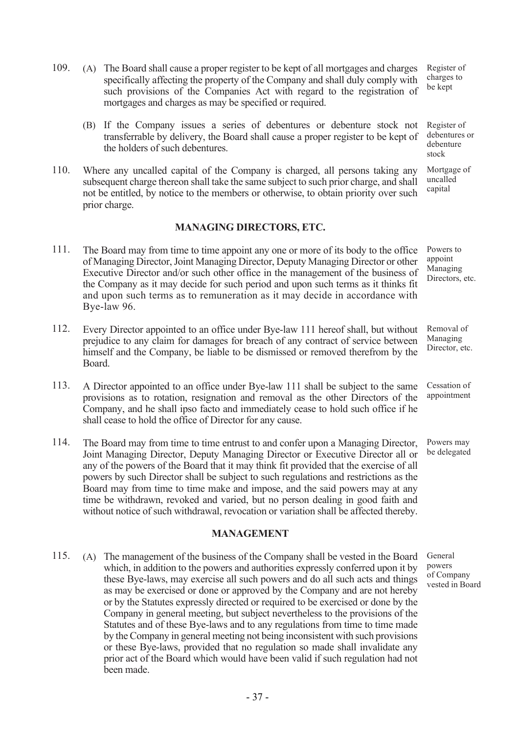109. (A) The Board shall cause a proper register to be kept of all mortgages and charges specifically affecting the property of the Company and shall duly comply with such provisions of the Companies Act with regard to the registration of mortgages and charges as may be specified or required.

*Register of charges to be kept*

(B) If the Company issues a series of debentures or debenture stock not transferrable by delivery, the Board shall cause a proper register to be kept of the holders of such debentures.

*Register of debentures or debenture stock*

110. Where any uncalled capital of the Company is charged, all persons taking any subsequent charge thereon shall take the same subject to such prior charge, and shall not be entitled, by notice to the members or otherwise, to obtain priority over such prior charge.

*Mortgage of uncalled capital*

## MANAGING DIRECTORS, ETC.

111. The Board may from time to time appoint any one or more of its body to the office of Managing Director, Joint Managing Director, Deputy Managing Director or other Executive Director and/or such other office in the management of the business of the Company as it may decide for such period and upon such terms as it thinks fit and upon such terms as to remuneration as it may decide in accordance with Bye-law 96.

*Powers to appoint Managing Directors, etc.*

112. Every Director appointed to an office under Bye-law 111 hereof shall, but without prejudice to any claim for damages for breach of any contract of service between himself and the Company, be liable to be dismissed or removed therefrom by the Board.

*Removal of Managing Director, etc.*

113. A Director appointed to an office under Bye-law 111 shall be subject to the same provisions as to rotation, resignation and removal as the other Directors of the Company, and he shall ipso facto and immediately cease to hold such office if he shall cease to hold the office of Director for any cause.

*Cessation of appointment*

114. The Board may from time to time entrust to and confer upon a Managing Director, Joint Managing Director, Deputy Managing Director or Executive Director all or any of the powers of the Board that it may think fit provided that the exercise of all powers by such Director shall be subject to such regulations and restrictions as the Board may from time to time make and impose, and the said powers may at any time be withdrawn, revoked and varied, but no person dealing in good faith and without notice of such withdrawal, revocation or variation shall be affected thereby.

*Powers may be delegated*

## MANAGEMENT

115. (A) The management of the business of the Company shall be vested in the Board which, in addition to the powers and authorities expressly conferred upon it by these Bye-laws, may exercise all such powers and do all such acts and things as may be exercised or done or approved by the Company and are not hereby or by the Statutes expressly directed or required to be exercised or done by the Company in general meeting, but subject nevertheless to the provisions of the Statutes and of these Bye-laws and to any regulations from time to time made by the Company in general meeting not being inconsistent with such provisions or these Bye-laws, provided that no regulation so made shall invalidate any prior act of the Board which would have been valid if such regulation had not been made.

*General powers of Company vested in Board*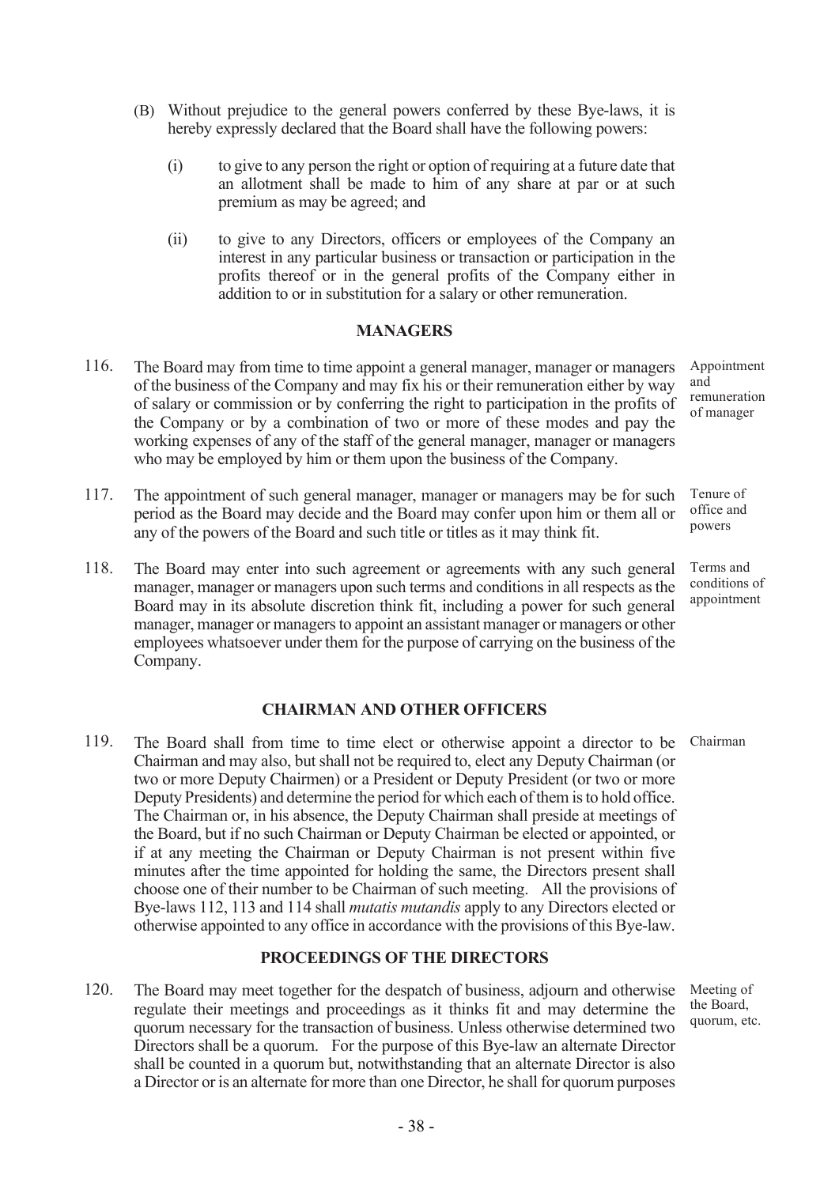(B) Without prejudice to the general powers conferred by these Bye-laws, it is hereby expressly declared that the Board shall have the following powers:

(i) to give to any person the right or option of requiring at a future date that an allotment shall be made to him of any share at par or at such premium as may be agreed; and

(ii) to give to any Directors, officers or employees of the Company an interest in any particular business or transaction or participation in the profits thereof or in the general profits of the Company either in addition to or in substitution for a salary or other remuneration.

## MANAGERS

116. The Board may from time to time appoint a general manager, manager or managers of the business of the Company and may fix his or their remuneration either by way of salary or commission or by conferring the right to participation in the profits of the Company or by a combination of two or more of these modes and pay the working expenses of any of the staff of the general manager, manager or managers who may be employed by him or them upon the business of the Company. *Appointment and remuneration of manager*

117. The appointment of such general manager, manager or managers may be for such period as the Board may decide and the Board may confer upon him or them all or any of the powers of the Board and such title or titles as it may think fit. *Tenure of office and powers*

118. The Board may enter into such agreement or agreements with any such general manager, manager or managers upon such terms and conditions in all respects as the Board may in its absolute discretion think fit, including a power for such general manager, manager or managers to appoint an assistant manager or managers or other employees whatsoever under them for the purpose of carrying on the business of the Company. *Terms and conditions of appointment*

## CHAIRMAN AND OTHER OFFICERS

119. The Board shall from time to time elect or otherwise appoint a director to be Chairman and may also, but shall not be required to, elect any Deputy Chairman (or two or more Deputy Chairmen) or a President or Deputy President (or two or more Deputy Presidents) and determine the period for which each of them is to hold office. The Chairman or, in his absence, the Deputy Chairman shall preside at meetings of the Board, but if no such Chairman or Deputy Chairman be elected or appointed, or if at any meeting the Chairman or Deputy Chairman is not present within five minutes after the time appointed for holding the same, the Directors present shall choose one of their number to be Chairman of such meeting. All the provisions of Bye-laws 112, 113 and 114 shall *mutatis mutandis* apply to any Directors elected or otherwise appointed to any office in accordance with the provisions of this Bye-law. *Chairman*

## PROCEEDINGS OF THE DIRECTORS

120. The Board may meet together for the despatch of business, adjourn and otherwise regulate their meetings and proceedings as it thinks fit and may determine the quorum necessary for the transaction of business. Unless otherwise determined two Directors shall be a quorum. For the purpose of this Bye-law an alternate Director shall be counted in a quorum but, notwithstanding that an alternate Director is also a Director or is an alternate for more than one Director, he shall for quorum purposes *Meeting of the Board, quorum, etc.*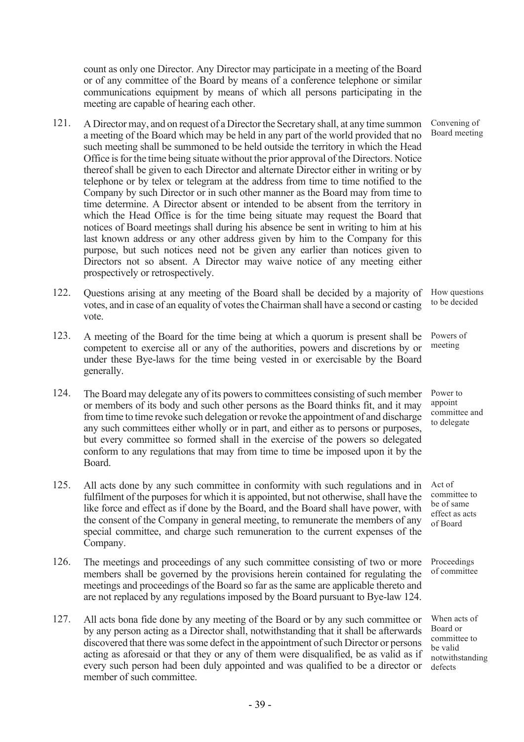count as only one Director. Any Director may participate in a meeting of the Board or of any committee of the Board by means of a conference telephone or similar communications equipment by means of which all persons participating in the meeting are capable of hearing each other.

121. *Convening of Board meeting* A Director may, and on request of a Director the Secretary shall, at any time summon a meeting of the Board which may be held in any part of the world provided that no such meeting shall be summoned to be held outside the territory in which the Head Office is for the time being situate without the prior approval of the Directors. Notice thereof shall be given to each Director and alternate Director either in writing or by telephone or by telex or telegram at the address from time to time notified to the Company by such Director or in such other manner as the Board may from time to time determine. A Director absent or intended to be absent from the territory in which the Head Office is for the time being situate may request the Board that notices of Board meetings shall during his absence be sent in writing to him at his last known address or any other address given by him to the Company for this purpose, but such notices need not be given any earlier than notices given to Directors not so absent. A Director may waive notice of any meeting either prospectively or retrospectively.

122. *How questions to be decided* Questions arising at any meeting of the Board shall be decided by a majority of votes, and in case of an equality of votes the Chairman shall have a second or casting vote.

123. *Powers of meeting* A meeting of the Board for the time being at which a quorum is present shall be competent to exercise all or any of the authorities, powers and discretions by or under these Bye-laws for the time being vested in or exercisable by the Board generally.

124. *Power to appoint committee and to delegate* The Board may delegate any of its powers to committees consisting of such member or members of its body and such other persons as the Board thinks fit, and it may from time to time revoke such delegation or revoke the appointment of and discharge any such committees either wholly or in part, and either as to persons or purposes, but every committee so formed shall in the exercise of the powers so delegated conform to any regulations that may from time to time be imposed upon it by the Board.

125. *Act of committee to be of same effect as acts of Board* All acts done by any such committee in conformity with such regulations and in fulfilment of the purposes for which it is appointed, but not otherwise, shall have the like force and effect as if done by the Board, and the Board shall have power, with the consent of the Company in general meeting, to remunerate the members of any special committee, and charge such remuneration to the current expenses of the Company.

126. *Proceedings of committee* The meetings and proceedings of any such committee consisting of two or more members shall be governed by the provisions herein contained for regulating the meetings and proceedings of the Board so far as the same are applicable thereto and are not replaced by any regulations imposed by the Board pursuant to Bye-law 124.

127. *When acts of Board or committee to be valid notwithstanding defects* All acts bona fide done by any meeting of the Board or by any such committee or by any person acting as a Director shall, notwithstanding that it shall be afterwards discovered that there was some defect in the appointment of such Director or persons acting as aforesaid or that they or any of them were disqualified, be as valid as if every such person had been duly appointed and was qualified to be a director or member of such committee.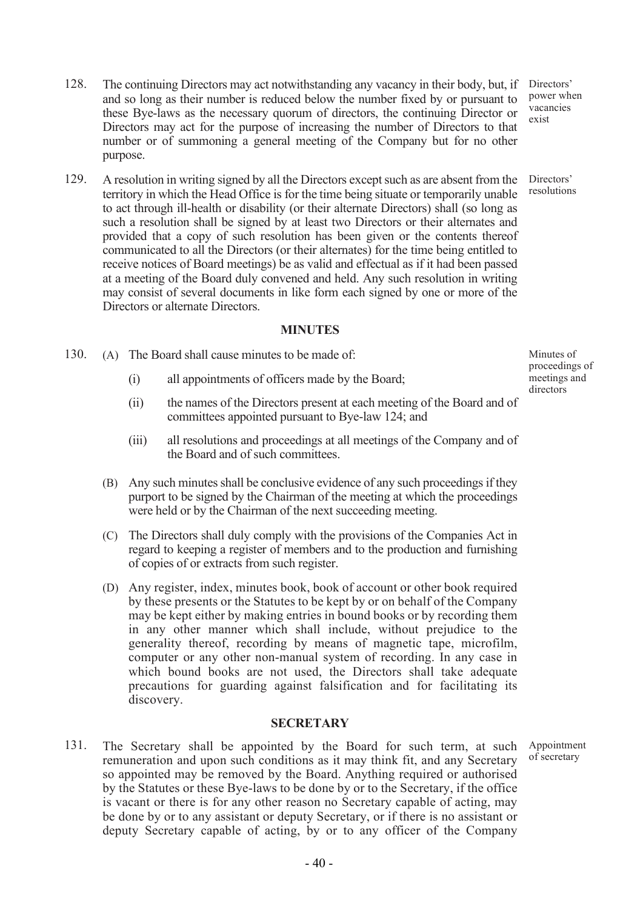128. The continuing Directors may act notwithstanding any vacancy in their body, but, if and so long as their number is reduced below the number fixed by or pursuant to these Bye-laws as the necessary quorum of directors, the continuing Director or Directors may act for the purpose of increasing the number of Directors to that number or of summoning a general meeting of the Company but for no other purpose.

*Directors' power when vacancies exist*

129. A resolution in writing signed by all the Directors except such as are absent from the territory in which the Head Office is for the time being situate or temporarily unable to act through ill-health or disability (or their alternate Directors) shall (so long as such a resolution shall be signed by at least two Directors or their alternates and provided that a copy of such resolution has been given or the contents thereof communicated to all the Directors (or their alternates) for the time being entitled to receive notices of Board meetings) be as valid and effectual as if it had been passed at a meeting of the Board duly convened and held. Any such resolution in writing may consist of several documents in like form each signed by one or more of the Directors or alternate Directors.

*Directors' resolutions*

## MINUTES

130. (A) The Board shall cause minutes to be made of:

*Minutes of proceedings of meetings and directors*

   (i) all appointments of officers made by the Board;

   (ii) the names of the Directors present at each meeting of the Board and of committees appointed pursuant to Bye-law 124; and

   (iii) all resolutions and proceedings at all meetings of the Company and of the Board and of such committees.

(B) Any such minutes shall be conclusive evidence of any such proceedings if they purport to be signed by the Chairman of the meeting at which the proceedings were held or by the Chairman of the next succeeding meeting.

(C) The Directors shall duly comply with the provisions of the Companies Act in regard to keeping a register of members and to the production and furnishing of copies of or extracts from such register.

(D) Any register, index, minutes book, book of account or other book required by these presents or the Statutes to be kept by or on behalf of the Company may be kept either by making entries in bound books or by recording them in any other manner which shall include, without prejudice to the generality thereof, recording by means of magnetic tape, microfilm, computer or any other non-manual system of recording. In any case in which bound books are not used, the Directors shall take adequate precautions for guarding against falsification and for facilitating its discovery.

## SECRETARY

131. The Secretary shall be appointed by the Board for such term, at such remuneration and upon such conditions as it may think fit, and any Secretary so appointed may be removed by the Board. Anything required or authorised by the Statutes or these Bye-laws to be done by or to the Secretary, if the office is vacant or there is for any other reason no Secretary capable of acting, may be done by or to any assistant or deputy Secretary, or if there is no assistant or deputy Secretary capable of acting, by or to any officer of the Company

*Appointment of secretary*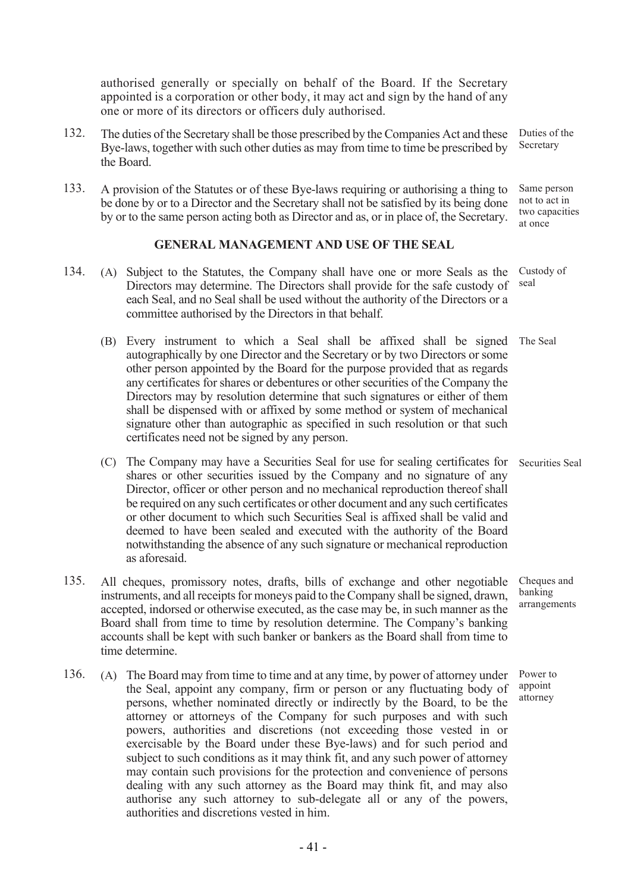authorised generally or specially on behalf of the Board. If the Secretary appointed is a corporation or other body, it may act and sign by the hand of any one or more of its directors or officers duly authorised.

132. The duties of the Secretary shall be those prescribed by the Companies Act and these Bye-laws, together with such other duties as may from time to time be prescribed by the Board. *Duties of the Secretary*

133. A provision of the Statutes or of these Bye-laws requiring or authorising a thing to be done by or to a Director and the Secretary shall not be satisfied by its being done by or to the same person acting both as Director and as, or in place of, the Secretary. *Same person not to act in two capacities at once*

## GENERAL MANAGEMENT AND USE OF THE SEAL

134. (A) Subject to the Statutes, the Company shall have one or more Seals as the Directors may determine. The Directors shall provide for the safe custody of each Seal, and no Seal shall be used without the authority of the Directors or a committee authorised by the Directors in that behalf. *Custody of seal*

(B) Every instrument to which a Seal shall be affixed shall be signed autographically by one Director and the Secretary or by two Directors or some other person appointed by the Board for the purpose provided that as regards any certificates for shares or debentures or other securities of the Company the Directors may by resolution determine that such signatures or either of them shall be dispensed with or affixed by some method or system of mechanical signature other than autographic as specified in such resolution or that such certificates need not be signed by any person. *The Seal*

(C) The Company may have a Securities Seal for use for sealing certificates for shares or other securities issued by the Company and no signature of any Director, officer or other person and no mechanical reproduction thereof shall be required on any such certificates or other document and any such certificates or other document to which such Securities Seal is affixed shall be valid and deemed to have been sealed and executed with the authority of the Board notwithstanding the absence of any such signature or mechanical reproduction as aforesaid. *Securities Seal*

135. All cheques, promissory notes, drafts, bills of exchange and other negotiable instruments, and all receipts for moneys paid to the Company shall be signed, drawn, accepted, indorsed or otherwise executed, as the case may be, in such manner as the Board shall from time to time by resolution determine. The Company's banking accounts shall be kept with such banker or bankers as the Board shall from time to time determine. *Cheques and banking arrangements*

136. (A) The Board may from time to time and at any time, by power of attorney under the Seal, appoint any company, firm or person or any fluctuating body of persons, whether nominated directly or indirectly by the Board, to be the attorney or attorneys of the Company for such purposes and with such powers, authorities and discretions (not exceeding those vested in or exercisable by the Board under these Bye-laws) and for such period and subject to such conditions as it may think fit, and any such power of attorney may contain such provisions for the protection and convenience of persons dealing with any such attorney as the Board may think fit, and may also authorise any such attorney to sub-delegate all or any of the powers, authorities and discretions vested in him. *Power to appoint attorney*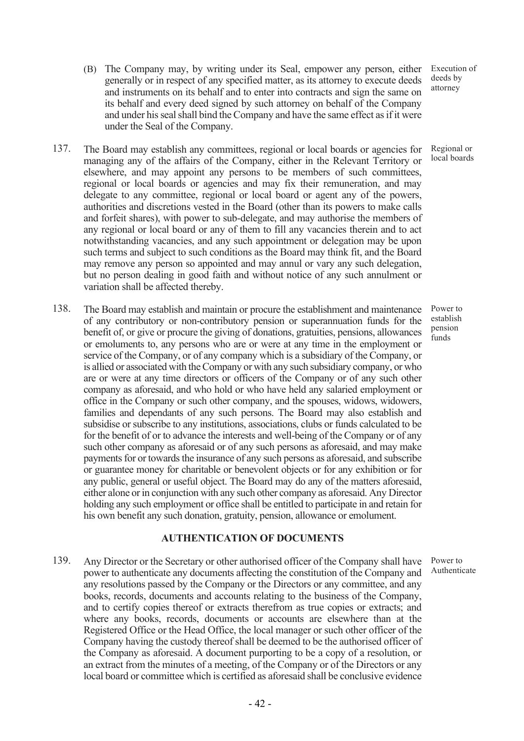(B) The Company may, by writing under its Seal, empower any person, either generally or in respect of any specified matter, as its attorney to execute deeds and instruments on its behalf and to enter into contracts and sign the same on its behalf and every deed signed by such attorney on behalf of the Company and under his seal shall bind the Company and have the same effect as if it were under the Seal of the Company.

*Execution of deeds by attorney*

137. The Board may establish any committees, regional or local boards or agencies for managing any of the affairs of the Company, either in the Relevant Territory or elsewhere, and may appoint any persons to be members of such committees, regional or local boards or agencies and may fix their remuneration, and may delegate to any committee, regional or local board or agent any of the powers, authorities and discretions vested in the Board (other than its powers to make calls and forfeit shares), with power to sub-delegate, and may authorise the members of any regional or local board or any of them to fill any vacancies therein and to act notwithstanding vacancies, and any such appointment or delegation may be upon such terms and subject to such conditions as the Board may think fit, and the Board may remove any person so appointed and may annul or vary any such delegation, but no person dealing in good faith and without notice of any such annulment or variation shall be affected thereby.

*Regional or local boards*

138. The Board may establish and maintain or procure the establishment and maintenance of any contributory or non-contributory pension or superannuation funds for the benefit of, or give or procure the giving of donations, gratuities, pensions, allowances or emoluments to, any persons who are or were at any time in the employment or service of the Company, or of any company which is a subsidiary of the Company, or is allied or associated with the Company or with any such subsidiary company, or who are or were at any time directors or officers of the Company or of any such other company as aforesaid, and who hold or who have held any salaried employment or office in the Company or such other company, and the spouses, widows, widowers, families and dependants of any such persons. The Board may also establish and subsidise or subscribe to any institutions, associations, clubs or funds calculated to be for the benefit of or to advance the interests and well-being of the Company or of any such other company as aforesaid or of any such persons as aforesaid, and may make payments for or towards the insurance of any such persons as aforesaid, and subscribe or guarantee money for charitable or benevolent objects or for any exhibition or for any public, general or useful object. The Board may do any of the matters aforesaid, either alone or in conjunction with any such other company as aforesaid. Any Director holding any such employment or office shall be entitled to participate in and retain for his own benefit any such donation, gratuity, pension, allowance or emolument.

*Power to establish pension funds*

## AUTHENTICATION OF DOCUMENTS

139. Any Director or the Secretary or other authorised officer of the Company shall have power to authenticate any documents affecting the constitution of the Company and any resolutions passed by the Company or the Directors or any committee, and any books, records, documents and accounts relating to the business of the Company, and to certify copies thereof or extracts therefrom as true copies or extracts; and where any books, records, documents or accounts are elsewhere than at the Registered Office or the Head Office, the local manager or such other officer of the Company having the custody thereof shall be deemed to be the authorised officer of the Company as aforesaid. A document purporting to be a copy of a resolution, or an extract from the minutes of a meeting, of the Company or of the Directors or any local board or committee which is certified as aforesaid shall be conclusive evidence

*Power to Authenticate*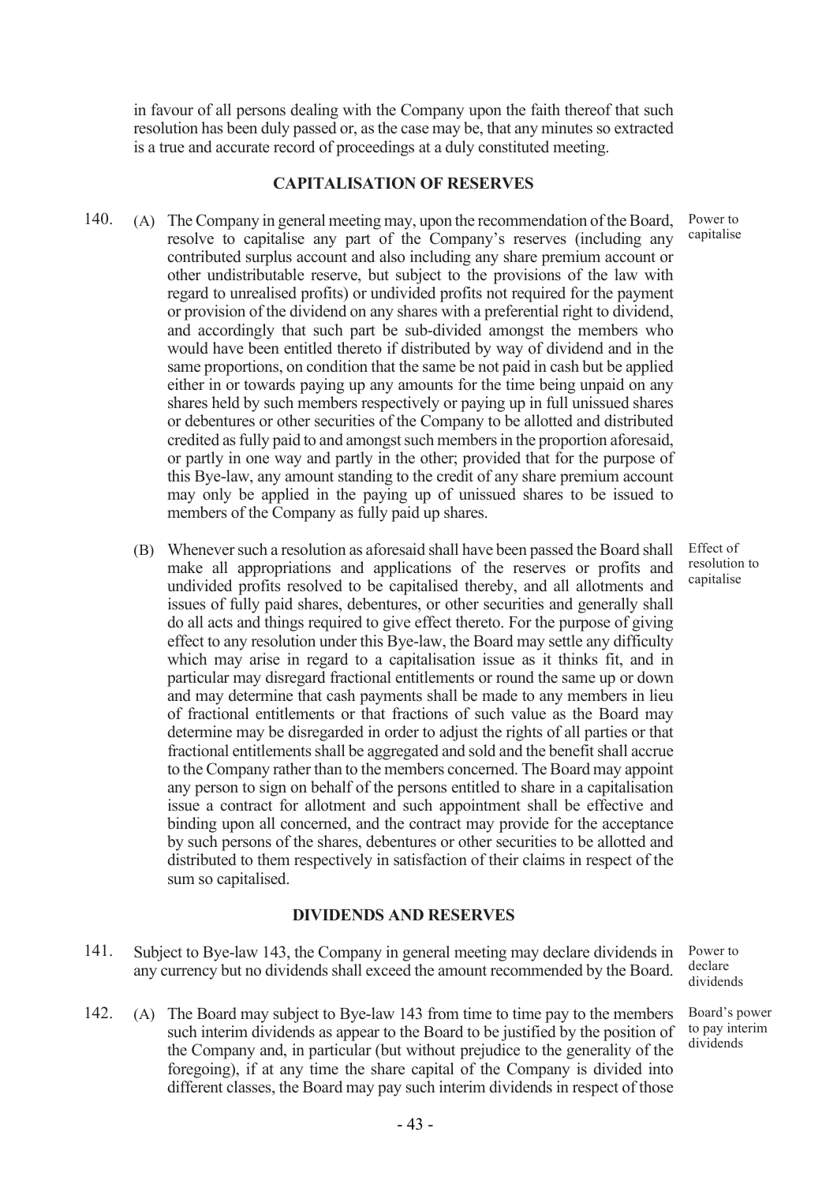in favour of all persons dealing with the Company upon the faith thereof that such resolution has been duly passed or, as the case may be, that any minutes so extracted is a true and accurate record of proceedings at a duly constituted meeting.

## CAPITALISATION OF RESERVES

140. (A) The Company in general meeting may, upon the recommendation of the Board, resolve to capitalise any part of the Company's reserves (including any contributed surplus account and also including any share premium account or other undistributable reserve, but subject to the provisions of the law with regard to unrealised profits) or undivided profits not required for the payment or provision of the dividend on any shares with a preferential right to dividend, and accordingly that such part be sub-divided amongst the members who would have been entitled thereto if distributed by way of dividend and in the same proportions, on condition that the same be not paid in cash but be applied either in or towards paying up any amounts for the time being unpaid on any shares held by such members respectively or paying up in full unissued shares or debentures or other securities of the Company to be allotted and distributed credited as fully paid to and amongst such members in the proportion aforesaid, or partly in one way and partly in the other; provided that for the purpose of this Bye-law, any amount standing to the credit of any share premium account may only be applied in the paying up of unissued shares to be issued to members of the Company as fully paid up shares. *Power to capitalise*

(B) Whenever such a resolution as aforesaid shall have been passed the Board shall make all appropriations and applications of the reserves or profits and undivided profits resolved to be capitalised thereby, and all allotments and issues of fully paid shares, debentures, or other securities and generally shall do all acts and things required to give effect thereto. For the purpose of giving effect to any resolution under this Bye-law, the Board may settle any difficulty which may arise in regard to a capitalisation issue as it thinks fit, and in particular may disregard fractional entitlements or round the same up or down and may determine that cash payments shall be made to any members in lieu of fractional entitlements or that fractions of such value as the Board may determine may be disregarded in order to adjust the rights of all parties or that fractional entitlements shall be aggregated and sold and the benefit shall accrue to the Company rather than to the members concerned. The Board may appoint any person to sign on behalf of the persons entitled to share in a capitalisation issue a contract for allotment and such appointment shall be effective and binding upon all concerned, and the contract may provide for the acceptance by such persons of the shares, debentures or other securities to be allotted and distributed to them respectively in satisfaction of their claims in respect of the sum so capitalised. *Effect of resolution to capitalise*

## DIVIDENDS AND RESERVES

141. Subject to Bye-law 143, the Company in general meeting may declare dividends in any currency but no dividends shall exceed the amount recommended by the Board. *Power to declare dividends*

142. (A) The Board may subject to Bye-law 143 from time to time pay to the members such interim dividends as appear to the Board to be justified by the position of the Company and, in particular (but without prejudice to the generality of the foregoing), if at any time the share capital of the Company is divided into different classes, the Board may pay such interim dividends in respect of those *Board's power to pay interim dividends*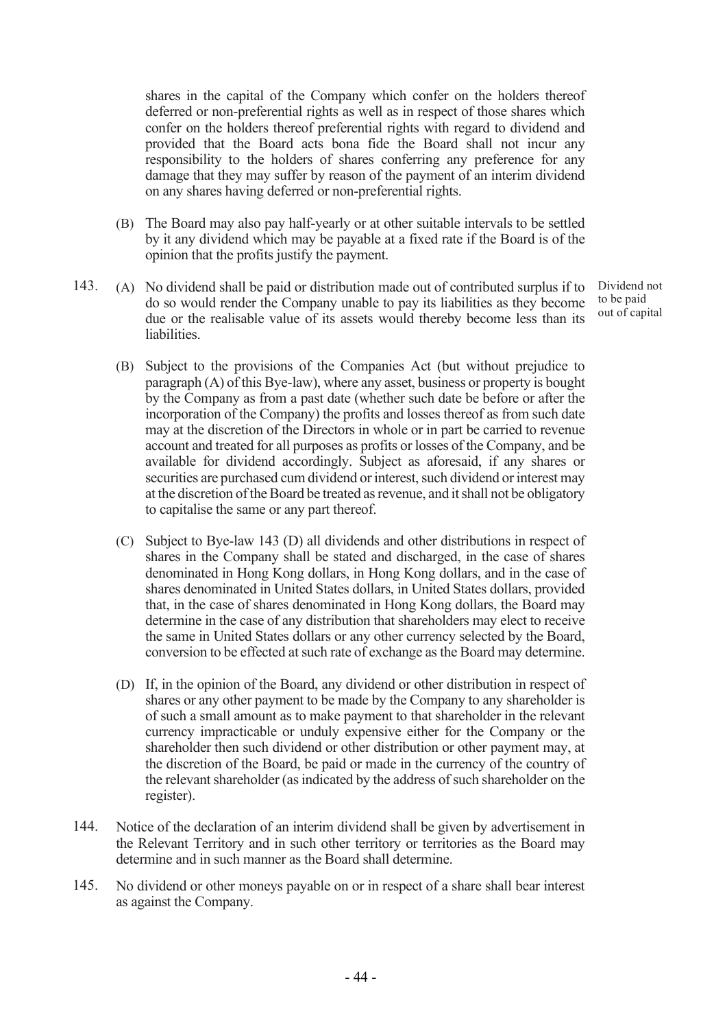shares in the capital of the Company which confer on the holders thereof deferred or non-preferential rights as well as in respect of those shares which confer on the holders thereof preferential rights with regard to dividend and provided that the Board acts bona fide the Board shall not incur any responsibility to the holders of shares conferring any preference for any damage that they may suffer by reason of the payment of an interim dividend on any shares having deferred or non-preferential rights.

(B) The Board may also pay half-yearly or at other suitable intervals to be settled by it any dividend which may be payable at a fixed rate if the Board is of the opinion that the profits justify the payment.

143. (A) No dividend shall be paid or distribution made out of contributed surplus if to do so would render the Company unable to pay its liabilities as they become due or the realisable value of its assets would thereby become less than its liabilities.

*Dividend not to be paid out of capital*

(B) Subject to the provisions of the Companies Act (but without prejudice to paragraph (A) of this Bye-law), where any asset, business or property is bought by the Company as from a past date (whether such date be before or after the incorporation of the Company) the profits and losses thereof as from such date may at the discretion of the Directors in whole or in part be carried to revenue account and treated for all purposes as profits or losses of the Company, and be available for dividend accordingly. Subject as aforesaid, if any shares or securities are purchased cum dividend or interest, such dividend or interest may at the discretion of the Board be treated as revenue, and it shall not be obligatory to capitalise the same or any part thereof.

(C) Subject to Bye-law 143 (D) all dividends and other distributions in respect of shares in the Company shall be stated and discharged, in the case of shares denominated in Hong Kong dollars, in Hong Kong dollars, and in the case of shares denominated in United States dollars, in United States dollars, provided that, in the case of shares denominated in Hong Kong dollars, the Board may determine in the case of any distribution that shareholders may elect to receive the same in United States dollars or any other currency selected by the Board, conversion to be effected at such rate of exchange as the Board may determine.

(D) If, in the opinion of the Board, any dividend or other distribution in respect of shares or any other payment to be made by the Company to any shareholder is of such a small amount as to make payment to that shareholder in the relevant currency impracticable or unduly expensive either for the Company or the shareholder then such dividend or other distribution or other payment may, at the discretion of the Board, be paid or made in the currency of the country of the relevant shareholder (as indicated by the address of such shareholder on the register).

144. Notice of the declaration of an interim dividend shall be given by advertisement in the Relevant Territory and in such other territory or territories as the Board may determine and in such manner as the Board shall determine.

145. No dividend or other moneys payable on or in respect of a share shall bear interest as against the Company.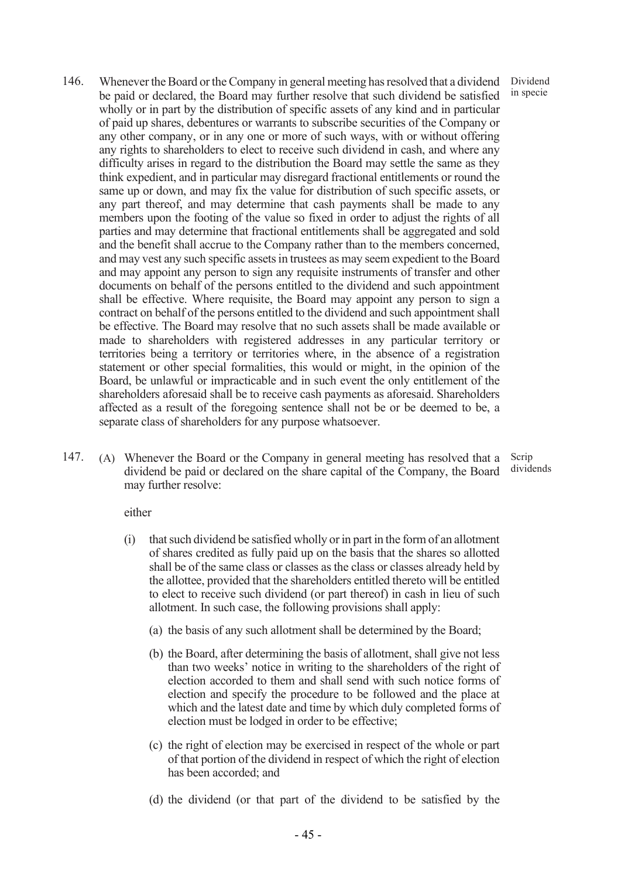146. Whenever the Board or the Company in general meeting has resolved that a dividend be paid or declared, the Board may further resolve that such dividend be satisfied wholly or in part by the distribution of specific assets of any kind and in particular of paid up shares, debentures or warrants to subscribe securities of the Company or any other company, or in any one or more of such ways, with or without offering any rights to shareholders to elect to receive such dividend in cash, and where any difficulty arises in regard to the distribution the Board may settle the same as they think expedient, and in particular may disregard fractional entitlements or round the same up or down, and may fix the value for distribution of such specific assets, or any part thereof, and may determine that cash payments shall be made to any members upon the footing of the value so fixed in order to adjust the rights of all parties and may determine that fractional entitlements shall be aggregated and sold and the benefit shall accrue to the Company rather than to the members concerned, and may vest any such specific assets in trustees as may seem expedient to the Board and may appoint any person to sign any requisite instruments of transfer and other documents on behalf of the persons entitled to the dividend and such appointment shall be effective. Where requisite, the Board may appoint any person to sign a contract on behalf of the persons entitled to the dividend and such appointment shall be effective. The Board may resolve that no such assets shall be made available or made to shareholders with registered addresses in any particular territory or territories being a territory or territories where, in the absence of a registration statement or other special formalities, this would or might, in the opinion of the Board, be unlawful or impracticable and in such event the only entitlement of the shareholders aforesaid shall be to receive cash payments as aforesaid. Shareholders affected as a result of the foregoing sentence shall not be or be deemed to be, a separate class of shareholders for any purpose whatsoever. *Dividend in specie*

147. (A) Whenever the Board or the Company in general meeting has resolved that a dividend be paid or declared on the share capital of the Company, the Board may further resolve: *Scrip dividends*

either

(i) that such dividend be satisfied wholly or in part in the form of an allotment of shares credited as fully paid up on the basis that the shares so allotted shall be of the same class or classes as the class or classes already held by the allottee, provided that the shareholders entitled thereto will be entitled to elect to receive such dividend (or part thereof) in cash in lieu of such allotment. In such case, the following provisions shall apply:

(a) the basis of any such allotment shall be determined by the Board;

(b) the Board, after determining the basis of allotment, shall give not less than two weeks' notice in writing to the shareholders of the right of election accorded to them and shall send with such notice forms of election and specify the procedure to be followed and the place at which and the latest date and time by which duly completed forms of election must be lodged in order to be effective;

(c) the right of election may be exercised in respect of the whole or part of that portion of the dividend in respect of which the right of election has been accorded; and

(d) the dividend (or that part of the dividend to be satisfied by the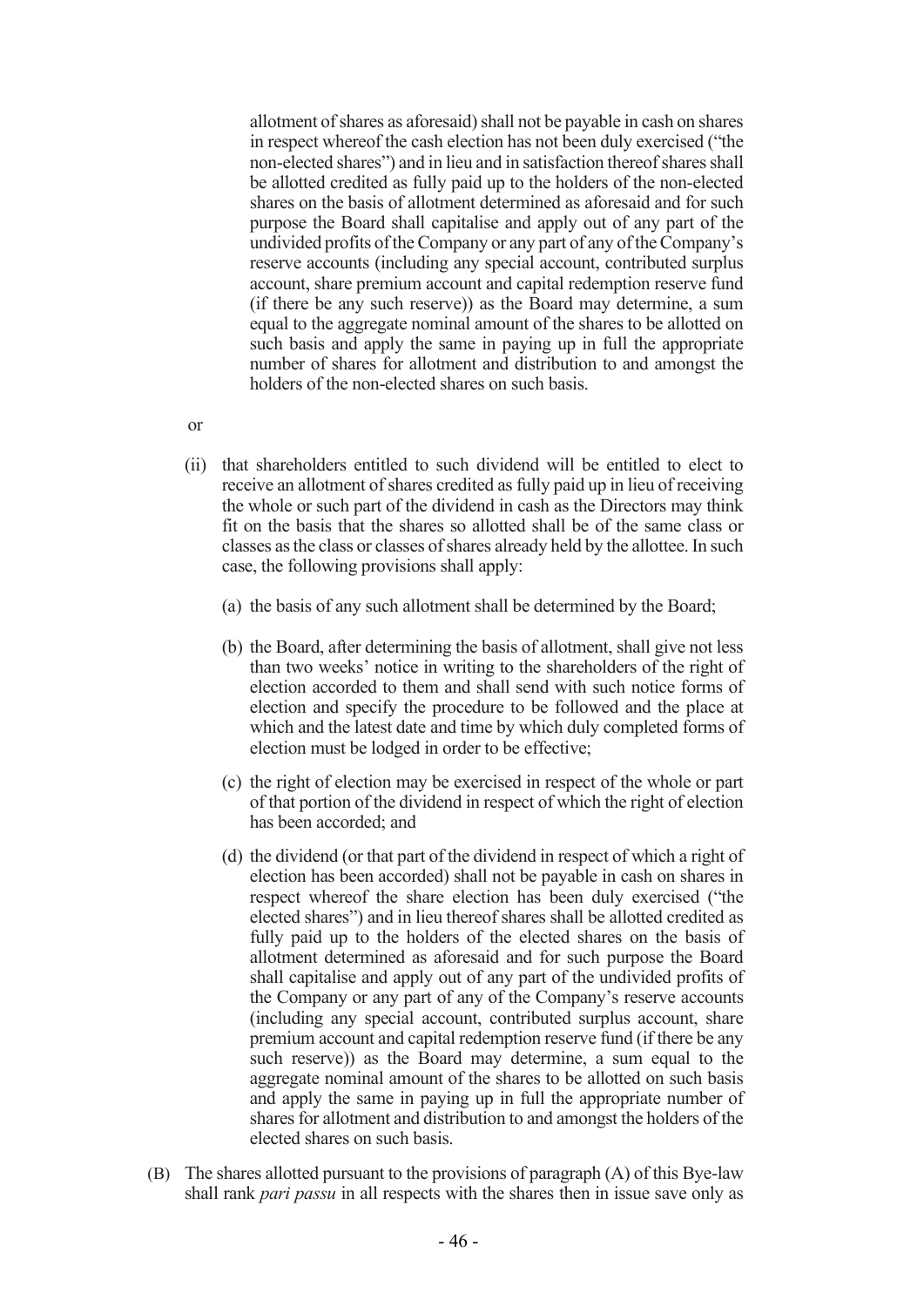allotment of shares as aforesaid) shall not be payable in cash on shares in respect whereof the cash election has not been duly exercised ("the non-elected shares") and in lieu and in satisfaction thereof shares shall be allotted credited as fully paid up to the holders of the non-elected shares on the basis of allotment determined as aforesaid and for such purpose the Board shall capitalise and apply out of any part of the undivided profits of the Company or any part of any of the Company's reserve accounts (including any special account, contributed surplus account, share premium account and capital redemption reserve fund (if there be any such reserve)) as the Board may determine, a sum equal to the aggregate nominal amount of the shares to be allotted on such basis and apply the same in paying up in full the appropriate number of shares for allotment and distribution to and amongst the holders of the non-elected shares on such basis.

or

(ii) that shareholders entitled to such dividend will be entitled to elect to receive an allotment of shares credited as fully paid up in lieu of receiving the whole or such part of the dividend in cash as the Directors may think fit on the basis that the shares so allotted shall be of the same class or classes as the class or classes of shares already held by the allottee. In such case, the following provisions shall apply:

(a) the basis of any such allotment shall be determined by the Board;

(b) the Board, after determining the basis of allotment, shall give not less than two weeks' notice in writing to the shareholders of the right of election accorded to them and shall send with such notice forms of election and specify the procedure to be followed and the place at which and the latest date and time by which duly completed forms of election must be lodged in order to be effective;

(c) the right of election may be exercised in respect of the whole or part of that portion of the dividend in respect of which the right of election has been accorded; and

(d) the dividend (or that part of the dividend in respect of which a right of election has been accorded) shall not be payable in cash on shares in respect whereof the share election has been duly exercised ("the elected shares") and in lieu thereof shares shall be allotted credited as fully paid up to the holders of the elected shares on the basis of allotment determined as aforesaid and for such purpose the Board shall capitalise and apply out of any part of the undivided profits of the Company or any part of any of the Company's reserve accounts (including any special account, contributed surplus account, share premium account and capital redemption reserve fund (if there be any such reserve)) as the Board may determine, a sum equal to the aggregate nominal amount of the shares to be allotted on such basis and apply the same in paying up in full the appropriate number of shares for allotment and distribution to and amongst the holders of the elected shares on such basis.

(B) The shares allotted pursuant to the provisions of paragraph (A) of this Bye-law shall rank *pari passu* in all respects with the shares then in issue save only as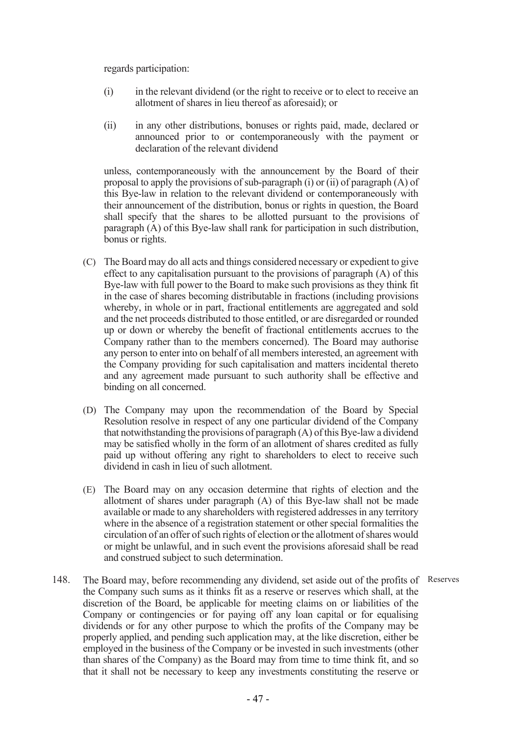regards participation:

(i) in the relevant dividend (or the right to receive or to elect to receive an allotment of shares in lieu thereof as aforesaid); or

(ii) in any other distributions, bonuses or rights paid, made, declared or announced prior to or contemporaneously with the payment or declaration of the relevant dividend

unless, contemporaneously with the announcement by the Board of their proposal to apply the provisions of sub-paragraph (i) or (ii) of paragraph (A) of this Bye-law in relation to the relevant dividend or contemporaneously with their announcement of the distribution, bonus or rights in question, the Board shall specify that the shares to be allotted pursuant to the provisions of paragraph (A) of this Bye-law shall rank for participation in such distribution, bonus or rights.

(C) The Board may do all acts and things considered necessary or expedient to give effect to any capitalisation pursuant to the provisions of paragraph (A) of this Bye-law with full power to the Board to make such provisions as they think fit in the case of shares becoming distributable in fractions (including provisions whereby, in whole or in part, fractional entitlements are aggregated and sold and the net proceeds distributed to those entitled, or are disregarded or rounded up or down or whereby the benefit of fractional entitlements accrues to the Company rather than to the members concerned). The Board may authorise any person to enter into on behalf of all members interested, an agreement with the Company providing for such capitalisation and matters incidental thereto and any agreement made pursuant to such authority shall be effective and binding on all concerned.

(D) The Company may upon the recommendation of the Board by Special Resolution resolve in respect of any one particular dividend of the Company that notwithstanding the provisions of paragraph (A) of this Bye-law a dividend may be satisfied wholly in the form of an allotment of shares credited as fully paid up without offering any right to shareholders to elect to receive such dividend in cash in lieu of such allotment.

(E) The Board may on any occasion determine that rights of election and the allotment of shares under paragraph (A) of this Bye-law shall not be made available or made to any shareholders with registered addresses in any territory where in the absence of a registration statement or other special formalities the circulation of an offer of such rights of election or the allotment of shares would or might be unlawful, and in such event the provisions aforesaid shall be read and construed subject to such determination.

148. The Board may, before recommending any dividend, set aside out of the profits of the Company such sums as it thinks fit as a reserve or reserves which shall, at the discretion of the Board, be applicable for meeting claims on or liabilities of the Company or contingencies or for paying off any loan capital or for equalising dividends or for any other purpose to which the profits of the Company may be properly applied, and pending such application may, at the like discretion, either be employed in the business of the Company or be invested in such investments (other than shares of the Company) as the Board may from time to time think fit, and so that it shall not be necessary to keep any investments constituting the reserve or

Reserves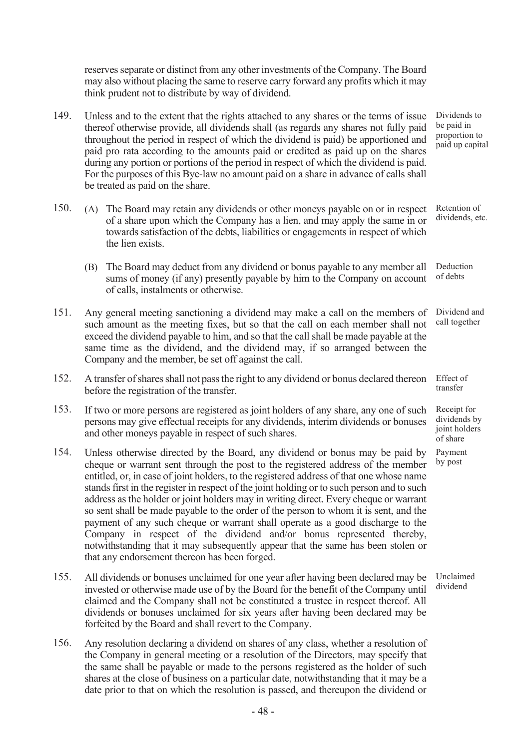reserves separate or distinct from any other investments of the Company. The Board may also without placing the same to reserve carry forward any profits which it may think prudent not to distribute by way of dividend.

149. *Dividends to be paid in proportion to paid up capital* — Unless and to the extent that the rights attached to any shares or the terms of issue thereof otherwise provide, all dividends shall (as regards any shares not fully paid throughout the period in respect of which the dividend is paid) be apportioned and paid pro rata according to the amounts paid or credited as paid up on the shares during any portion or portions of the period in respect of which the dividend is paid. For the purposes of this Bye-law no amount paid on a share in advance of calls shall be treated as paid on the share.

150. (A) *Retention of dividends, etc.* — The Board may retain any dividends or other moneys payable on or in respect of a share upon which the Company has a lien, and may apply the same in or towards satisfaction of the debts, liabilities or engagements in respect of which the lien exists.

(B) *Deduction of debts* — The Board may deduct from any dividend or bonus payable to any member all sums of money (if any) presently payable by him to the Company on account of calls, instalments or otherwise.

151. *Dividend and call together* — Any general meeting sanctioning a dividend may make a call on the members of such amount as the meeting fixes, but so that the call on each member shall not exceed the dividend payable to him, and so that the call shall be made payable at the same time as the dividend, and the dividend may, if so arranged between the Company and the member, be set off against the call.

152. *Effect of transfer* — A transfer of shares shall not pass the right to any dividend or bonus declared thereon before the registration of the transfer.

153. *Receipt for dividends by joint holders of share* — If two or more persons are registered as joint holders of any share, any one of such persons may give effectual receipts for any dividends, interim dividends or bonuses and other moneys payable in respect of such shares.

154. *Payment by post* — Unless otherwise directed by the Board, any dividend or bonus may be paid by cheque or warrant sent through the post to the registered address of the member entitled, or, in case of joint holders, to the registered address of that one whose name stands first in the register in respect of the joint holding or to such person and to such address as the holder or joint holders may in writing direct. Every cheque or warrant so sent shall be made payable to the order of the person to whom it is sent, and the payment of any such cheque or warrant shall operate as a good discharge to the Company in respect of the dividend and/or bonus represented thereby, notwithstanding that it may subsequently appear that the same has been stolen or that any endorsement thereon has been forged.

155. *Unclaimed dividend* — All dividends or bonuses unclaimed for one year after having been declared may be invested or otherwise made use of by the Board for the benefit of the Company until claimed and the Company shall not be constituted a trustee in respect thereof. All dividends or bonuses unclaimed for six years after having been declared may be forfeited by the Board and shall revert to the Company.

156. Any resolution declaring a dividend on shares of any class, whether a resolution of the Company in general meeting or a resolution of the Directors, may specify that the same shall be payable or made to the persons registered as the holder of such shares at the close of business on a particular date, notwithstanding that it may be a date prior to that on which the resolution is passed, and thereupon the dividend or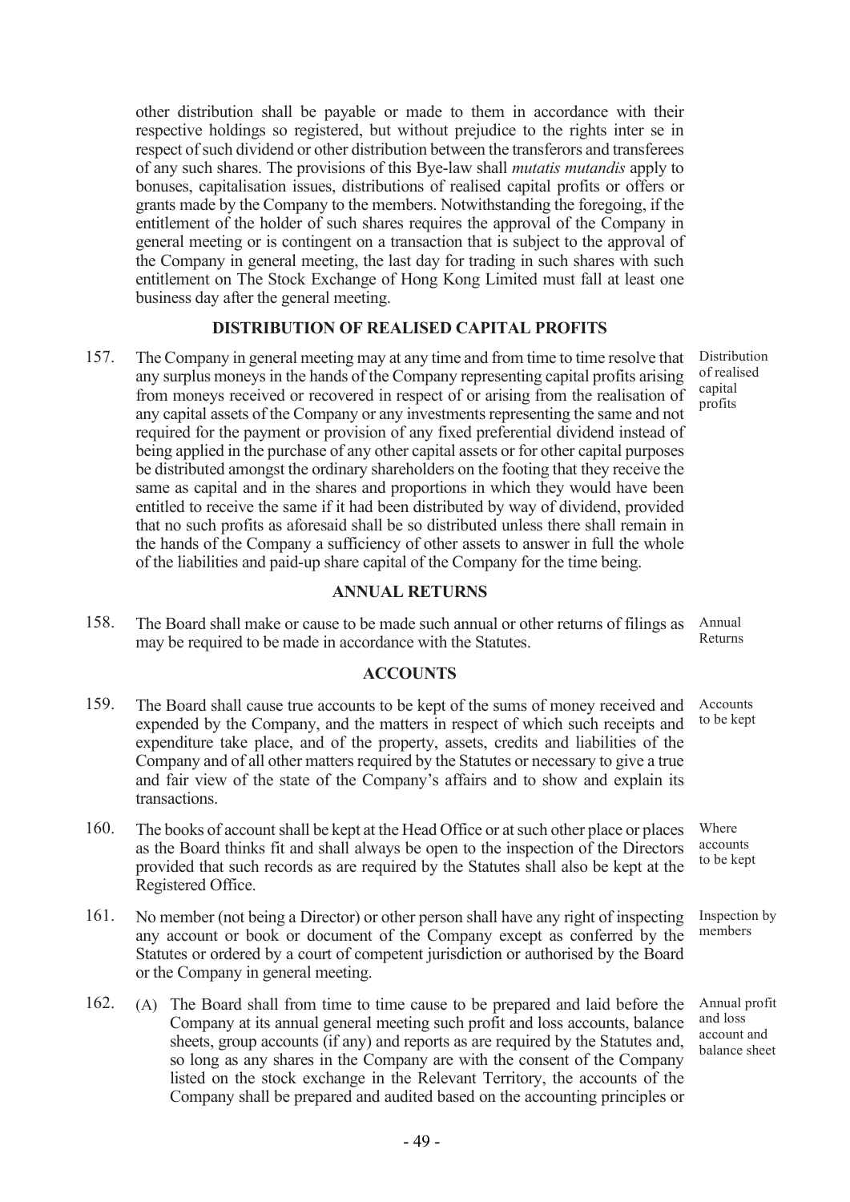other distribution shall be payable or made to them in accordance with their respective holdings so registered, but without prejudice to the rights inter se in respect of such dividend or other distribution between the transferors and transferees of any such shares. The provisions of this Bye-law shall *mutatis mutandis* apply to bonuses, capitalisation issues, distributions of realised capital profits or offers or grants made by the Company to the members. Notwithstanding the foregoing, if the entitlement of the holder of such shares requires the approval of the Company in general meeting or is contingent on a transaction that is subject to the approval of the Company in general meeting, the last day for trading in such shares with such entitlement on The Stock Exchange of Hong Kong Limited must fall at least one business day after the general meeting.

## DISTRIBUTION OF REALISED CAPITAL PROFITS

157. The Company in general meeting may at any time and from time to time resolve that any surplus moneys in the hands of the Company representing capital profits arising from moneys received or recovered in respect of or arising from the realisation of any capital assets of the Company or any investments representing the same and not required for the payment or provision of any fixed preferential dividend instead of being applied in the purchase of any other capital assets or for other capital purposes be distributed amongst the ordinary shareholders on the footing that they receive the same as capital and in the shares and proportions in which they would have been entitled to receive the same if it had been distributed by way of dividend, provided that no such profits as aforesaid shall be so distributed unless there shall remain in the hands of the Company a sufficiency of other assets to answer in full the whole of the liabilities and paid-up share capital of the Company for the time being. *(Distribution of realised capital profits)*

## ANNUAL RETURNS

158. The Board shall make or cause to be made such annual or other returns of filings as may be required to be made in accordance with the Statutes. *(Annual Returns)*

## ACCOUNTS

159. The Board shall cause true accounts to be kept of the sums of money received and expended by the Company, and the matters in respect of which such receipts and expenditure take place, and of the property, assets, credits and liabilities of the Company and of all other matters required by the Statutes or necessary to give a true and fair view of the state of the Company's affairs and to show and explain its transactions. *(Accounts to be kept)*

160. The books of account shall be kept at the Head Office or at such other place or places as the Board thinks fit and shall always be open to the inspection of the Directors provided that such records as are required by the Statutes shall also be kept at the Registered Office. *(Where accounts to be kept)*

161. No member (not being a Director) or other person shall have any right of inspecting any account or book or document of the Company except as conferred by the Statutes or ordered by a court of competent jurisdiction or authorised by the Board or the Company in general meeting. *(Inspection by members)*

162. (A) The Board shall from time to time cause to be prepared and laid before the Company at its annual general meeting such profit and loss accounts, balance sheets, group accounts (if any) and reports as are required by the Statutes and, so long as any shares in the Company are with the consent of the Company listed on the stock exchange in the Relevant Territory, the accounts of the Company shall be prepared and audited based on the accounting principles or *(Annual profit and loss account and balance sheet)*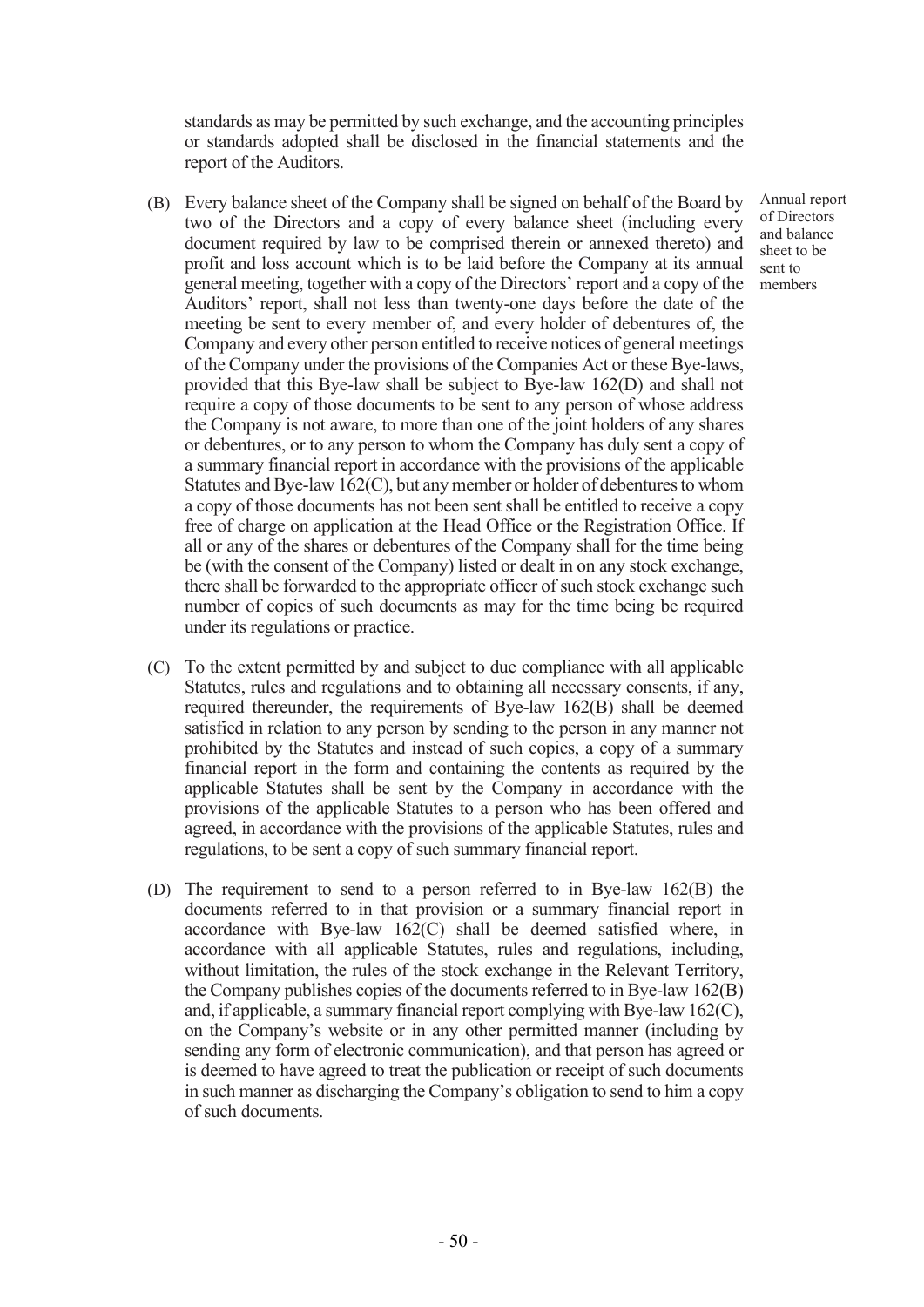standards as may be permitted by such exchange, and the accounting principles or standards adopted shall be disclosed in the financial statements and the report of the Auditors.

(B) Every balance sheet of the Company shall be signed on behalf of the Board by two of the Directors and a copy of every balance sheet (including every document required by law to be comprised therein or annexed thereto) and profit and loss account which is to be laid before the Company at its annual general meeting, together with a copy of the Directors' report and a copy of the Auditors' report, shall not less than twenty-one days before the date of the meeting be sent to every member of, and every holder of debentures of, the Company and every other person entitled to receive notices of general meetings of the Company under the provisions of the Companies Act or these Bye-laws, provided that this Bye-law shall be subject to Bye-law 162(D) and shall not require a copy of those documents to be sent to any person of whose address the Company is not aware, to more than one of the joint holders of any shares or debentures, or to any person to whom the Company has duly sent a copy of a summary financial report in accordance with the provisions of the applicable Statutes and Bye-law 162(C), but any member or holder of debentures to whom a copy of those documents has not been sent shall be entitled to receive a copy free of charge on application at the Head Office or the Registration Office. If all or any of the shares or debentures of the Company shall for the time being be (with the consent of the Company) listed or dealt in on any stock exchange, there shall be forwarded to the appropriate officer of such stock exchange such number of copies of such documents as may for the time being be required under its regulations or practice.

*Annual report of Directors and balance sheet to be sent to members*

(C) To the extent permitted by and subject to due compliance with all applicable Statutes, rules and regulations and to obtaining all necessary consents, if any, required thereunder, the requirements of Bye-law 162(B) shall be deemed satisfied in relation to any person by sending to the person in any manner not prohibited by the Statutes and instead of such copies, a copy of a summary financial report in the form and containing the contents as required by the applicable Statutes shall be sent by the Company in accordance with the provisions of the applicable Statutes to a person who has been offered and agreed, in accordance with the provisions of the applicable Statutes, rules and regulations, to be sent a copy of such summary financial report.

(D) The requirement to send to a person referred to in Bye-law 162(B) the documents referred to in that provision or a summary financial report in accordance with Bye-law 162(C) shall be deemed satisfied where, in accordance with all applicable Statutes, rules and regulations, including, without limitation, the rules of the stock exchange in the Relevant Territory, the Company publishes copies of the documents referred to in Bye-law 162(B) and, if applicable, a summary financial report complying with Bye-law 162(C), on the Company's website or in any other permitted manner (including by sending any form of electronic communication), and that person has agreed or is deemed to have agreed to treat the publication or receipt of such documents in such manner as discharging the Company's obligation to send to him a copy of such documents.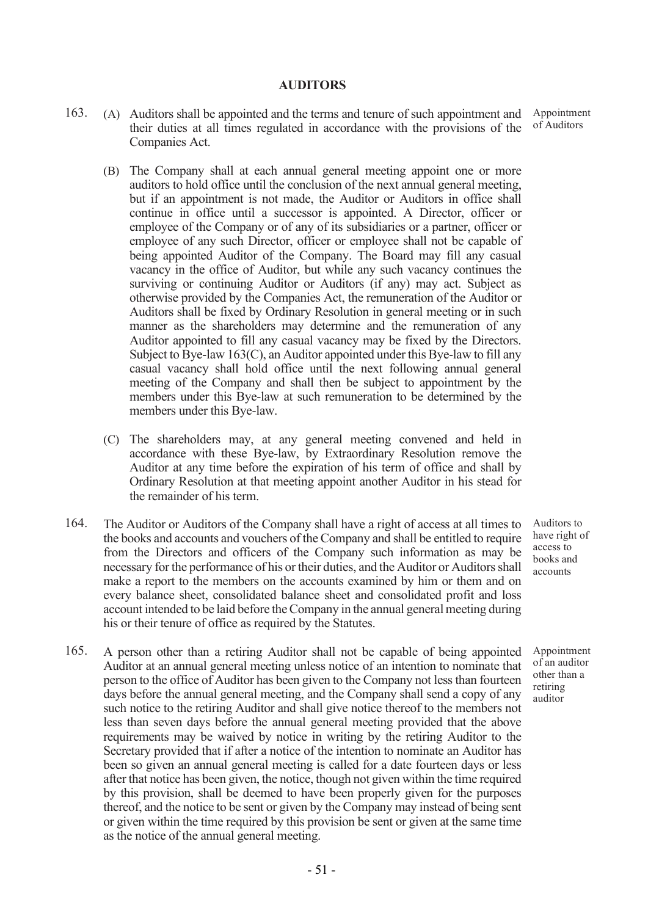## AUDITORS

163. (A) Auditors shall be appointed and the terms and tenure of such appointment and their duties at all times regulated in accordance with the provisions of the Companies Act.

Appointment of Auditors

(B) The Company shall at each annual general meeting appoint one or more auditors to hold office until the conclusion of the next annual general meeting, but if an appointment is not made, the Auditor or Auditors in office shall continue in office until a successor is appointed. A Director, officer or employee of the Company or of any of its subsidiaries or a partner, officer or employee of any such Director, officer or employee shall not be capable of being appointed Auditor of the Company. The Board may fill any casual vacancy in the office of Auditor, but while any such vacancy continues the surviving or continuing Auditor or Auditors (if any) may act. Subject as otherwise provided by the Companies Act, the remuneration of the Auditor or Auditors shall be fixed by Ordinary Resolution in general meeting or in such manner as the shareholders may determine and the remuneration of any Auditor appointed to fill any casual vacancy may be fixed by the Directors. Subject to Bye-law 163(C), an Auditor appointed under this Bye-law to fill any casual vacancy shall hold office until the next following annual general meeting of the Company and shall then be subject to appointment by the members under this Bye-law at such remuneration to be determined by the members under this Bye-law.

(C) The shareholders may, at any general meeting convened and held in accordance with these Bye-law, by Extraordinary Resolution remove the Auditor at any time before the expiration of his term of office and shall by Ordinary Resolution at that meeting appoint another Auditor in his stead for the remainder of his term.

164. The Auditor or Auditors of the Company shall have a right of access at all times to the books and accounts and vouchers of the Company and shall be entitled to require from the Directors and officers of the Company such information as may be necessary for the performance of his or their duties, and the Auditor or Auditors shall make a report to the members on the accounts examined by him or them and on every balance sheet, consolidated balance sheet and consolidated profit and loss account intended to be laid before the Company in the annual general meeting during his or their tenure of office as required by the Statutes.

Auditors to have right of access to books and accounts

165. A person other than a retiring Auditor shall not be capable of being appointed Auditor at an annual general meeting unless notice of an intention to nominate that person to the office of Auditor has been given to the Company not less than fourteen days before the annual general meeting, and the Company shall send a copy of any such notice to the retiring Auditor and shall give notice thereof to the members not less than seven days before the annual general meeting provided that the above requirements may be waived by notice in writing by the retiring Auditor to the Secretary provided that if after a notice of the intention to nominate an Auditor has been so given an annual general meeting is called for a date fourteen days or less after that notice has been given, the notice, though not given within the time required by this provision, shall be deemed to have been properly given for the purposes thereof, and the notice to be sent or given by the Company may instead of being sent or given within the time required by this provision be sent or given at the same time as the notice of the annual general meeting.

Appointment of an auditor other than a retiring auditor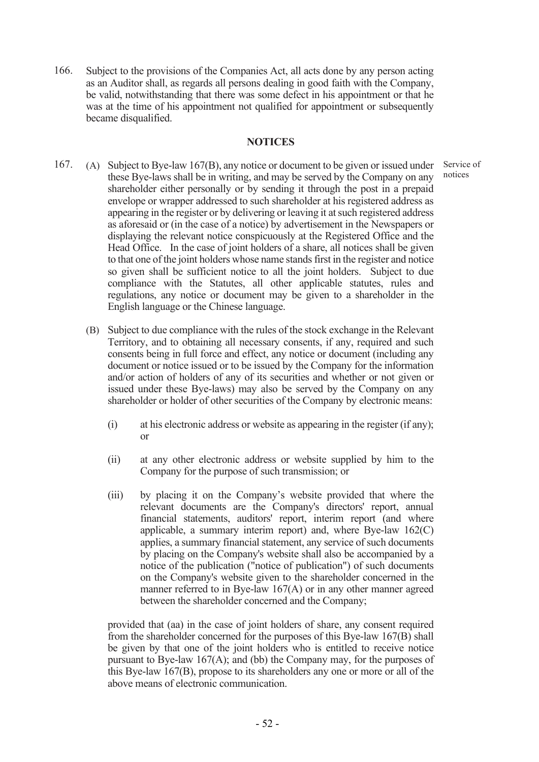166. Subject to the provisions of the Companies Act, all acts done by any person acting as an Auditor shall, as regards all persons dealing in good faith with the Company, be valid, notwithstanding that there was some defect in his appointment or that he was at the time of his appointment not qualified for appointment or subsequently became disqualified.

## NOTICES

167. (A) Subject to Bye-law 167(B), any notice or document to be given or issued under these Bye-laws shall be in writing, and may be served by the Company on any shareholder either personally or by sending it through the post in a prepaid envelope or wrapper addressed to such shareholder at his registered address as appearing in the register or by delivering or leaving it at such registered address as aforesaid or (in the case of a notice) by advertisement in the Newspapers or displaying the relevant notice conspicuously at the Registered Office and the Head Office. In the case of joint holders of a share, all notices shall be given to that one of the joint holders whose name stands first in the register and notice so given shall be sufficient notice to all the joint holders. Subject to due compliance with the Statutes, all other applicable statutes, rules and regulations, any notice or document may be given to a shareholder in the English language or the Chinese language.

Service of notices

(B) Subject to due compliance with the rules of the stock exchange in the Relevant Territory, and to obtaining all necessary consents, if any, required and such consents being in full force and effect, any notice or document (including any document or notice issued or to be issued by the Company for the information and/or action of holders of any of its securities and whether or not given or issued under these Bye-laws) may also be served by the Company on any shareholder or holder of other securities of the Company by electronic means:

(i) at his electronic address or website as appearing in the register (if any); or

(ii) at any other electronic address or website supplied by him to the Company for the purpose of such transmission; or

(iii) by placing it on the Company's website provided that where the relevant documents are the Company's directors' report, annual financial statements, auditors' report, interim report (and where applicable, a summary interim report) and, where Bye-law 162(C) applies, a summary financial statement, any service of such documents by placing on the Company's website shall also be accompanied by a notice of the publication ("notice of publication") of such documents on the Company's website given to the shareholder concerned in the manner referred to in Bye-law 167(A) or in any other manner agreed between the shareholder concerned and the Company;

provided that (aa) in the case of joint holders of share, any consent required from the shareholder concerned for the purposes of this Bye-law 167(B) shall be given by that one of the joint holders who is entitled to receive notice pursuant to Bye-law 167(A); and (bb) the Company may, for the purposes of this Bye-law 167(B), propose to its shareholders any one or more or all of the above means of electronic communication.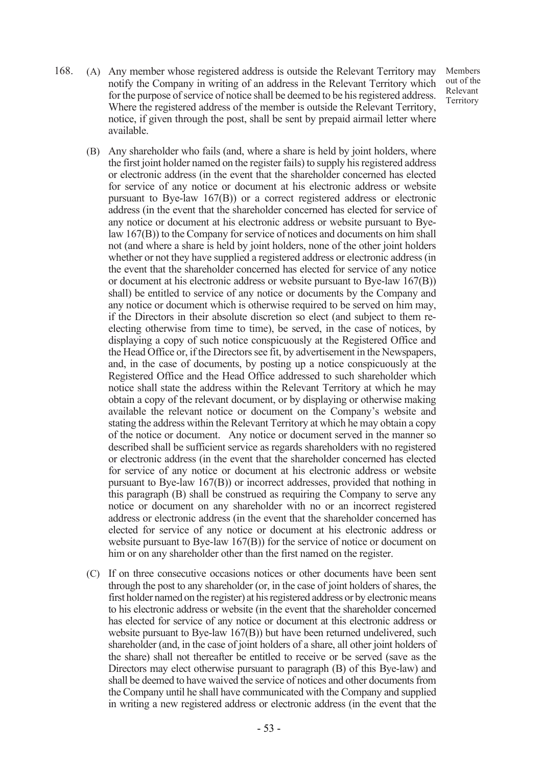168. (A) Any member whose registered address is outside the Relevant Territory may notify the Company in writing of an address in the Relevant Territory which for the purpose of service of notice shall be deemed to be his registered address. Where the registered address of the member is outside the Relevant Territory, notice, if given through the post, shall be sent by prepaid airmail letter where available.

Members out of the Relevant Territory

(B) Any shareholder who fails (and, where a share is held by joint holders, where the first joint holder named on the register fails) to supply his registered address or electronic address (in the event that the shareholder concerned has elected for service of any notice or document at his electronic address or website pursuant to Bye-law 167(B)) or a correct registered address or electronic address (in the event that the shareholder concerned has elected for service of any notice or document at his electronic address or website pursuant to Bye-law 167(B)) to the Company for service of notices and documents on him shall not (and where a share is held by joint holders, none of the other joint holders whether or not they have supplied a registered address or electronic address (in the event that the shareholder concerned has elected for service of any notice or document at his electronic address or website pursuant to Bye-law 167(B)) shall) be entitled to service of any notice or documents by the Company and any notice or document which is otherwise required to be served on him may, if the Directors in their absolute discretion so elect (and subject to them re-electing otherwise from time to time), be served, in the case of notices, by displaying a copy of such notice conspicuously at the Registered Office and the Head Office or, if the Directors see fit, by advertisement in the Newspapers, and, in the case of documents, by posting up a notice conspicuously at the Registered Office and the Head Office addressed to such shareholder which notice shall state the address within the Relevant Territory at which he may obtain a copy of the relevant document, or by displaying or otherwise making available the relevant notice or document on the Company's website and stating the address within the Relevant Territory at which he may obtain a copy of the notice or document. Any notice or document served in the manner so described shall be sufficient service as regards shareholders with no registered or electronic address (in the event that the shareholder concerned has elected for service of any notice or document at his electronic address or website pursuant to Bye-law 167(B)) or incorrect addresses, provided that nothing in this paragraph (B) shall be construed as requiring the Company to serve any notice or document on any shareholder with no or an incorrect registered address or electronic address (in the event that the shareholder concerned has elected for service of any notice or document at his electronic address or website pursuant to Bye-law 167(B)) for the service of notice or document on him or on any shareholder other than the first named on the register.

(C) If on three consecutive occasions notices or other documents have been sent through the post to any shareholder (or, in the case of joint holders of shares, the first holder named on the register) at his registered address or by electronic means to his electronic address or website (in the event that the shareholder concerned has elected for service of any notice or document at this electronic address or website pursuant to Bye-law 167(B)) but have been returned undelivered, such shareholder (and, in the case of joint holders of a share, all other joint holders of the share) shall not thereafter be entitled to receive or be served (save as the Directors may elect otherwise pursuant to paragraph (B) of this Bye-law) and shall be deemed to have waived the service of notices and other documents from the Company until he shall have communicated with the Company and supplied in writing a new registered address or electronic address (in the event that the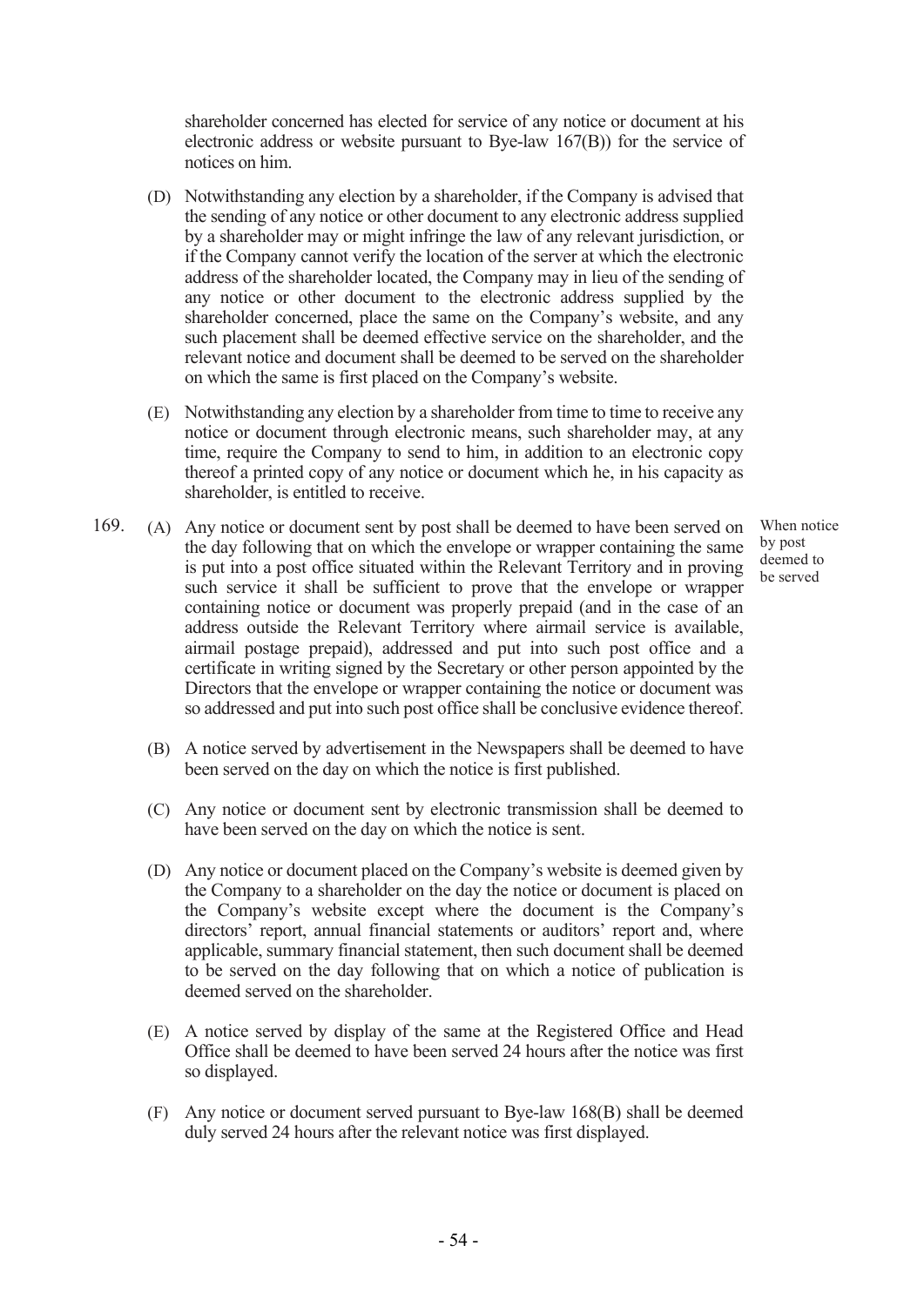shareholder concerned has elected for service of any notice or document at his electronic address or website pursuant to Bye-law 167(B)) for the service of notices on him.

(D) Notwithstanding any election by a shareholder, if the Company is advised that the sending of any notice or other document to any electronic address supplied by a shareholder may or might infringe the law of any relevant jurisdiction, or if the Company cannot verify the location of the server at which the electronic address of the shareholder located, the Company may in lieu of the sending of any notice or other document to the electronic address supplied by the shareholder concerned, place the same on the Company's website, and any such placement shall be deemed effective service on the shareholder, and the relevant notice and document shall be deemed to be served on the shareholder on which the same is first placed on the Company's website.

(E) Notwithstanding any election by a shareholder from time to time to receive any notice or document through electronic means, such shareholder may, at any time, require the Company to send to him, in addition to an electronic copy thereof a printed copy of any notice or document which he, in his capacity as shareholder, is entitled to receive.

*When notice by post deemed to be served*

169. (A) Any notice or document sent by post shall be deemed to have been served on the day following that on which the envelope or wrapper containing the same is put into a post office situated within the Relevant Territory and in proving such service it shall be sufficient to prove that the envelope or wrapper containing notice or document was properly prepaid (and in the case of an address outside the Relevant Territory where airmail service is available, airmail postage prepaid), addressed and put into such post office and a certificate in writing signed by the Secretary or other person appointed by the Directors that the envelope or wrapper containing the notice or document was so addressed and put into such post office shall be conclusive evidence thereof.

(B) A notice served by advertisement in the Newspapers shall be deemed to have been served on the day on which the notice is first published.

(C) Any notice or document sent by electronic transmission shall be deemed to have been served on the day on which the notice is sent.

(D) Any notice or document placed on the Company's website is deemed given by the Company to a shareholder on the day the notice or document is placed on the Company's website except where the document is the Company's directors' report, annual financial statements or auditors' report and, where applicable, summary financial statement, then such document shall be deemed to be served on the day following that on which a notice of publication is deemed served on the shareholder.

(E) A notice served by display of the same at the Registered Office and Head Office shall be deemed to have been served 24 hours after the notice was first so displayed.

(F) Any notice or document served pursuant to Bye-law 168(B) shall be deemed duly served 24 hours after the relevant notice was first displayed.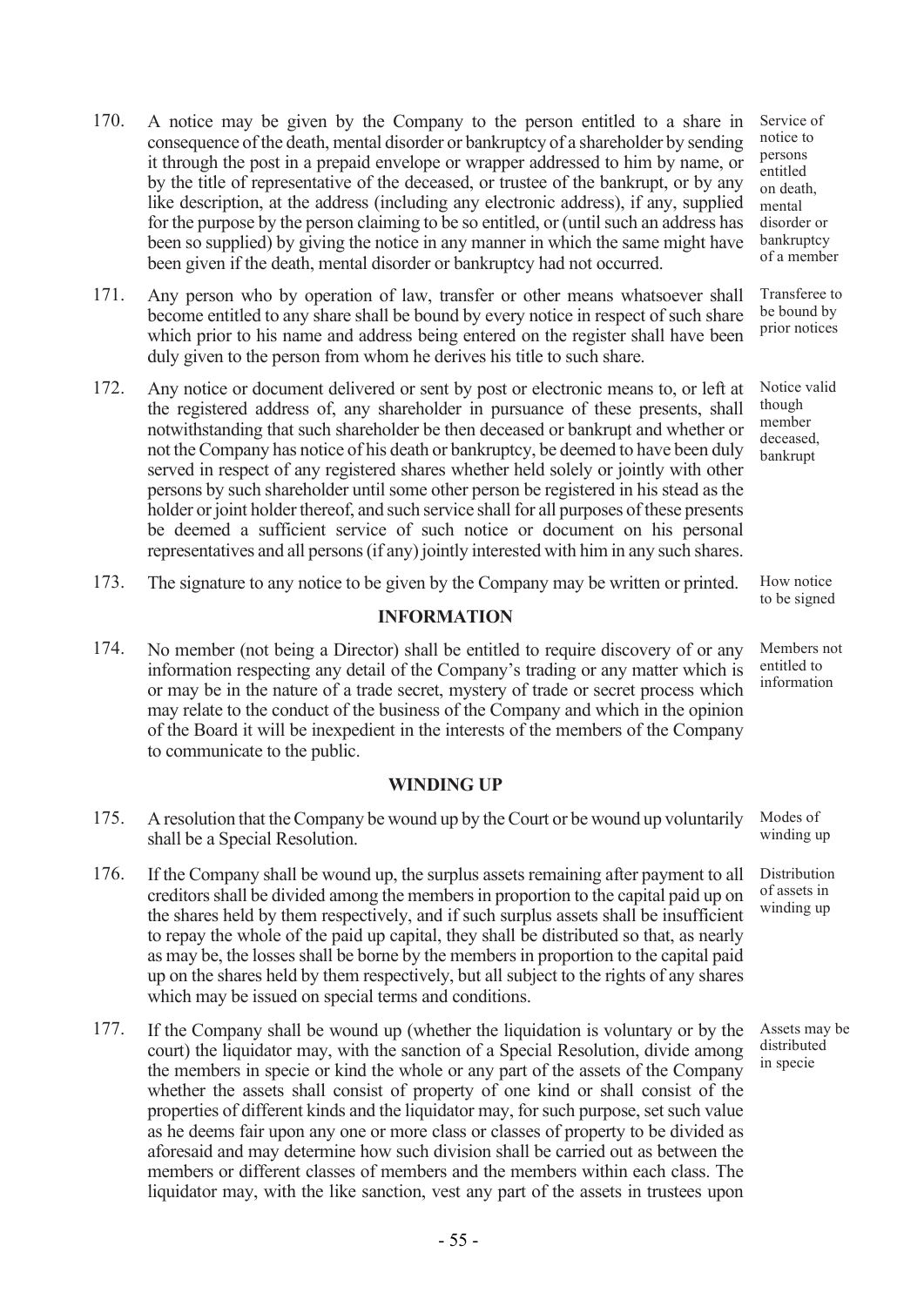170. A notice may be given by the Company to the person entitled to a share in consequence of the death, mental disorder or bankruptcy of a shareholder by sending it through the post in a prepaid envelope or wrapper addressed to him by name, or by the title of representative of the deceased, or trustee of the bankrupt, or by any like description, at the address (including any electronic address), if any, supplied for the purpose by the person claiming to be so entitled, or (until such an address has been so supplied) by giving the notice in any manner in which the same might have been given if the death, mental disorder or bankruptcy had not occurred.

*Service of notice to persons entitled on death, mental disorder or bankruptcy of a member*

171. Any person who by operation of law, transfer or other means whatsoever shall become entitled to any share shall be bound by every notice in respect of such share which prior to his name and address being entered on the register shall have been duly given to the person from whom he derives his title to such share.

*Transferee to be bound by prior notices*

172. Any notice or document delivered or sent by post or electronic means to, or left at the registered address of, any shareholder in pursuance of these presents, shall notwithstanding that such shareholder be then deceased or bankrupt and whether or not the Company has notice of his death or bankruptcy, be deemed to have been duly served in respect of any registered shares whether held solely or jointly with other persons by such shareholder until some other person be registered in his stead as the holder or joint holder thereof, and such service shall for all purposes of these presents be deemed a sufficient service of such notice or document on his personal representatives and all persons (if any) jointly interested with him in any such shares.

*Notice valid though member deceased, bankrupt*

173. The signature to any notice to be given by the Company may be written or printed.

*How notice to be signed*

## INFORMATION

174. No member (not being a Director) shall be entitled to require discovery of or any information respecting any detail of the Company's trading or any matter which is or may be in the nature of a trade secret, mystery of trade or secret process which may relate to the conduct of the business of the Company and which in the opinion of the Board it will be inexpedient in the interests of the members of the Company to communicate to the public.

*Members not entitled to information*

## WINDING UP

175. A resolution that the Company be wound up by the Court or be wound up voluntarily shall be a Special Resolution.

*Modes of winding up*

176. If the Company shall be wound up, the surplus assets remaining after payment to all creditors shall be divided among the members in proportion to the capital paid up on the shares held by them respectively, and if such surplus assets shall be insufficient to repay the whole of the paid up capital, they shall be distributed so that, as nearly as may be, the losses shall be borne by the members in proportion to the capital paid up on the shares held by them respectively, but all subject to the rights of any shares which may be issued on special terms and conditions.

*Distribution of assets in winding up*

177. If the Company shall be wound up (whether the liquidation is voluntary or by the court) the liquidator may, with the sanction of a Special Resolution, divide among the members in specie or kind the whole or any part of the assets of the Company whether the assets shall consist of property of one kind or shall consist of the properties of different kinds and the liquidator may, for such purpose, set such value as he deems fair upon any one or more class or classes of property to be divided as aforesaid and may determine how such division shall be carried out as between the members or different classes of members and the members within each class. The liquidator may, with the like sanction, vest any part of the assets in trustees upon

*Assets may be distributed in specie*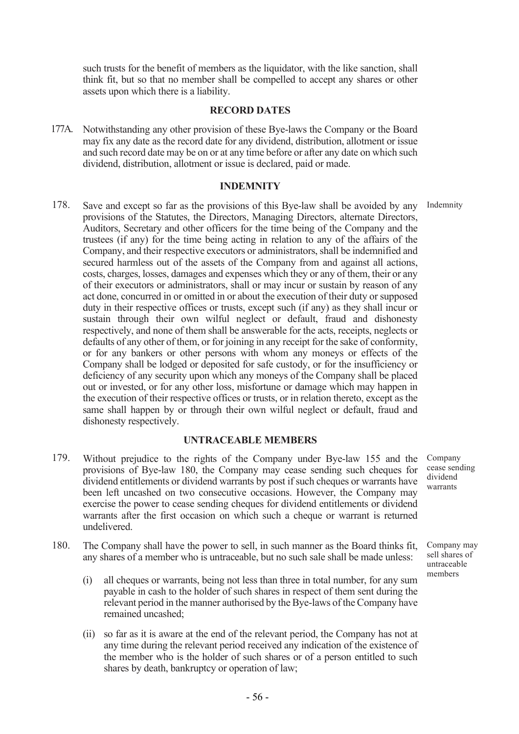such trusts for the benefit of members as the liquidator, with the like sanction, shall think fit, but so that no member shall be compelled to accept any shares or other assets upon which there is a liability.

## RECORD DATES

177A. Notwithstanding any other provision of these Bye-laws the Company or the Board may fix any date as the record date for any dividend, distribution, allotment or issue and such record date may be on or at any time before or after any date on which such dividend, distribution, allotment or issue is declared, paid or made.

## INDEMNITY

178. *Indemnity* Save and except so far as the provisions of this Bye-law shall be avoided by any provisions of the Statutes, the Directors, Managing Directors, alternate Directors, Auditors, Secretary and other officers for the time being of the Company and the trustees (if any) for the time being acting in relation to any of the affairs of the Company, and their respective executors or administrators, shall be indemnified and secured harmless out of the assets of the Company from and against all actions, costs, charges, losses, damages and expenses which they or any of them, their or any of their executors or administrators, shall or may incur or sustain by reason of any act done, concurred in or omitted in or about the execution of their duty or supposed duty in their respective offices or trusts, except such (if any) as they shall incur or sustain through their own wilful neglect or default, fraud and dishonesty respectively, and none of them shall be answerable for the acts, receipts, neglects or defaults of any other of them, or for joining in any receipt for the sake of conformity, or for any bankers or other persons with whom any moneys or effects of the Company shall be lodged or deposited for safe custody, or for the insufficiency or deficiency of any security upon which any moneys of the Company shall be placed out or invested, or for any other loss, misfortune or damage which may happen in the execution of their respective offices or trusts, or in relation thereto, except as the same shall happen by or through their own wilful neglect or default, fraud and dishonesty respectively.

## UNTRACEABLE MEMBERS

179. *Company cease sending dividend warrants* Without prejudice to the rights of the Company under Bye-law 155 and the provisions of Bye-law 180, the Company may cease sending such cheques for dividend entitlements or dividend warrants by post if such cheques or warrants have been left uncashed on two consecutive occasions. However, the Company may exercise the power to cease sending cheques for dividend entitlements or dividend warrants after the first occasion on which such a cheque or warrant is returned undelivered.

180. *Company may sell shares of untraceable members* The Company shall have the power to sell, in such manner as the Board thinks fit, any shares of a member who is untraceable, but no such sale shall be made unless:

(i) all cheques or warrants, being not less than three in total number, for any sum payable in cash to the holder of such shares in respect of them sent during the relevant period in the manner authorised by the Bye-laws of the Company have remained uncashed;

(ii) so far as it is aware at the end of the relevant period, the Company has not at any time during the relevant period received any indication of the existence of the member who is the holder of such shares or of a person entitled to such shares by death, bankruptcy or operation of law;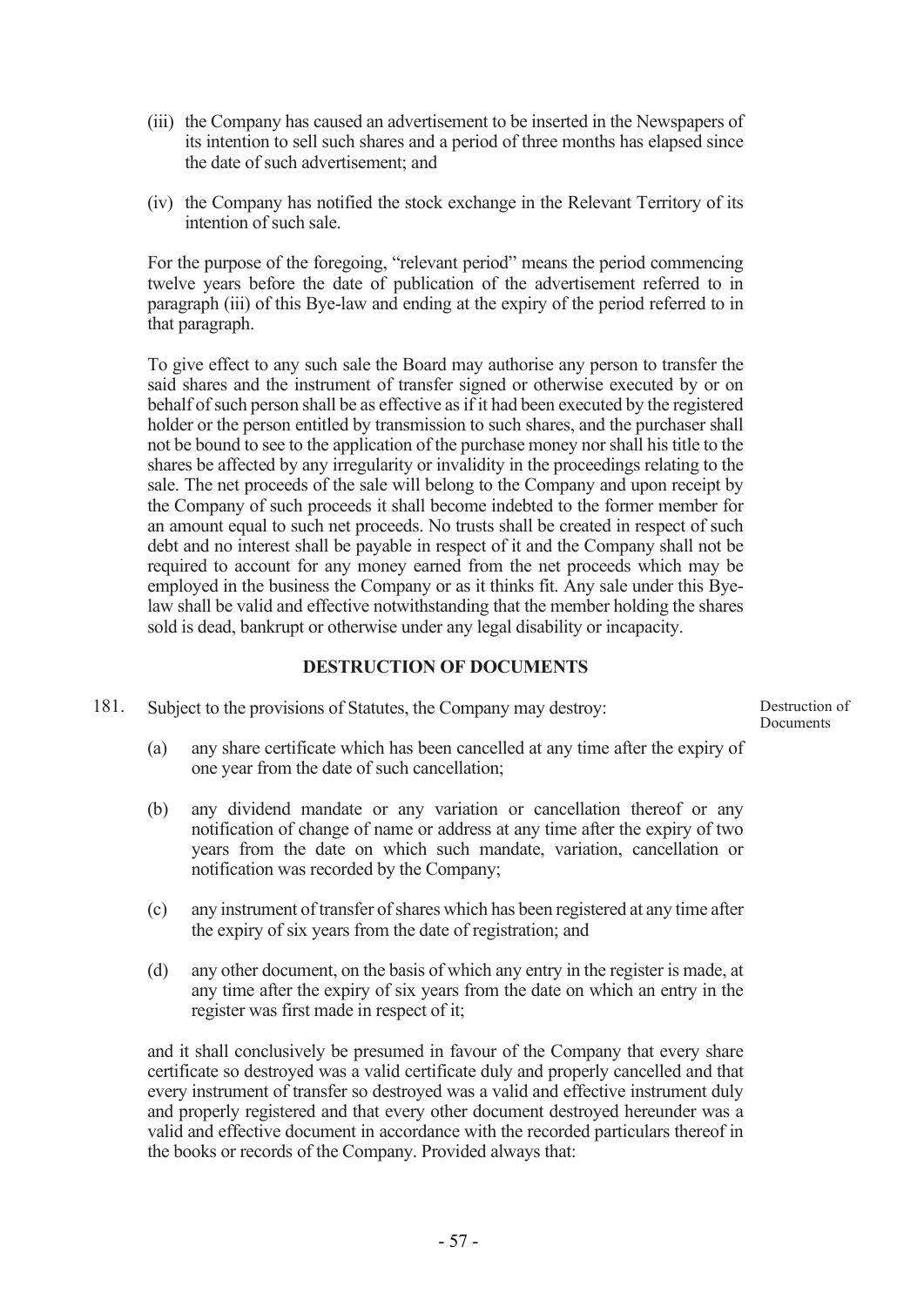(iii) the Company has caused an advertisement to be inserted in the Newspapers of its intention to sell such shares and a period of three months has elapsed since the date of such advertisement; and

(iv) the Company has notified the stock exchange in the Relevant Territory of its intention of such sale.

For the purpose of the foregoing, "relevant period" means the period commencing twelve years before the date of publication of the advertisement referred to in paragraph (iii) of this Bye-law and ending at the expiry of the period referred to in that paragraph.

To give effect to any such sale the Board may authorise any person to transfer the said shares and the instrument of transfer signed or otherwise executed by or on behalf of such person shall be as effective as if it had been executed by the registered holder or the person entitled by transmission to such shares, and the purchaser shall not be bound to see to the application of the purchase money nor shall his title to the shares be affected by any irregularity or invalidity in the proceedings relating to the sale. The net proceeds of the sale will belong to the Company and upon receipt by the Company of such proceeds it shall become indebted to the former member for an amount equal to such net proceeds. No trusts shall be created in respect of such debt and no interest shall be payable in respect of it and the Company shall not be required to account for any money earned from the net proceeds which may be employed in the business the Company or as it thinks fit. Any sale under this Bye-law shall be valid and effective notwithstanding that the member holding the shares sold is dead, bankrupt or otherwise under any legal disability or incapacity.

## DESTRUCTION OF DOCUMENTS

181. Subject to the provisions of Statutes, the Company may destroy: *Destruction of Documents*

(a) any share certificate which has been cancelled at any time after the expiry of one year from the date of such cancellation;

(b) any dividend mandate or any variation or cancellation thereof or any notification of change of name or address at any time after the expiry of two years from the date on which such mandate, variation, cancellation or notification was recorded by the Company;

(c) any instrument of transfer of shares which has been registered at any time after the expiry of six years from the date of registration; and

(d) any other document, on the basis of which any entry in the register is made, at any time after the expiry of six years from the date on which an entry in the register was first made in respect of it;

and it shall conclusively be presumed in favour of the Company that every share certificate so destroyed was a valid certificate duly and properly cancelled and that every instrument of transfer so destroyed was a valid and effective instrument duly and properly registered and that every other document destroyed hereunder was a valid and effective document in accordance with the recorded particulars thereof in the books or records of the Company. Provided always that: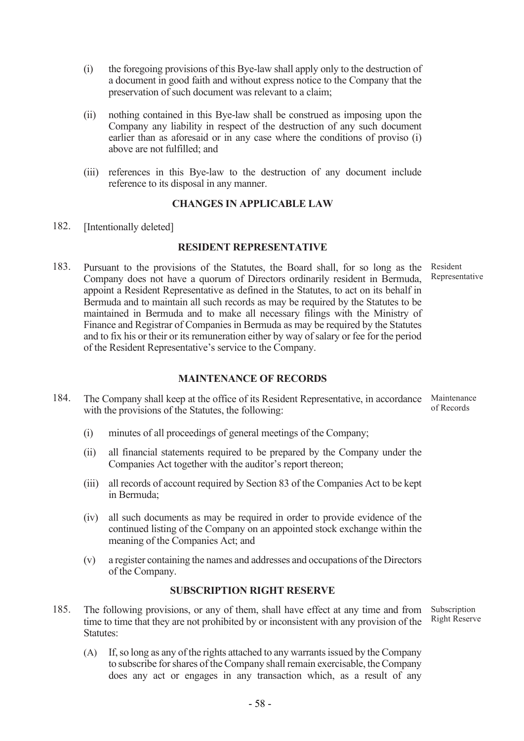(i) the foregoing provisions of this Bye-law shall apply only to the destruction of a document in good faith and without express notice to the Company that the preservation of such document was relevant to a claim;

(ii) nothing contained in this Bye-law shall be construed as imposing upon the Company any liability in respect of the destruction of any such document earlier than as aforesaid or in any case where the conditions of proviso (i) above are not fulfilled; and

(iii) references in this Bye-law to the destruction of any document include reference to its disposal in any manner.

## CHANGES IN APPLICABLE LAW

182. [Intentionally deleted]

## RESIDENT REPRESENTATIVE

183. Pursuant to the provisions of the Statutes, the Board shall, for so long as the Company does not have a quorum of Directors ordinarily resident in Bermuda, appoint a Resident Representative as defined in the Statutes, to act on its behalf in Bermuda and to maintain all such records as may be required by the Statutes to be maintained in Bermuda and to make all necessary filings with the Ministry of Finance and Registrar of Companies in Bermuda as may be required by the Statutes and to fix his or their or its remuneration either by way of salary or fee for the period of the Resident Representative's service to the Company.

Resident Representative

## MAINTENANCE OF RECORDS

184. The Company shall keep at the office of its Resident Representative, in accordance with the provisions of the Statutes, the following:

Maintenance of Records

(i) minutes of all proceedings of general meetings of the Company;

(ii) all financial statements required to be prepared by the Company under the Companies Act together with the auditor's report thereon;

(iii) all records of account required by Section 83 of the Companies Act to be kept in Bermuda;

(iv) all such documents as may be required in order to provide evidence of the continued listing of the Company on an appointed stock exchange within the meaning of the Companies Act; and

(v) a register containing the names and addresses and occupations of the Directors of the Company.

## SUBSCRIPTION RIGHT RESERVE

185. The following provisions, or any of them, shall have effect at any time and from time to time that they are not prohibited by or inconsistent with any provision of the Statutes:

Subscription Right Reserve

(A) If, so long as any of the rights attached to any warrants issued by the Company to subscribe for shares of the Company shall remain exercisable, the Company does any act or engages in any transaction which, as a result of any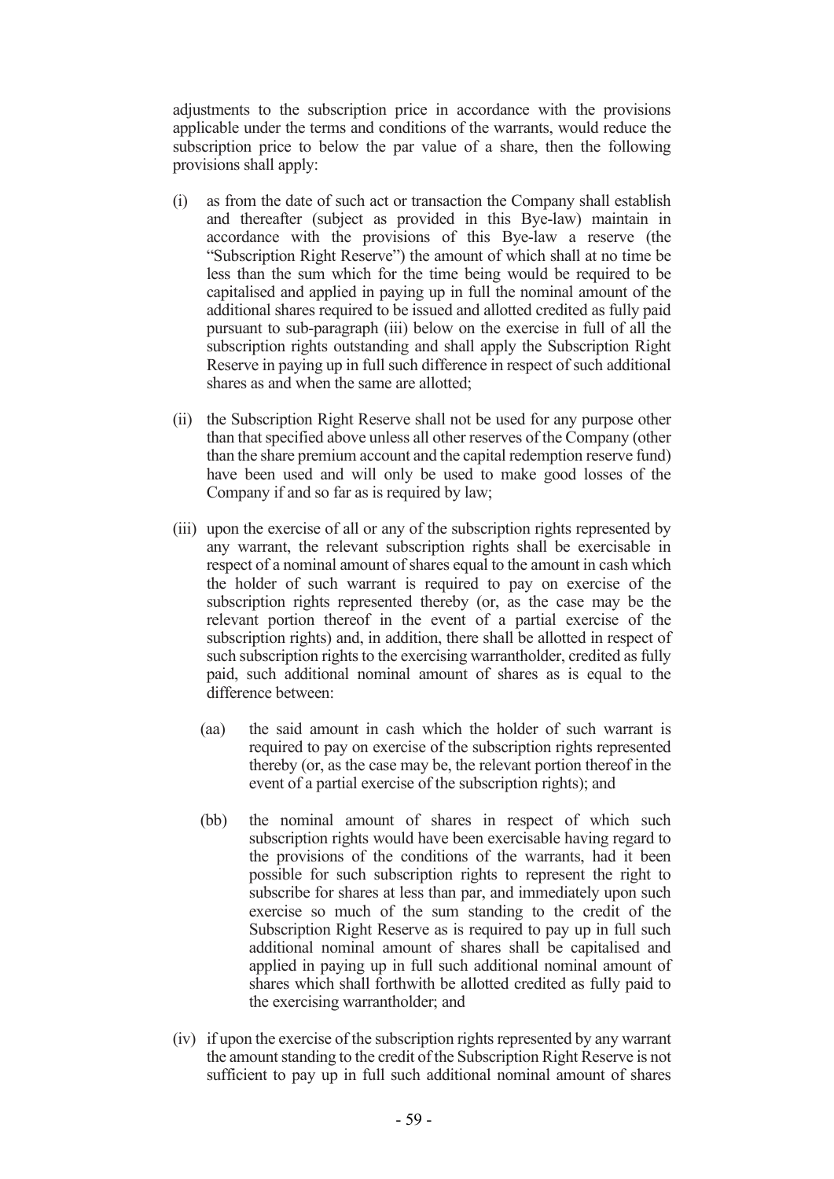adjustments to the subscription price in accordance with the provisions applicable under the terms and conditions of the warrants, would reduce the subscription price to below the par value of a share, then the following provisions shall apply:

(i) as from the date of such act or transaction the Company shall establish and thereafter (subject as provided in this Bye-law) maintain in accordance with the provisions of this Bye-law a reserve (the "Subscription Right Reserve") the amount of which shall at no time be less than the sum which for the time being would be required to be capitalised and applied in paying up in full the nominal amount of the additional shares required to be issued and allotted credited as fully paid pursuant to sub-paragraph (iii) below on the exercise in full of all the subscription rights outstanding and shall apply the Subscription Right Reserve in paying up in full such difference in respect of such additional shares as and when the same are allotted;

(ii) the Subscription Right Reserve shall not be used for any purpose other than that specified above unless all other reserves of the Company (other than the share premium account and the capital redemption reserve fund) have been used and will only be used to make good losses of the Company if and so far as is required by law;

(iii) upon the exercise of all or any of the subscription rights represented by any warrant, the relevant subscription rights shall be exercisable in respect of a nominal amount of shares equal to the amount in cash which the holder of such warrant is required to pay on exercise of the subscription rights represented thereby (or, as the case may be the relevant portion thereof in the event of a partial exercise of the subscription rights) and, in addition, there shall be allotted in respect of such subscription rights to the exercising warrantholder, credited as fully paid, such additional nominal amount of shares as is equal to the difference between:

   (aa) the said amount in cash which the holder of such warrant is required to pay on exercise of the subscription rights represented thereby (or, as the case may be, the relevant portion thereof in the event of a partial exercise of the subscription rights); and

   (bb) the nominal amount of shares in respect of which such subscription rights would have been exercisable having regard to the provisions of the conditions of the warrants, had it been possible for such subscription rights to represent the right to subscribe for shares at less than par, and immediately upon such exercise so much of the sum standing to the credit of the Subscription Right Reserve as is required to pay up in full such additional nominal amount of shares shall be capitalised and applied in paying up in full such additional nominal amount of shares which shall forthwith be allotted credited as fully paid to the exercising warrantholder; and

(iv) if upon the exercise of the subscription rights represented by any warrant the amount standing to the credit of the Subscription Right Reserve is not sufficient to pay up in full such additional nominal amount of shares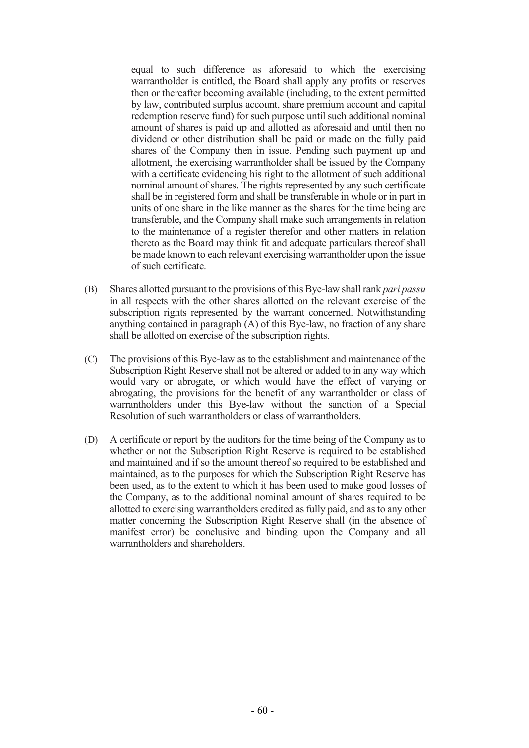equal to such difference as aforesaid to which the exercising warrantholder is entitled, the Board shall apply any profits or reserves then or thereafter becoming available (including, to the extent permitted by law, contributed surplus account, share premium account and capital redemption reserve fund) for such purpose until such additional nominal amount of shares is paid up and allotted as aforesaid and until then no dividend or other distribution shall be paid or made on the fully paid shares of the Company then in issue. Pending such payment up and allotment, the exercising warrantholder shall be issued by the Company with a certificate evidencing his right to the allotment of such additional nominal amount of shares. The rights represented by any such certificate shall be in registered form and shall be transferable in whole or in part in units of one share in the like manner as the shares for the time being are transferable, and the Company shall make such arrangements in relation to the maintenance of a register therefor and other matters in relation thereto as the Board may think fit and adequate particulars thereof shall be made known to each relevant exercising warrantholder upon the issue of such certificate.

(B) Shares allotted pursuant to the provisions of this Bye-law shall rank *pari passu* in all respects with the other shares allotted on the relevant exercise of the subscription rights represented by the warrant concerned. Notwithstanding anything contained in paragraph (A) of this Bye-law, no fraction of any share shall be allotted on exercise of the subscription rights.

(C) The provisions of this Bye-law as to the establishment and maintenance of the Subscription Right Reserve shall not be altered or added to in any way which would vary or abrogate, or which would have the effect of varying or abrogating, the provisions for the benefit of any warrantholder or class of warrantholders under this Bye-law without the sanction of a Special Resolution of such warrantholders or class of warrantholders.

(D) A certificate or report by the auditors for the time being of the Company as to whether or not the Subscription Right Reserve is required to be established and maintained and if so the amount thereof so required to be established and maintained, as to the purposes for which the Subscription Right Reserve has been used, as to the extent to which it has been used to make good losses of the Company, as to the additional nominal amount of shares required to be allotted to exercising warrantholders credited as fully paid, and as to any other matter concerning the Subscription Right Reserve shall (in the absence of manifest error) be conclusive and binding upon the Company and all warrantholders and shareholders.